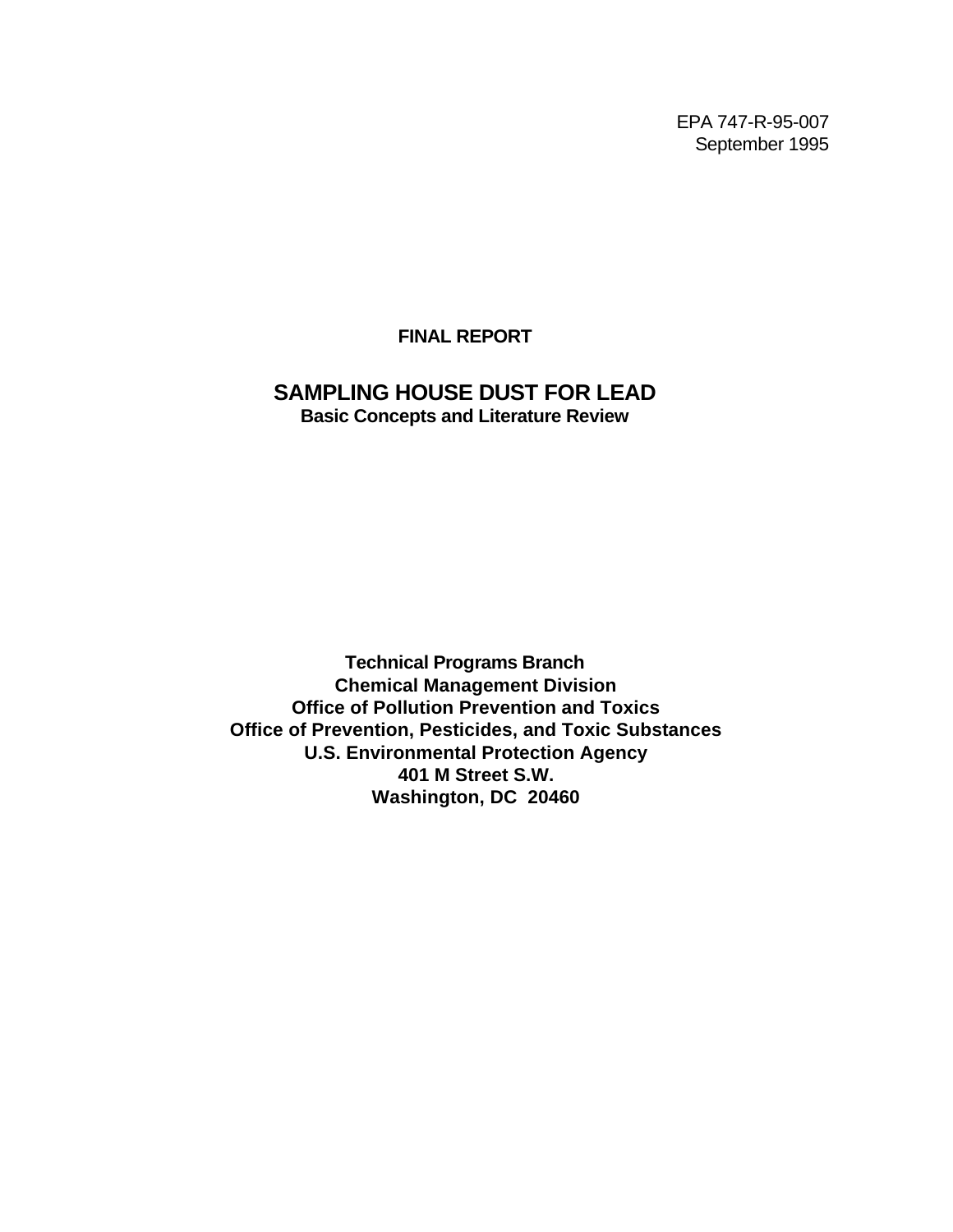EPA 747-R-95-007
September 1995

**FINAL REPORT**

# SAMPLING HOUSE DUST FOR LEAD

**Basic Concepts and Literature Review**

**Technical Programs Branch**
**Chemical Management Division**
**Office of Pollution Prevention and Toxics**
**Office of Prevention, Pesticides, and Toxic Substances**
**U.S. Environmental Protection Agency**
**401 M Street S.W.**
**Washington, DC 20460**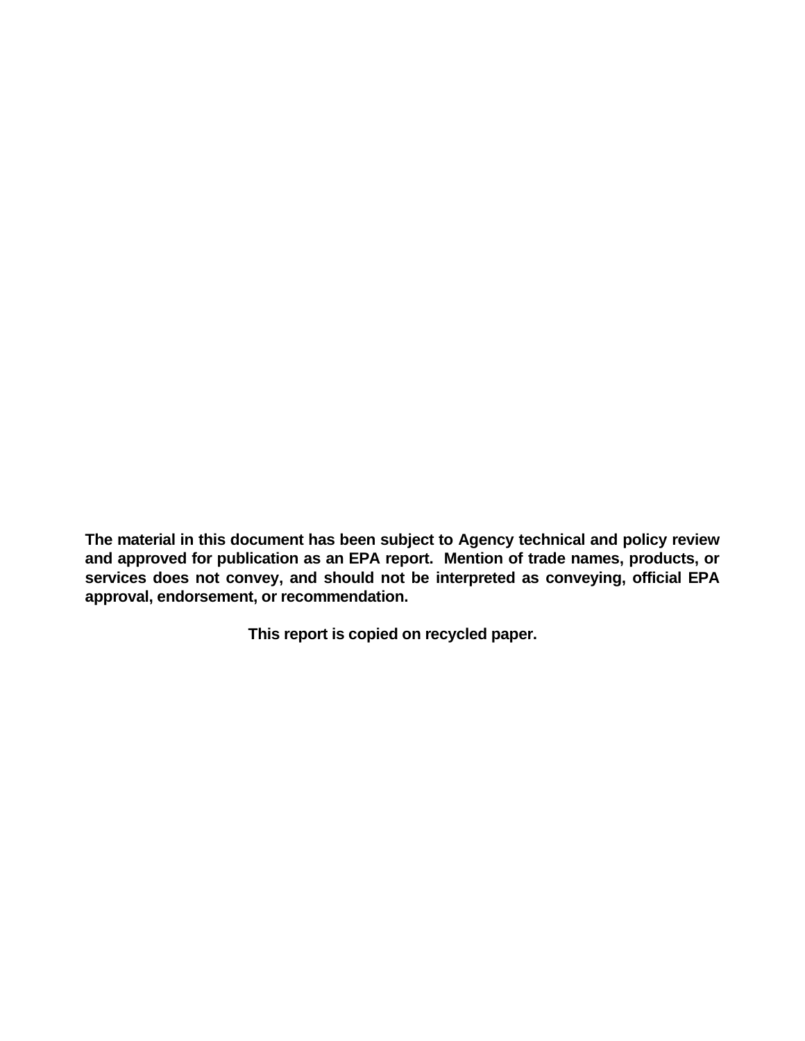**The material in this document has been subject to Agency technical and policy review and approved for publication as an EPA report. Mention of trade names, products, or services does not convey, and should not be interpreted as conveying, official EPA approval, endorsement, or recommendation.**

**This report is copied on recycled paper.**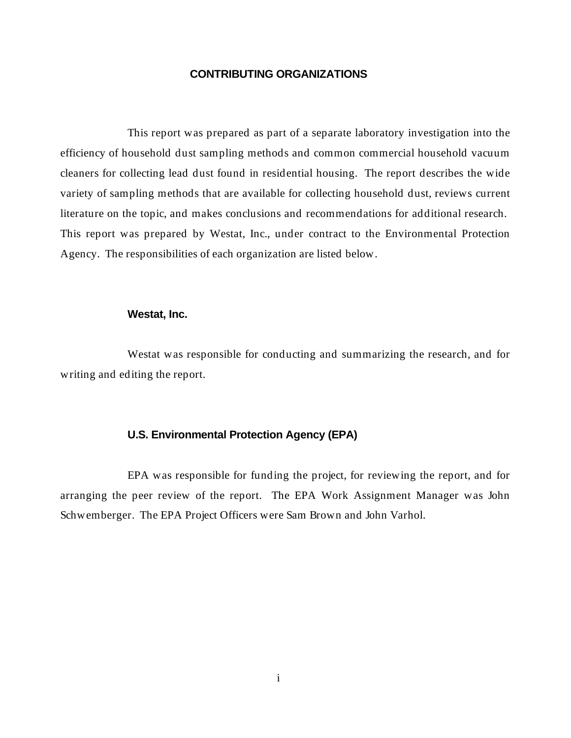# CONTRIBUTING ORGANIZATIONS

This report was prepared as part of a separate laboratory investigation into the efficiency of household dust sampling methods and common commercial household vacuum cleaners for collecting lead dust found in residential housing. The report describes the wide variety of sampling methods that are available for collecting household dust, reviews current literature on the topic, and makes conclusions and recommendations for additional research. This report was prepared by Westat, Inc., under contract to the Environmental Protection Agency. The responsibilities of each organization are listed below.

## Westat, Inc.

Westat was responsible for conducting and summarizing the research, and for writing and editing the report.

## U.S. Environmental Protection Agency (EPA)

EPA was responsible for funding the project, for reviewing the report, and for arranging the peer review of the report. The EPA Work Assignment Manager was John Schwemberger. The EPA Project Officers were Sam Brown and John Varhol.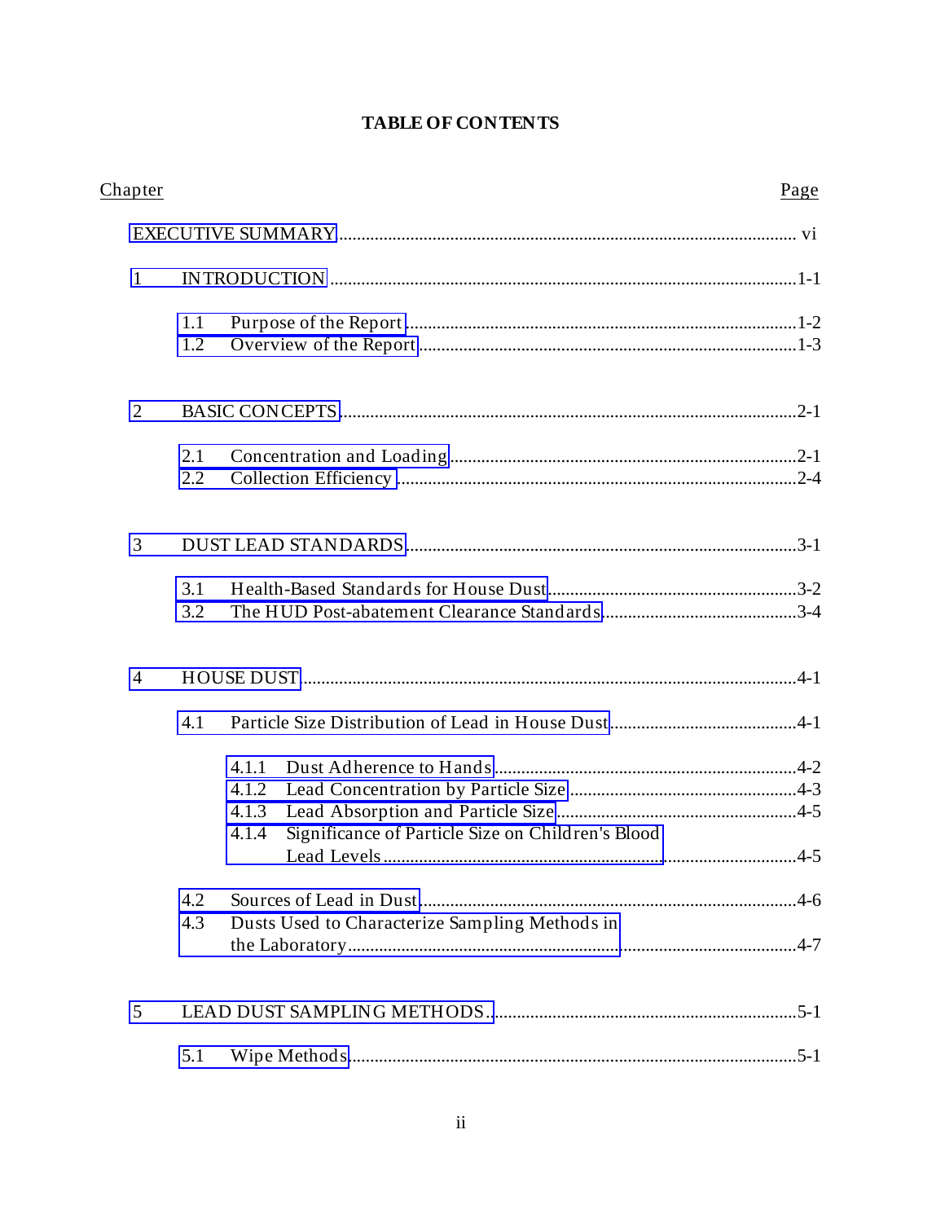**TABLE OF CONTENTS**

| Chapter | | Page |
|---|---|---|
| EXECUTIVE SUMMARY | | vi |
| 1 | INTRODUCTION | 1-1 |
| 1.1 | Purpose of the Report | 1-2 |
| 1.2 | Overview of the Report | 1-3 |
| 2 | BASIC CONCEPTS | 2-1 |
| 2.1 | Concentration and Loading | 2-1 |
| 2.2 | Collection Efficiency | 2-4 |
| 3 | DUST LEAD STANDARDS | 3-1 |
| 3.1 | Health-Based Standards for House Dust | 3-2 |
| 3.2 | The HUD Post-abatement Clearance Standards | 3-4 |
| 4 | HOUSE DUST | 4-1 |
| 4.1 | Particle Size Distribution of Lead in House Dust | 4-1 |
| 4.1.1 | Dust Adherence to Hands | 4-2 |
| 4.1.2 | Lead Concentration by Particle Size | 4-3 |
| 4.1.3 | Lead Absorption and Particle Size | 4-5 |
| 4.1.4 | Significance of Particle Size on Children's Blood Lead Levels | 4-5 |
| 4.2 | Sources of Lead in Dust | 4-6 |
| 4.3 | Dusts Used to Characterize Sampling Methods in the Laboratory | 4-7 |
| 5 | LEAD DUST SAMPLING METHODS | 5-1 |
| 5.1 | Wipe Methods | 5-1 |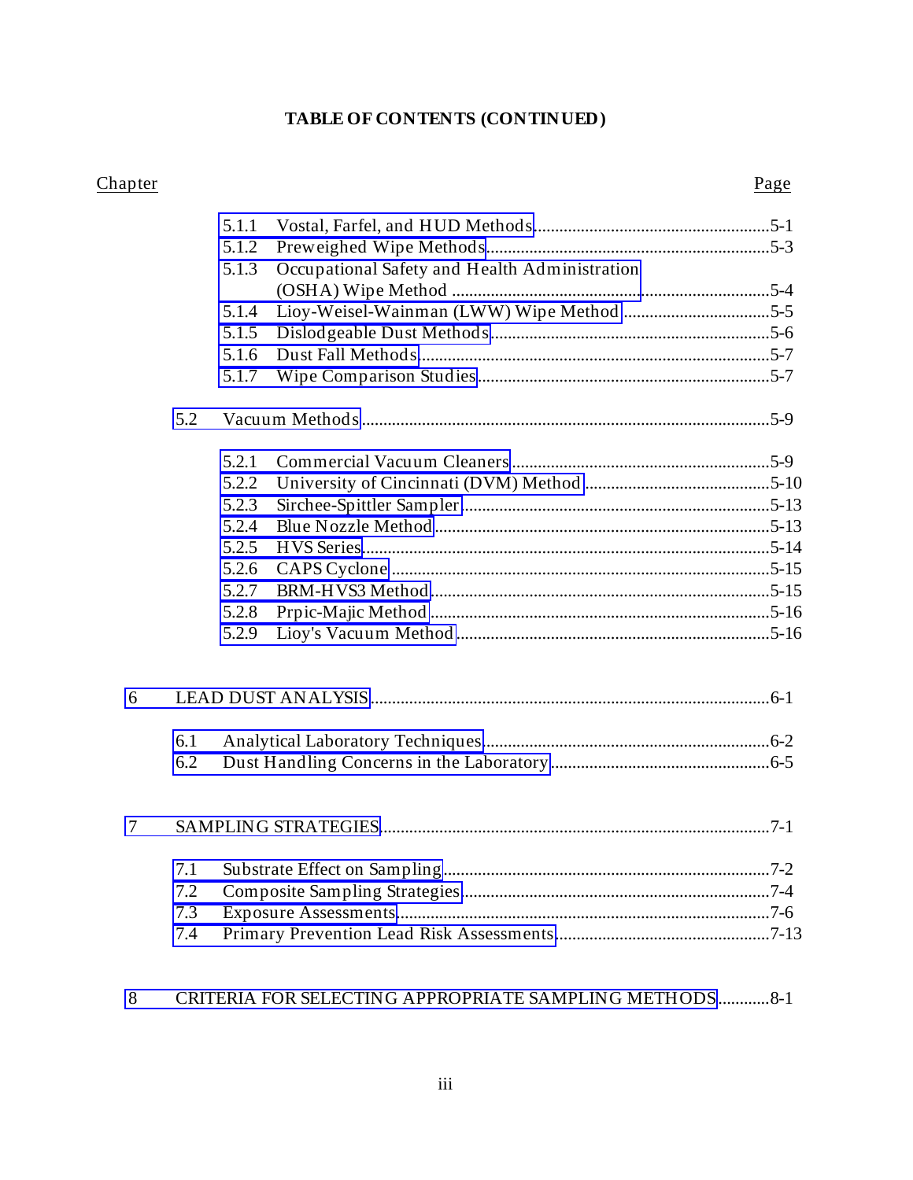**TABLE OF CONTENTS (CONTINUED)**

| Chapter | | Page |
|---|---|---|
| | 5.1.1 Vostal, Farfel, and HUD Methods | 5-1 |
| | 5.1.2 Preweighed Wipe Methods | 5-3 |
| | 5.1.3 Occupational Safety and Health Administration (OSHA) Wipe Method | 5-4 |
| | 5.1.4 Lioy-Weisel-Wainman (LWW) Wipe Method | 5-5 |
| | 5.1.5 Dislodgeable Dust Methods | 5-6 |
| | 5.1.6 Dust Fall Methods | 5-7 |
| | 5.1.7 Wipe Comparison Studies | 5-7 |
| | 5.2 Vacuum Methods | 5-9 |
| | 5.2.1 Commercial Vacuum Cleaners | 5-9 |
| | 5.2.2 University of Cincinnati (DVM) Method | 5-10 |
| | 5.2.3 Sirchee-Spittler Sampler | 5-13 |
| | 5.2.4 Blue Nozzle Method | 5-13 |
| | 5.2.5 HVS Series | 5-14 |
| | 5.2.6 CAPS Cyclone | 5-15 |
| | 5.2.7 BRM-HVS3 Method | 5-15 |
| | 5.2.8 Prpic-Majic Method | 5-16 |
| | 5.2.9 Lioy's Vacuum Method | 5-16 |
| 6 | LEAD DUST ANALYSIS | 6-1 |
| | 6.1 Analytical Laboratory Techniques | 6-2 |
| | 6.2 Dust Handling Concerns in the Laboratory | 6-5 |
| 7 | SAMPLING STRATEGIES | 7-1 |
| | 7.1 Substrate Effect on Sampling | 7-2 |
| | 7.2 Composite Sampling Strategies | 7-4 |
| | 7.3 Exposure Assessments | 7-6 |
| | 7.4 Primary Prevention Lead Risk Assessments | 7-13 |
| 8 | CRITERIA FOR SELECTING APPROPRIATE SAMPLING METHODS | 8-1 |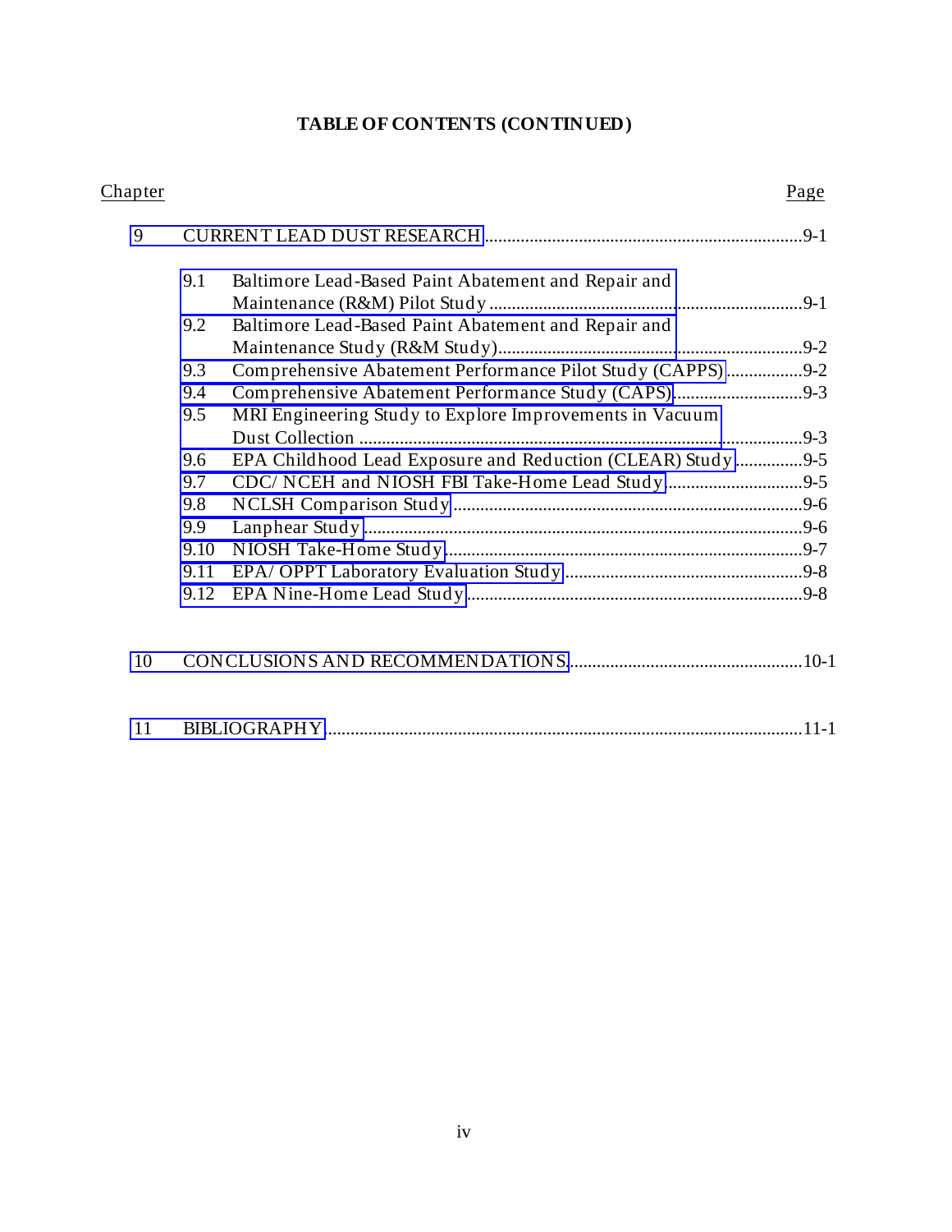**TABLE OF CONTENTS (CONTINUED)**

| Chapter | | | Page |
|---|---|---|---|
| 9 | CURRENT LEAD DUST RESEARCH | | 9-1 |
| | 9.1 | Baltimore Lead-Based Paint Abatement and Repair and Maintenance (R&M) Pilot Study | 9-1 |
| | 9.2 | Baltimore Lead-Based Paint Abatement and Repair and Maintenance Study (R&M Study) | 9-2 |
| | 9.3 | Comprehensive Abatement Performance Pilot Study (CAPPS) | 9-2 |
| | 9.4 | Comprehensive Abatement Performance Study (CAPS) | 9-3 |
| | 9.5 | MRI Engineering Study to Explore Improvements in Vacuum Dust Collection | 9-3 |
| | 9.6 | EPA Childhood Lead Exposure and Reduction (CLEAR) Study | 9-5 |
| | 9.7 | CDC/ NCEH and NIOSH FBI Take-Home Lead Study | 9-5 |
| | 9.8 | NCLSH Comparison Study | 9-6 |
| | 9.9 | Lanphear Study | 9-6 |
| | 9.10 | NIOSH Take-Home Study | 9-7 |
| | 9.11 | EPA/ OPPT Laboratory Evaluation Study | 9-8 |
| | 9.12 | EPA Nine-Home Lead Study | 9-8 |
| 10 | CONCLUSIONS AND RECOMMENDATIONS | | 10-1 |
| 11 | BIBLIOGRAPHY | | 11-1 |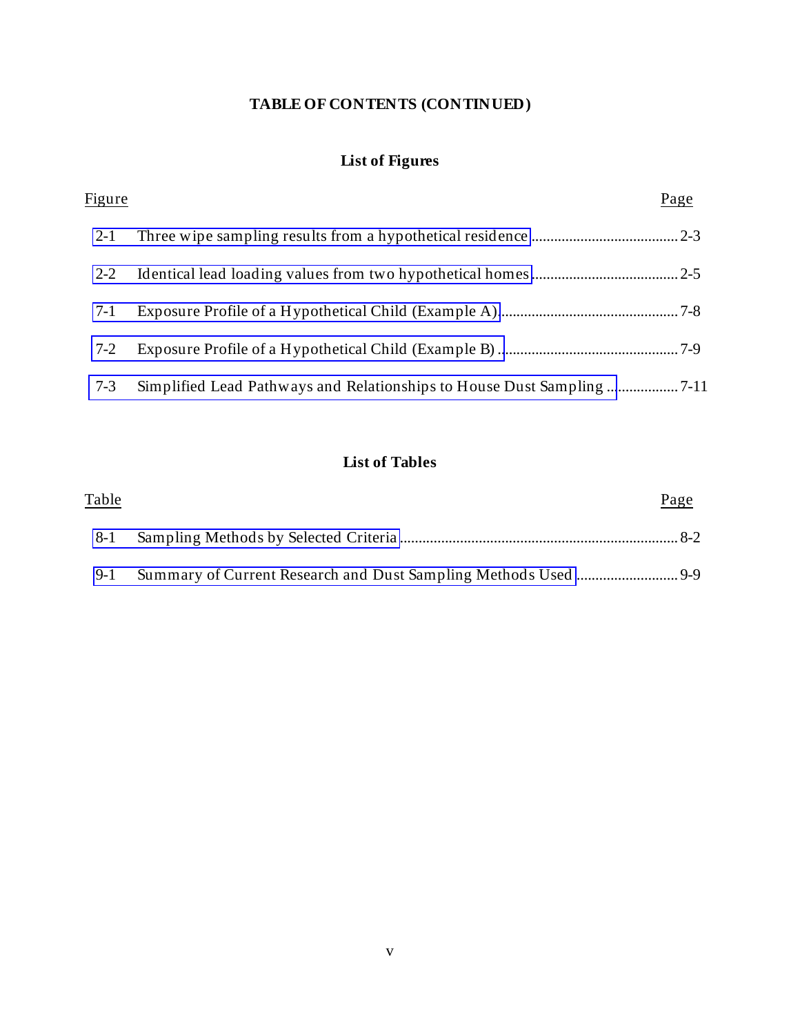**TABLE OF CONTENTS (CONTINUED)**

## List of Figures

| Figure | | Page |
|---|---|---|
| 2-1 | Three wipe sampling results from a hypothetical residence | 2-3 |
| 2-2 | Identical lead loading values from two hypothetical homes | 2-5 |
| 7-1 | Exposure Profile of a Hypothetical Child (Example A) | 7-8 |
| 7-2 | Exposure Profile of a Hypothetical Child (Example B) | 7-9 |
| 7-3 | Simplified Lead Pathways and Relationships to House Dust Sampling | 7-11 |

## List of Tables

| Table | | Page |
|---|---|---|
| 8-1 | Sampling Methods by Selected Criteria | 8-2 |
| 9-1 | Summary of Current Research and Dust Sampling Methods Used | 9-9 |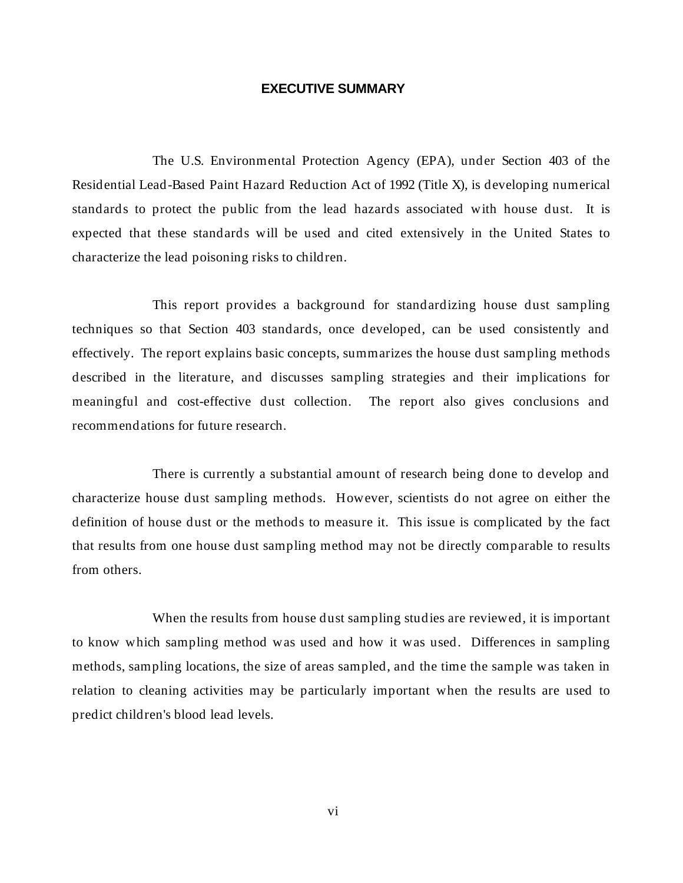# EXECUTIVE SUMMARY

The U.S. Environmental Protection Agency (EPA), under Section 403 of the Residential Lead-Based Paint Hazard Reduction Act of 1992 (Title X), is developing numerical standards to protect the public from the lead hazards associated with house dust. It is expected that these standards will be used and cited extensively in the United States to characterize the lead poisoning risks to children.

This report provides a background for standardizing house dust sampling techniques so that Section 403 standards, once developed, can be used consistently and effectively. The report explains basic concepts, summarizes the house dust sampling methods described in the literature, and discusses sampling strategies and their implications for meaningful and cost-effective dust collection. The report also gives conclusions and recommendations for future research.

There is currently a substantial amount of research being done to develop and characterize house dust sampling methods. However, scientists do not agree on either the definition of house dust or the methods to measure it. This issue is complicated by the fact that results from one house dust sampling method may not be directly comparable to results from others.

When the results from house dust sampling studies are reviewed, it is important to know which sampling method was used and how it was used. Differences in sampling methods, sampling locations, the size of areas sampled, and the time the sample was taken in relation to cleaning activities may be particularly important when the results are used to predict children's blood lead levels.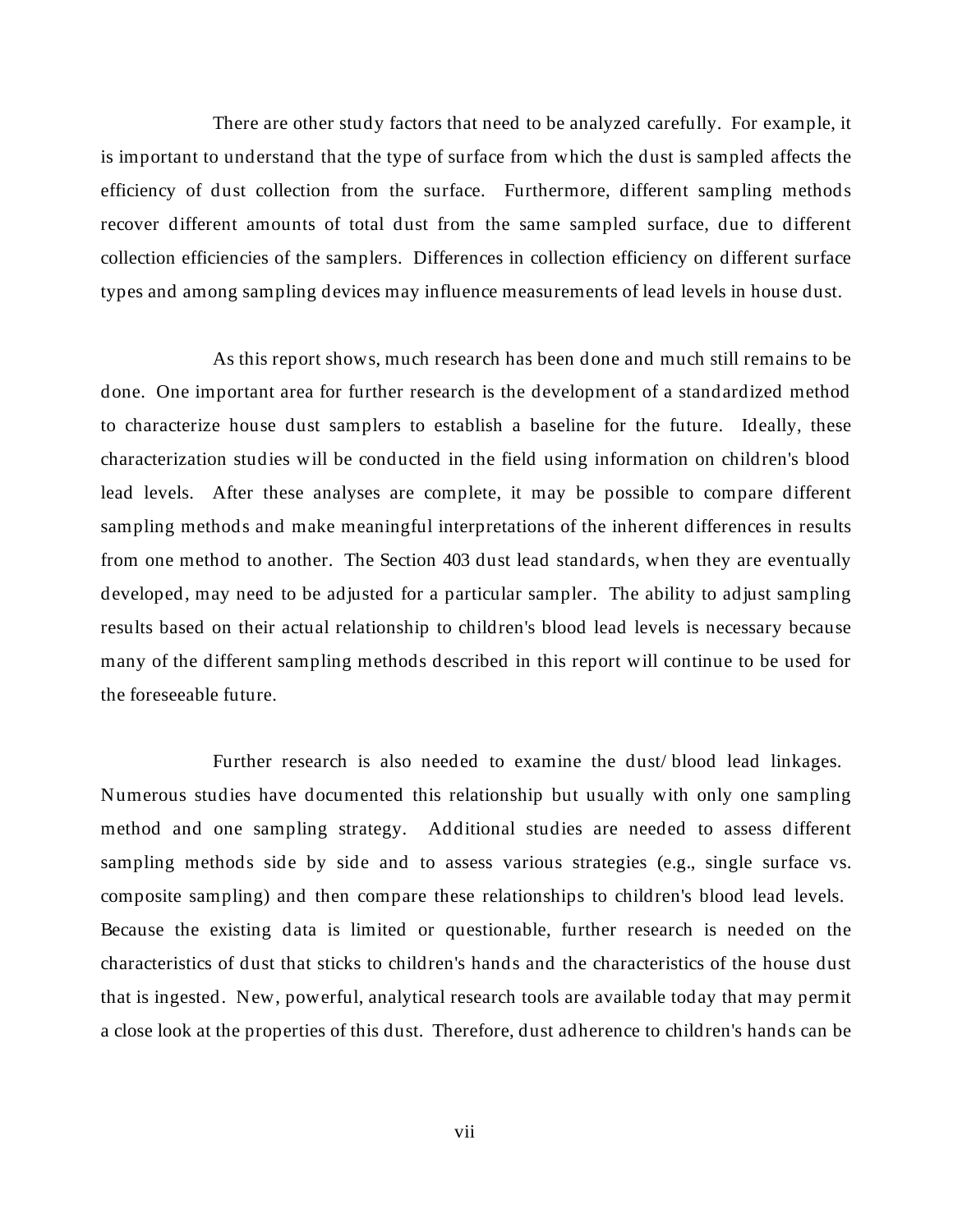There are other study factors that need to be analyzed carefully. For example, it is important to understand that the type of surface from which the dust is sampled affects the efficiency of dust collection from the surface. Furthermore, different sampling methods recover different amounts of total dust from the same sampled surface, due to different collection efficiencies of the samplers. Differences in collection efficiency on different surface types and among sampling devices may influence measurements of lead levels in house dust.

As this report shows, much research has been done and much still remains to be done. One important area for further research is the development of a standardized method to characterize house dust samplers to establish a baseline for the future. Ideally, these characterization studies will be conducted in the field using information on children's blood lead levels. After these analyses are complete, it may be possible to compare different sampling methods and make meaningful interpretations of the inherent differences in results from one method to another. The Section 403 dust lead standards, when they are eventually developed, may need to be adjusted for a particular sampler. The ability to adjust sampling results based on their actual relationship to children's blood lead levels is necessary because many of the different sampling methods described in this report will continue to be used for the foreseeable future.

Further research is also needed to examine the dust/ blood lead linkages. Numerous studies have documented this relationship but usually with only one sampling method and one sampling strategy. Additional studies are needed to assess different sampling methods side by side and to assess various strategies (e.g., single surface vs. composite sampling) and then compare these relationships to children's blood lead levels. Because the existing data is limited or questionable, further research is needed on the characteristics of dust that sticks to children's hands and the characteristics of the house dust that is ingested. New, powerful, analytical research tools are available today that may permit a close look at the properties of this dust. Therefore, dust adherence to children's hands can be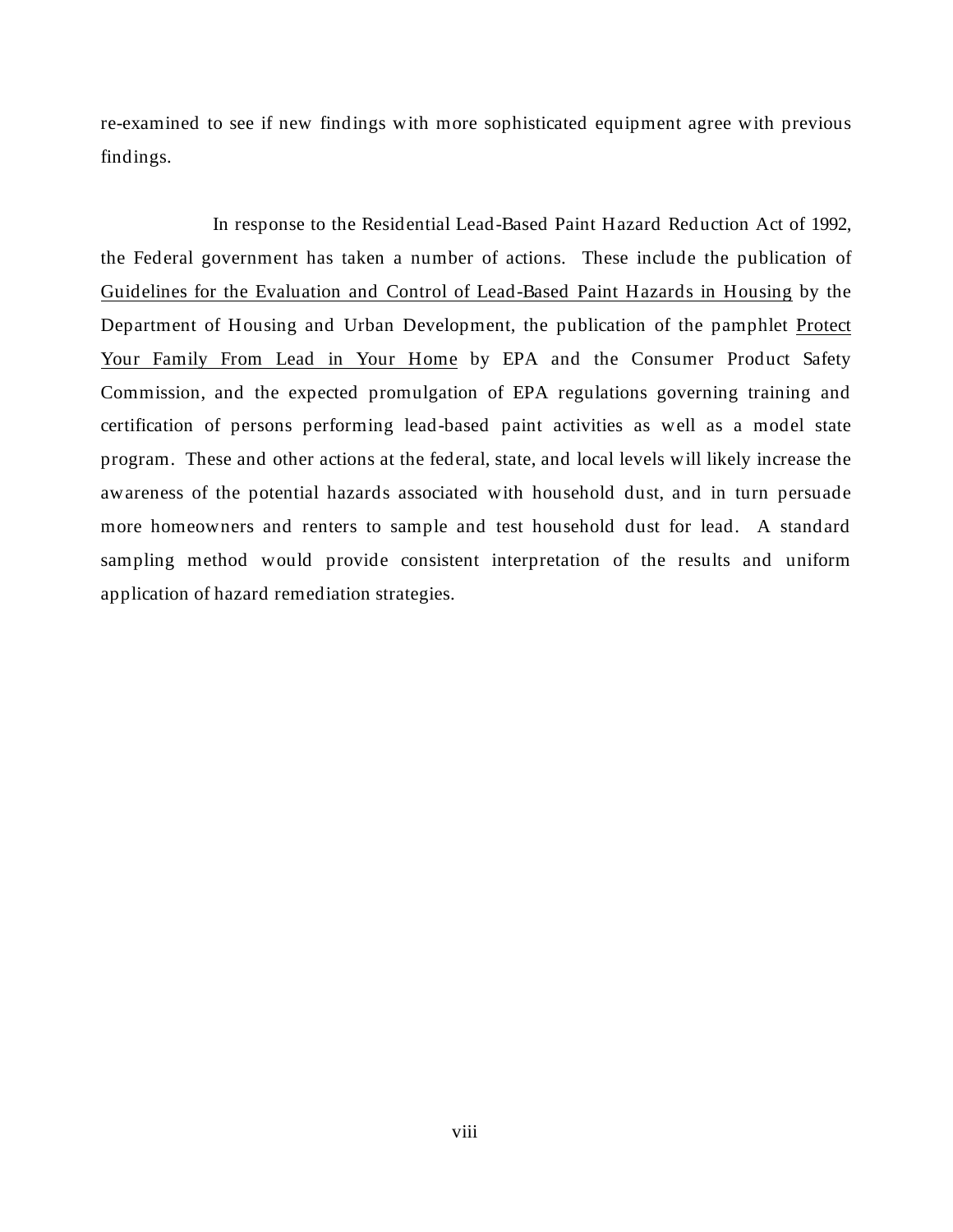re-examined to see if new findings with more sophisticated equipment agree with previous findings.

In response to the Residential Lead-Based Paint Hazard Reduction Act of 1992, the Federal government has taken a number of actions. These include the publication of <u>Guidelines for the Evaluation and Control of Lead-Based Paint Hazards in Housing</u> by the Department of Housing and Urban Development, the publication of the pamphlet <u>Protect Your Family From Lead in Your Home</u> by EPA and the Consumer Product Safety Commission, and the expected promulgation of EPA regulations governing training and certification of persons performing lead-based paint activities as well as a model state program. These and other actions at the federal, state, and local levels will likely increase the awareness of the potential hazards associated with household dust, and in turn persuade more homeowners and renters to sample and test household dust for lead. A standard sampling method would provide consistent interpretation of the results and uniform application of hazard remediation strategies.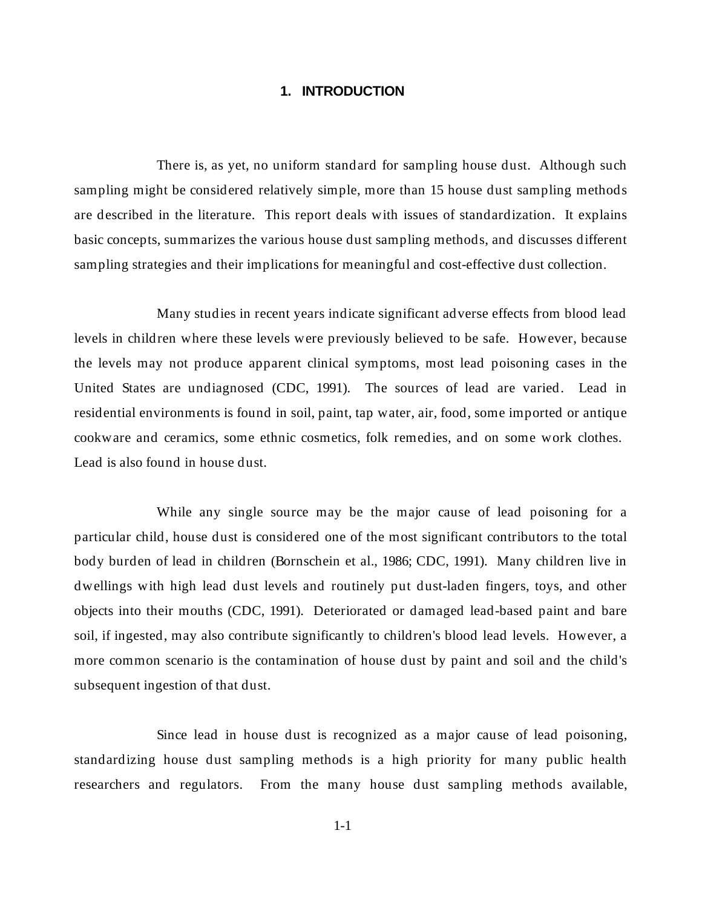# 1. INTRODUCTION

There is, as yet, no uniform standard for sampling house dust. Although such sampling might be considered relatively simple, more than 15 house dust sampling methods are described in the literature. This report deals with issues of standardization. It explains basic concepts, summarizes the various house dust sampling methods, and discusses different sampling strategies and their implications for meaningful and cost-effective dust collection.

Many studies in recent years indicate significant adverse effects from blood lead levels in children where these levels were previously believed to be safe. However, because the levels may not produce apparent clinical symptoms, most lead poisoning cases in the United States are undiagnosed (CDC, 1991). The sources of lead are varied. Lead in residential environments is found in soil, paint, tap water, air, food, some imported or antique cookware and ceramics, some ethnic cosmetics, folk remedies, and on some work clothes. Lead is also found in house dust.

While any single source may be the major cause of lead poisoning for a particular child, house dust is considered one of the most significant contributors to the total body burden of lead in children (Bornschein et al., 1986; CDC, 1991). Many children live in dwellings with high lead dust levels and routinely put dust-laden fingers, toys, and other objects into their mouths (CDC, 1991). Deteriorated or damaged lead-based paint and bare soil, if ingested, may also contribute significantly to children's blood lead levels. However, a more common scenario is the contamination of house dust by paint and soil and the child's subsequent ingestion of that dust.

Since lead in house dust is recognized as a major cause of lead poisoning, standardizing house dust sampling methods is a high priority for many public health researchers and regulators. From the many house dust sampling methods available,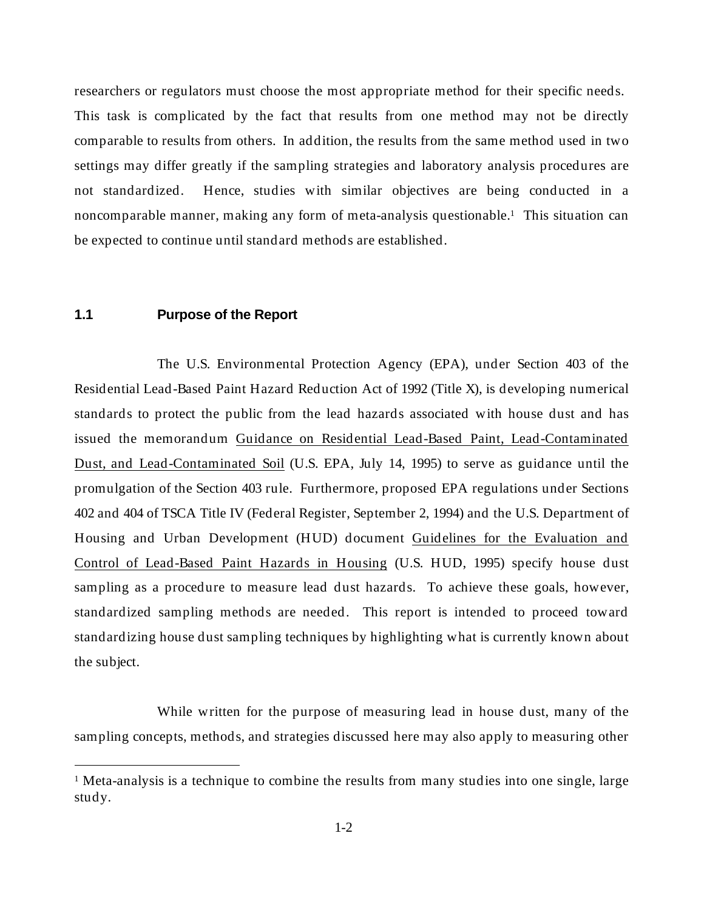researchers or regulators must choose the most appropriate method for their specific needs. This task is complicated by the fact that results from one method may not be directly comparable to results from others. In addition, the results from the same method used in two settings may differ greatly if the sampling strategies and laboratory analysis procedures are not standardized. Hence, studies with similar objectives are being conducted in a noncomparable manner, making any form of meta-analysis questionable.[1] This situation can be expected to continue until standard methods are established.

### 1.1 Purpose of the Report

The U.S. Environmental Protection Agency (EPA), under Section 403 of the Residential Lead-Based Paint Hazard Reduction Act of 1992 (Title X), is developing numerical standards to protect the public from the lead hazards associated with house dust and has issued the memorandum Guidance on Residential Lead-Based Paint, Lead-Contaminated Dust, and Lead-Contaminated Soil (U.S. EPA, July 14, 1995) to serve as guidance until the promulgation of the Section 403 rule. Furthermore, proposed EPA regulations under Sections 402 and 404 of TSCA Title IV (Federal Register, September 2, 1994) and the U.S. Department of Housing and Urban Development (HUD) document Guidelines for the Evaluation and Control of Lead-Based Paint Hazards in Housing (U.S. HUD, 1995) specify house dust sampling as a procedure to measure lead dust hazards. To achieve these goals, however, standardized sampling methods are needed. This report is intended to proceed toward standardizing house dust sampling techniques by highlighting what is currently known about the subject.

While written for the purpose of measuring lead in house dust, many of the sampling concepts, methods, and strategies discussed here may also apply to measuring other

[1] Meta-analysis is a technique to combine the results from many studies into one single, large study.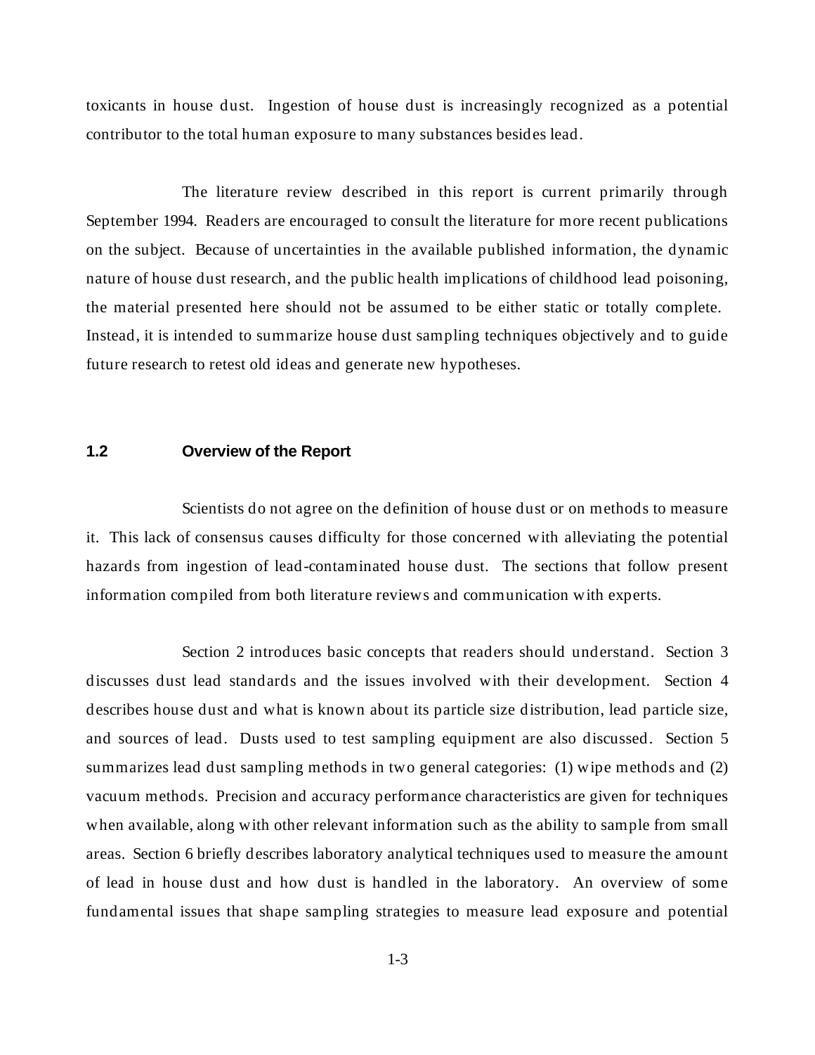toxicants in house dust. Ingestion of house dust is increasingly recognized as a potential contributor to the total human exposure to many substances besides lead.

The literature review described in this report is current primarily through September 1994. Readers are encouraged to consult the literature for more recent publications on the subject. Because of uncertainties in the available published information, the dynamic nature of house dust research, and the public health implications of childhood lead poisoning, the material presented here should not be assumed to be either static or totally complete. Instead, it is intended to summarize house dust sampling techniques objectively and to guide future research to retest old ideas and generate new hypotheses.

## 1.2 Overview of the Report

Scientists do not agree on the definition of house dust or on methods to measure it. This lack of consensus causes difficulty for those concerned with alleviating the potential hazards from ingestion of lead-contaminated house dust. The sections that follow present information compiled from both literature reviews and communication with experts.

Section 2 introduces basic concepts that readers should understand. Section 3 discusses dust lead standards and the issues involved with their development. Section 4 describes house dust and what is known about its particle size distribution, lead particle size, and sources of lead. Dusts used to test sampling equipment are also discussed. Section 5 summarizes lead dust sampling methods in two general categories: (1) wipe methods and (2) vacuum methods. Precision and accuracy performance characteristics are given for techniques when available, along with other relevant information such as the ability to sample from small areas. Section 6 briefly describes laboratory analytical techniques used to measure the amount of lead in house dust and how dust is handled in the laboratory. An overview of some fundamental issues that shape sampling strategies to measure lead exposure and potential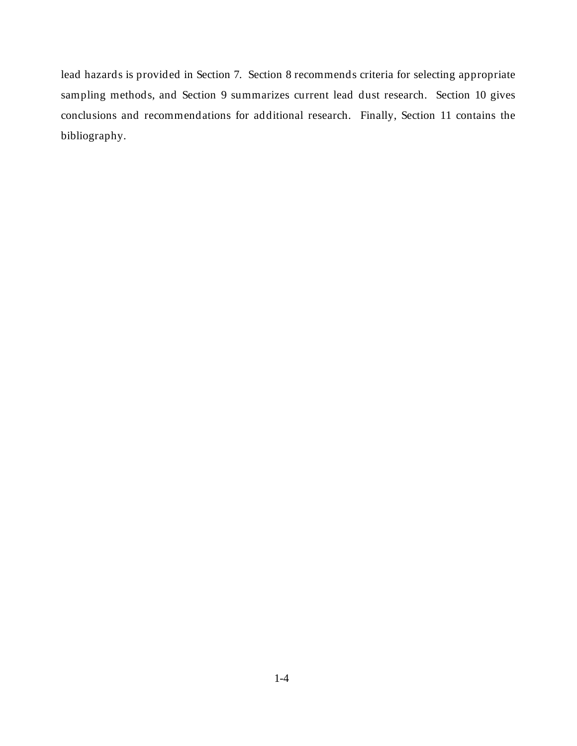lead hazards is provided in Section 7. Section 8 recommends criteria for selecting appropriate sampling methods, and Section 9 summarizes current lead dust research. Section 10 gives conclusions and recommendations for additional research. Finally, Section 11 contains the bibliography.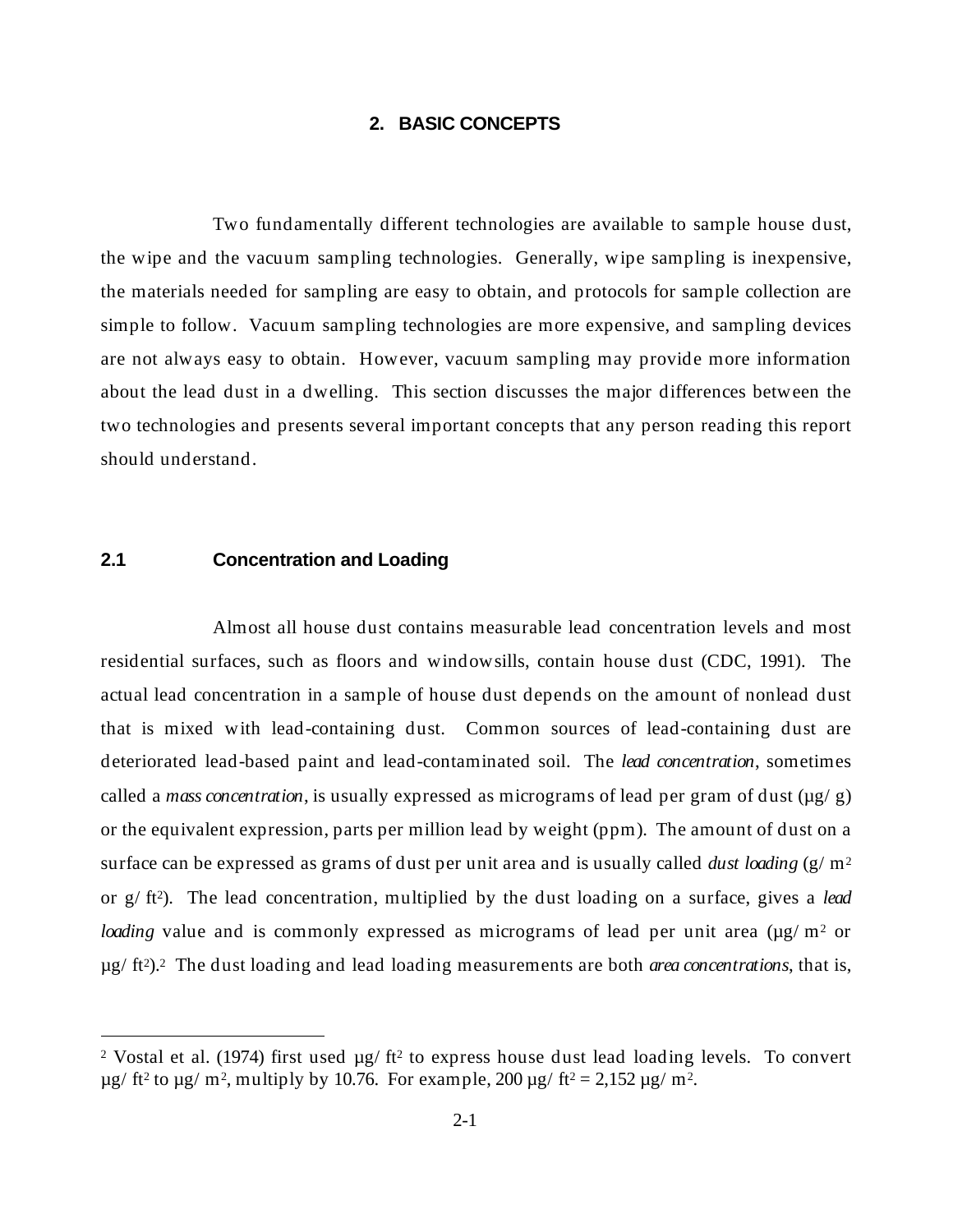# 2. BASIC CONCEPTS

Two fundamentally different technologies are available to sample house dust, the wipe and the vacuum sampling technologies. Generally, wipe sampling is inexpensive, the materials needed for sampling are easy to obtain, and protocols for sample collection are simple to follow. Vacuum sampling technologies are more expensive, and sampling devices are not always easy to obtain. However, vacuum sampling may provide more information about the lead dust in a dwelling. This section discusses the major differences between the two technologies and presents several important concepts that any person reading this report should understand.

## 2.1 Concentration and Loading

Almost all house dust contains measurable lead concentration levels and most residential surfaces, such as floors and windowsills, contain house dust (CDC, 1991). The actual lead concentration in a sample of house dust depends on the amount of nonlead dust that is mixed with lead-containing dust. Common sources of lead-containing dust are deteriorated lead-based paint and lead-contaminated soil. The *lead concentration*, sometimes called a *mass concentration*, is usually expressed as micrograms of lead per gram of dust (µg/g) or the equivalent expression, parts per million lead by weight (ppm). The amount of dust on a surface can be expressed as grams of dust per unit area and is usually called *dust loading* ($g/m^2$ or $g/ft^2$). The lead concentration, multiplied by the dust loading on a surface, gives a *lead loading* value and is commonly expressed as micrograms of lead per unit area ($\mu g/m^2$ or $\mu g/ft^2$).[2] The dust loading and lead loading measurements are both *area concentrations*, that is,

---

[2] Vostal et al. (1974) first used $\mu g/ft^2$ to express house dust lead loading levels. To convert $\mu g/ft^2$ to $\mu g/m^2$, multiply by 10.76. For example, 200 $\mu g/ft^2$ = 2,152 $\mu g/m^2$.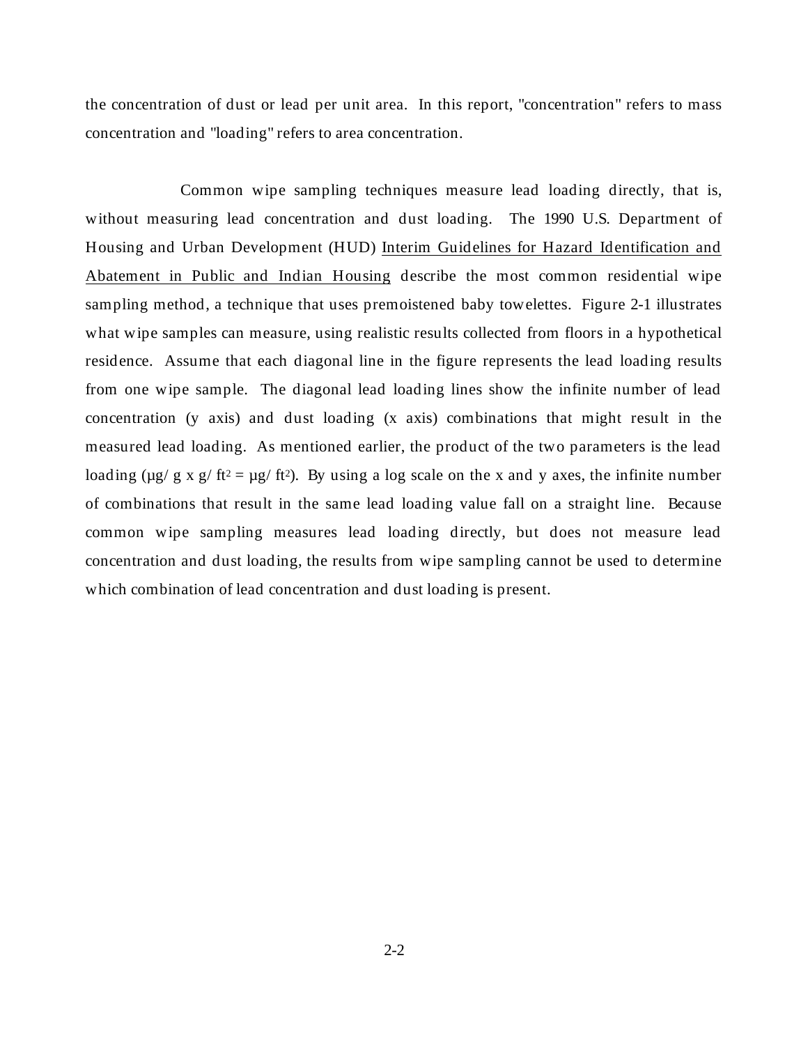the concentration of dust or lead per unit area. In this report, "concentration" refers to mass concentration and "loading" refers to area concentration.

Common wipe sampling techniques measure lead loading directly, that is, without measuring lead concentration and dust loading. The 1990 U.S. Department of Housing and Urban Development (HUD) <u>Interim Guidelines for Hazard Identification and Abatement in Public and Indian Housing</u> describe the most common residential wipe sampling method, a technique that uses premoistened baby towelettes. Figure 2-1 illustrates what wipe samples can measure, using realistic results collected from floors in a hypothetical residence. Assume that each diagonal line in the figure represents the lead loading results from one wipe sample. The diagonal lead loading lines show the infinite number of lead concentration (y axis) and dust loading (x axis) combinations that might result in the measured lead loading. As mentioned earlier, the product of the two parameters is the lead loading ($\mu g/g \times g/ft^2 = \mu g/ft^2$). By using a log scale on the x and y axes, the infinite number of combinations that result in the same lead loading value fall on a straight line. Because common wipe sampling measures lead loading directly, but does not measure lead concentration and dust loading, the results from wipe sampling cannot be used to determine which combination of lead concentration and dust loading is present.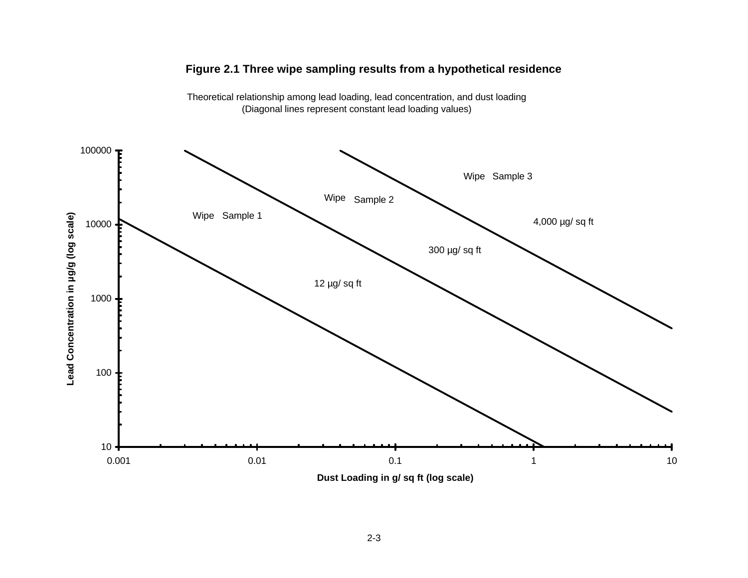**Figure 2.1 Three wipe sampling results from a hypothetical residence**

Theoretical relationship among lead loading, lead concentration, and dust loading
(Diagonal lines represent constant lead loading values)

Wipe Sample 1 — 12 µg/ sq ft

Wipe Sample 2 — 300 µg/ sq ft

Wipe Sample 3 — 4,000 µg/ sq ft

Lead Concentration in µg/g (log scale): 10, 100, 1000, 10000, 100000

Dust Loading in g/ sq ft (log scale): 0.001, 0.01, 0.1, 1, 10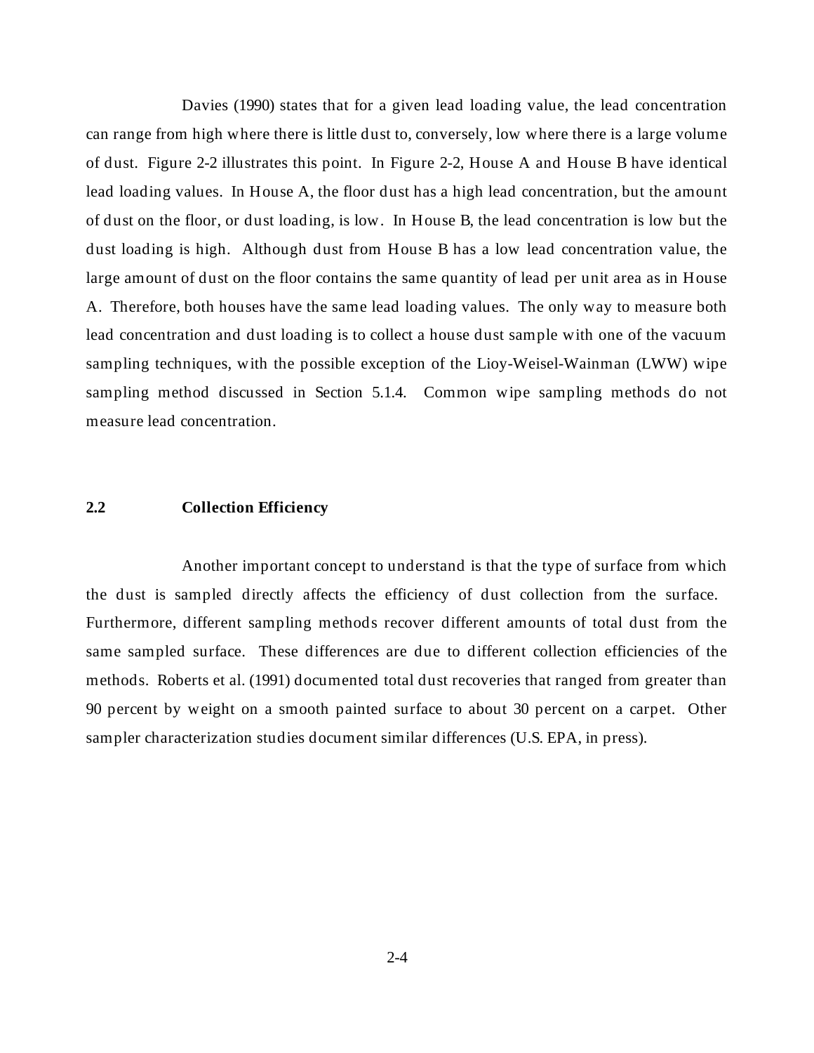Davies (1990) states that for a given lead loading value, the lead concentration can range from high where there is little dust to, conversely, low where there is a large volume of dust. Figure 2-2 illustrates this point. In Figure 2-2, House A and House B have identical lead loading values. In House A, the floor dust has a high lead concentration, but the amount of dust on the floor, or dust loading, is low. In House B, the lead concentration is low but the dust loading is high. Although dust from House B has a low lead concentration value, the large amount of dust on the floor contains the same quantity of lead per unit area as in House A. Therefore, both houses have the same lead loading values. The only way to measure both lead concentration and dust loading is to collect a house dust sample with one of the vacuum sampling techniques, with the possible exception of the Lioy-Weisel-Wainman (LWW) wipe sampling method discussed in Section 5.1.4. Common wipe sampling methods do not measure lead concentration.

## 2.2 Collection Efficiency

Another important concept to understand is that the type of surface from which the dust is sampled directly affects the efficiency of dust collection from the surface. Furthermore, different sampling methods recover different amounts of total dust from the same sampled surface. These differences are due to different collection efficiencies of the methods. Roberts et al. (1991) documented total dust recoveries that ranged from greater than 90 percent by weight on a smooth painted surface to about 30 percent on a carpet. Other sampler characterization studies document similar differences (U.S. EPA, in press).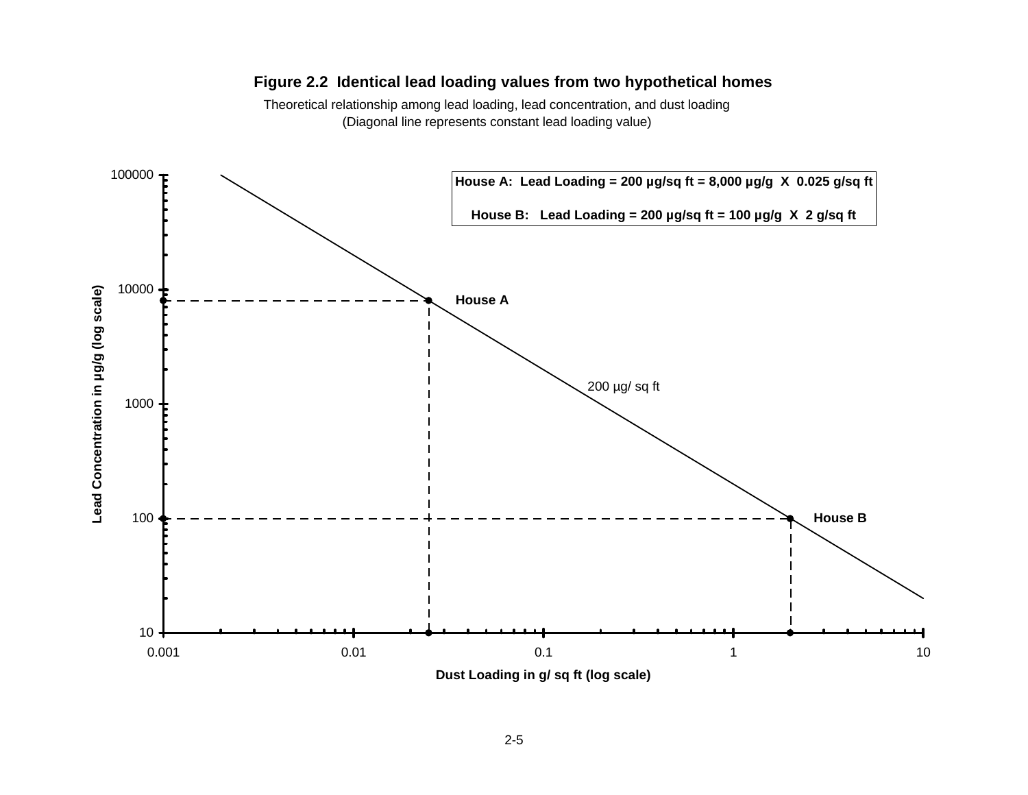**Figure 2.2 Identical lead loading values from two hypothetical homes**

Theoretical relationship among lead loading, lead concentration, and dust loading
(Diagonal line represents constant lead loading value)

**House A: Lead Loading = 200 µg/sq ft = 8,000 µg/g X 0.025 g/sq ft**

**House B: Lead Loading = 200 µg/sq ft = 100 µg/g X 2 g/sq ft**

**House A**

**House B**

200 µg/ sq ft

**Lead Concentration in µg/g (log scale)**

100000, 10000, 1000, 100, 10

**Dust Loading in g/ sq ft (log scale)**

0.001, 0.01, 0.1, 1, 10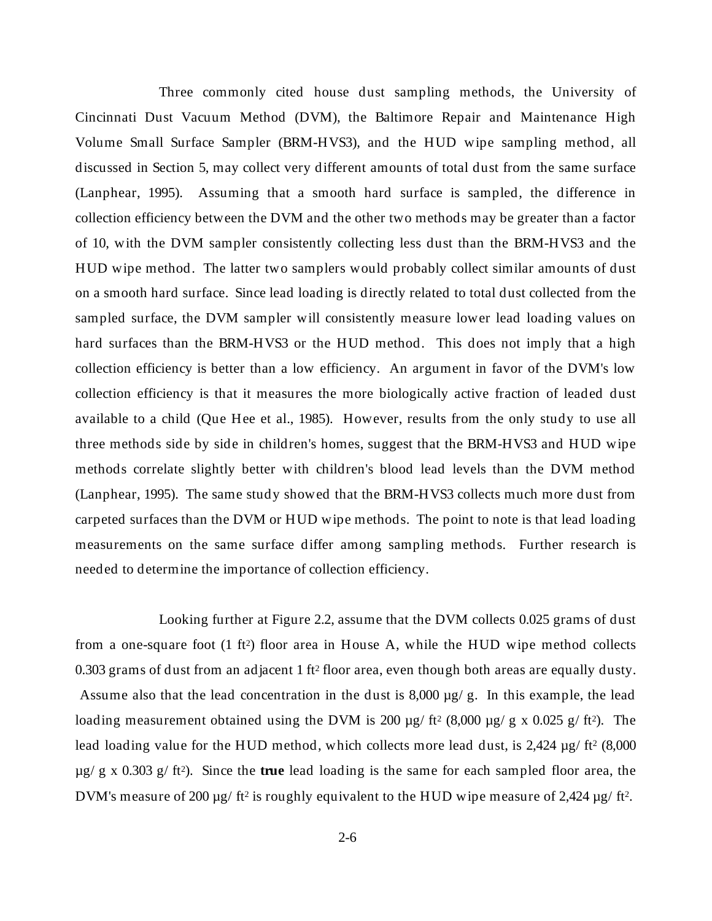Three commonly cited house dust sampling methods, the University of Cincinnati Dust Vacuum Method (DVM), the Baltimore Repair and Maintenance High Volume Small Surface Sampler (BRM-HVS3), and the HUD wipe sampling method, all discussed in Section 5, may collect very different amounts of total dust from the same surface (Lanphear, 1995). Assuming that a smooth hard surface is sampled, the difference in collection efficiency between the DVM and the other two methods may be greater than a factor of 10, with the DVM sampler consistently collecting less dust than the BRM-HVS3 and the HUD wipe method. The latter two samplers would probably collect similar amounts of dust on a smooth hard surface. Since lead loading is directly related to total dust collected from the sampled surface, the DVM sampler will consistently measure lower lead loading values on hard surfaces than the BRM-HVS3 or the HUD method. This does not imply that a high collection efficiency is better than a low efficiency. An argument in favor of the DVM's low collection efficiency is that it measures the more biologically active fraction of leaded dust available to a child (Que Hee et al., 1985). However, results from the only study to use all three methods side by side in children's homes, suggest that the BRM-HVS3 and HUD wipe methods correlate slightly better with children's blood lead levels than the DVM method (Lanphear, 1995). The same study showed that the BRM-HVS3 collects much more dust from carpeted surfaces than the DVM or HUD wipe methods. The point to note is that lead loading measurements on the same surface differ among sampling methods. Further research is needed to determine the importance of collection efficiency.

Looking further at Figure 2.2, assume that the DVM collects 0.025 grams of dust from a one-square foot (1 $ft^2$) floor area in House A, while the HUD wipe method collects 0.303 grams of dust from an adjacent 1 $ft^2$ floor area, even though both areas are equally dusty. Assume also that the lead concentration in the dust is 8,000 µg/g. In this example, the lead loading measurement obtained using the DVM is 200 µg/$ft^2$ (8,000 µg/g x 0.025 g/$ft^2$). The lead loading value for the HUD method, which collects more lead dust, is 2,424 µg/$ft^2$ (8,000 µg/g x 0.303 g/$ft^2$). Since the **true** lead loading is the same for each sampled floor area, the DVM's measure of 200 µg/$ft^2$ is roughly equivalent to the HUD wipe measure of 2,424 µg/$ft^2$.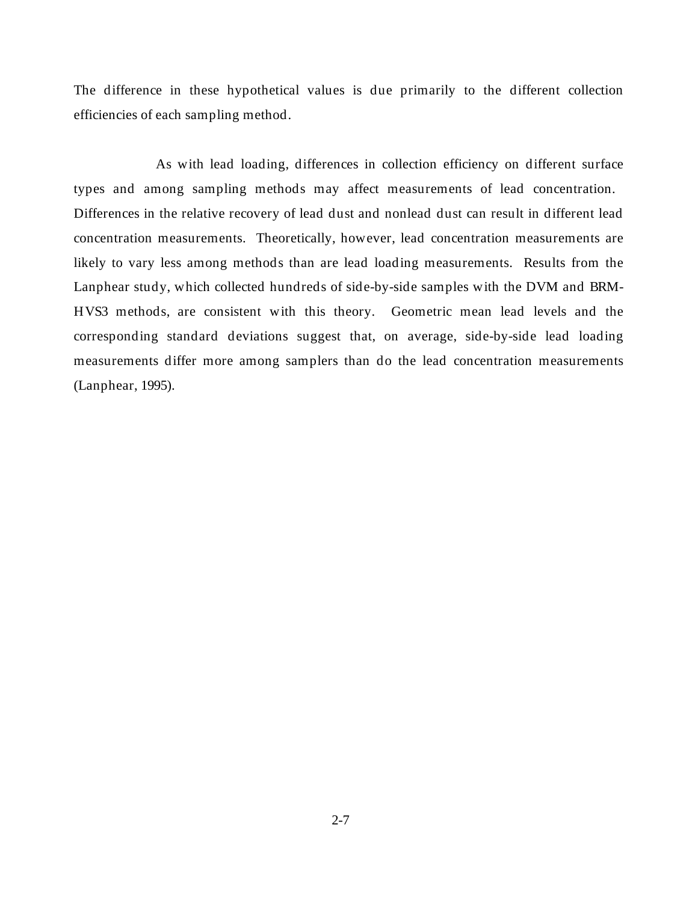The difference in these hypothetical values is due primarily to the different collection efficiencies of each sampling method.

As with lead loading, differences in collection efficiency on different surface types and among sampling methods may affect measurements of lead concentration. Differences in the relative recovery of lead dust and nonlead dust can result in different lead concentration measurements. Theoretically, however, lead concentration measurements are likely to vary less among methods than are lead loading measurements. Results from the Lanphear study, which collected hundreds of side-by-side samples with the DVM and BRM-HVS3 methods, are consistent with this theory. Geometric mean lead levels and the corresponding standard deviations suggest that, on average, side-by-side lead loading measurements differ more among samplers than do the lead concentration measurements (Lanphear, 1995).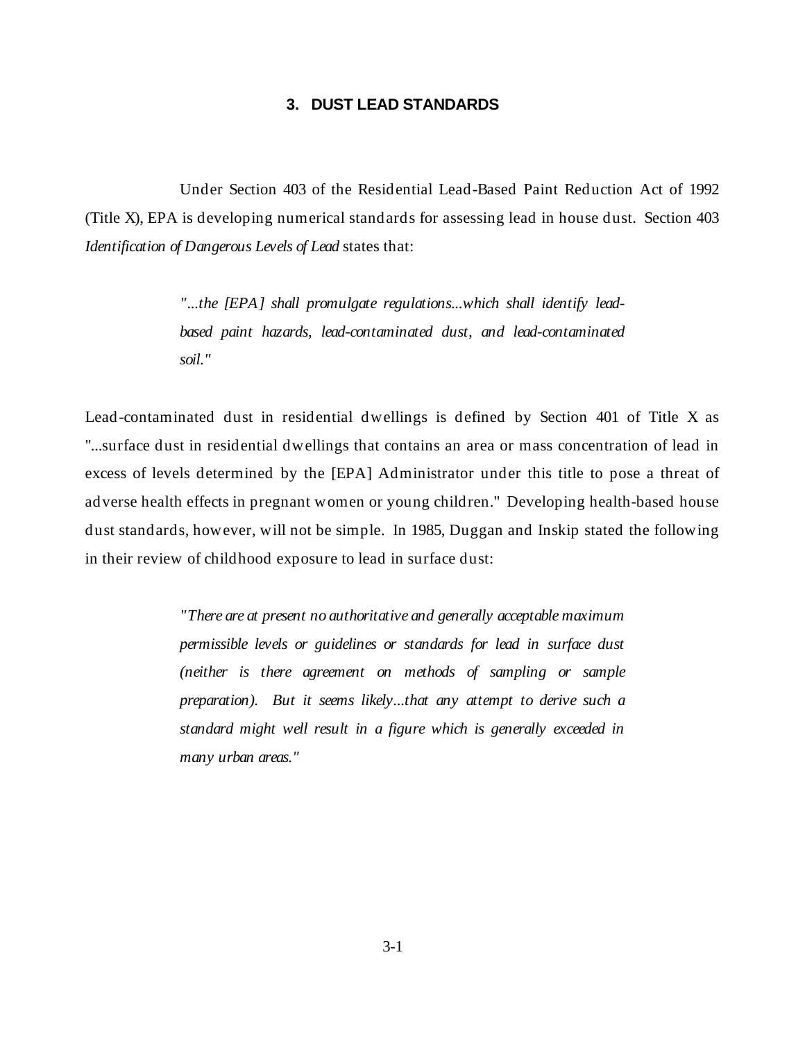# 3. DUST LEAD STANDARDS

Under Section 403 of the Residential Lead-Based Paint Reduction Act of 1992 (Title X), EPA is developing numerical standards for assessing lead in house dust. Section 403 *Identification of Dangerous Levels of Lead* states that:

> *"...the [EPA] shall promulgate regulations...which shall identify lead-based paint hazards, lead-contaminated dust, and lead-contaminated soil."*

Lead-contaminated dust in residential dwellings is defined by Section 401 of Title X as "...surface dust in residential dwellings that contains an area or mass concentration of lead in excess of levels determined by the [EPA] Administrator under this title to pose a threat of adverse health effects in pregnant women or young children." Developing health-based house dust standards, however, will not be simple. In 1985, Duggan and Inskip stated the following in their review of childhood exposure to lead in surface dust:

> *"There are at present no authoritative and generally acceptable maximum permissible levels or guidelines or standards for lead in surface dust (neither is there agreement on methods of sampling or sample preparation). But it seems likely...that any attempt to derive such a standard might well result in a figure which is generally exceeded in many urban areas."*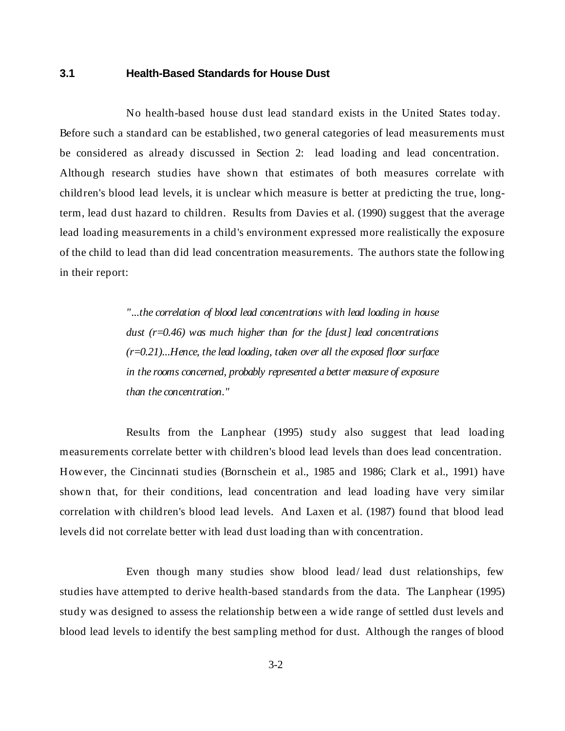### 3.1 Health-Based Standards for House Dust

No health-based house dust lead standard exists in the United States today. Before such a standard can be established, two general categories of lead measurements must be considered as already discussed in Section 2: lead loading and lead concentration. Although research studies have shown that estimates of both measures correlate with children's blood lead levels, it is unclear which measure is better at predicting the true, long-term, lead dust hazard to children. Results from Davies et al. (1990) suggest that the average lead loading measurements in a child's environment expressed more realistically the exposure of the child to lead than did lead concentration measurements. The authors state the following in their report:

> *"...the correlation of blood lead concentrations with lead loading in house dust (r=0.46) was much higher than for the [dust] lead concentrations (r=0.21)...Hence, the lead loading, taken over all the exposed floor surface in the rooms concerned, probably represented a better measure of exposure than the concentration."*

Results from the Lanphear (1995) study also suggest that lead loading measurements correlate better with children's blood lead levels than does lead concentration. However, the Cincinnati studies (Bornschein et al., 1985 and 1986; Clark et al., 1991) have shown that, for their conditions, lead concentration and lead loading have very similar correlation with children's blood lead levels. And Laxen et al. (1987) found that blood lead levels did not correlate better with lead dust loading than with concentration.

Even though many studies show blood lead/lead dust relationships, few studies have attempted to derive health-based standards from the data. The Lanphear (1995) study was designed to assess the relationship between a wide range of settled dust levels and blood lead levels to identify the best sampling method for dust. Although the ranges of blood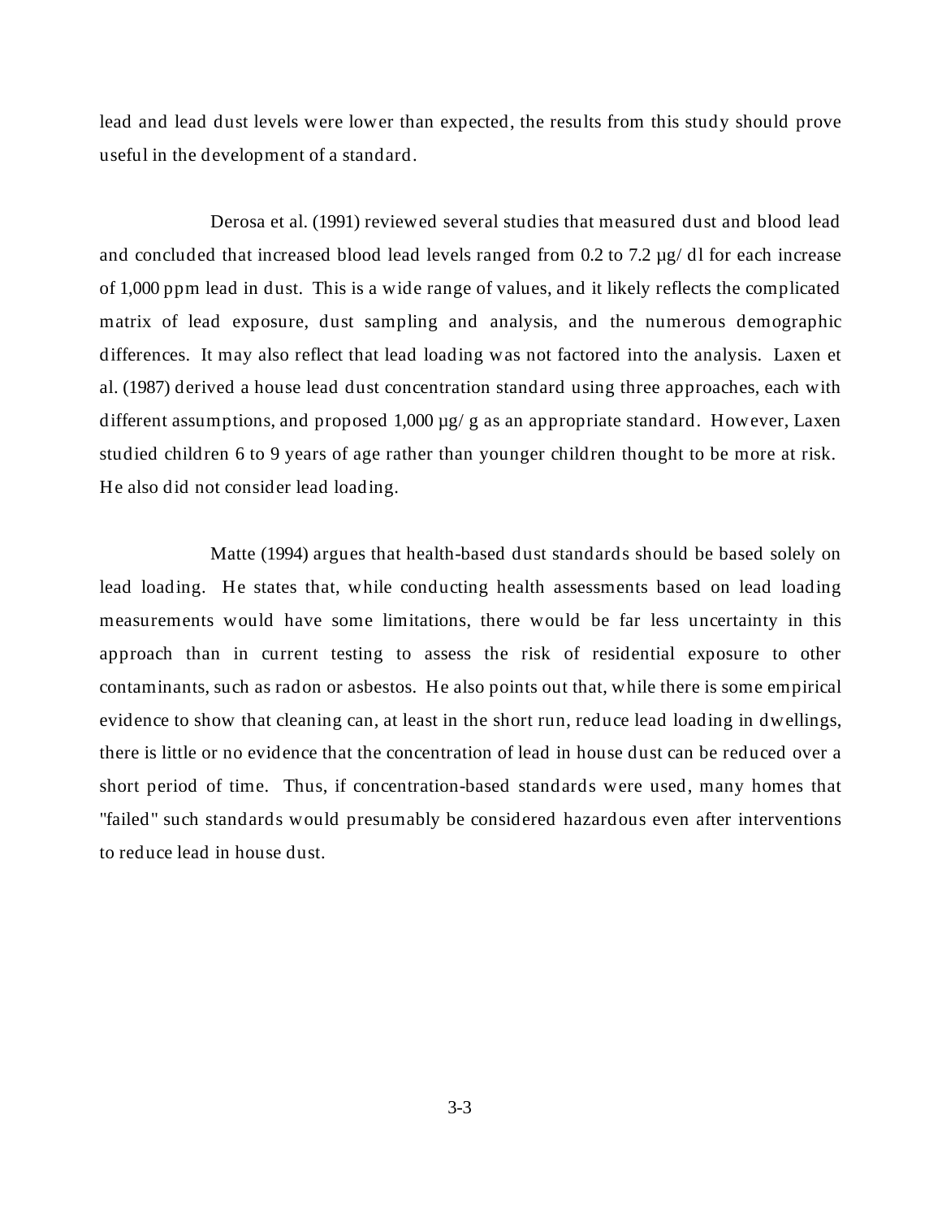lead and lead dust levels were lower than expected, the results from this study should prove useful in the development of a standard.

Derosa et al. (1991) reviewed several studies that measured dust and blood lead and concluded that increased blood lead levels ranged from 0.2 to 7.2 µg/ dl for each increase of 1,000 ppm lead in dust. This is a wide range of values, and it likely reflects the complicated matrix of lead exposure, dust sampling and analysis, and the numerous demographic differences. It may also reflect that lead loading was not factored into the analysis. Laxen et al. (1987) derived a house lead dust concentration standard using three approaches, each with different assumptions, and proposed 1,000 µg/ g as an appropriate standard. However, Laxen studied children 6 to 9 years of age rather than younger children thought to be more at risk. He also did not consider lead loading.

Matte (1994) argues that health-based dust standards should be based solely on lead loading. He states that, while conducting health assessments based on lead loading measurements would have some limitations, there would be far less uncertainty in this approach than in current testing to assess the risk of residential exposure to other contaminants, such as radon or asbestos. He also points out that, while there is some empirical evidence to show that cleaning can, at least in the short run, reduce lead loading in dwellings, there is little or no evidence that the concentration of lead in house dust can be reduced over a short period of time. Thus, if concentration-based standards were used, many homes that "failed" such standards would presumably be considered hazardous even after interventions to reduce lead in house dust.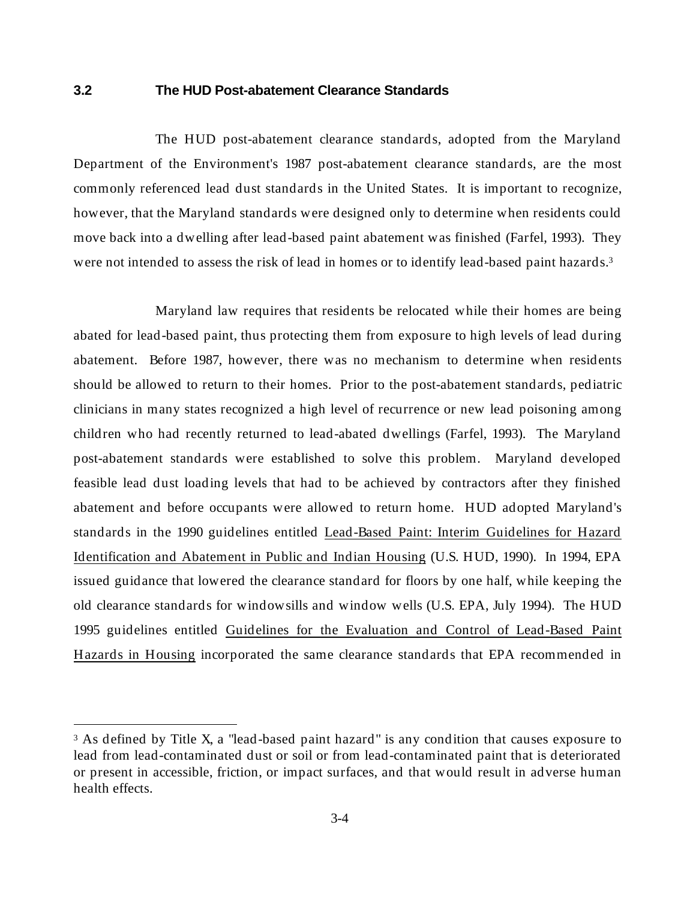### 3.2 The HUD Post-abatement Clearance Standards

The HUD post-abatement clearance standards, adopted from the Maryland Department of the Environment's 1987 post-abatement clearance standards, are the most commonly referenced lead dust standards in the United States. It is important to recognize, however, that the Maryland standards were designed only to determine when residents could move back into a dwelling after lead-based paint abatement was finished (Farfel, 1993). They were not intended to assess the risk of lead in homes or to identify lead-based paint hazards.[3]

Maryland law requires that residents be relocated while their homes are being abated for lead-based paint, thus protecting them from exposure to high levels of lead during abatement. Before 1987, however, there was no mechanism to determine when residents should be allowed to return to their homes. Prior to the post-abatement standards, pediatric clinicians in many states recognized a high level of recurrence or new lead poisoning among children who had recently returned to lead-abated dwellings (Farfel, 1993). The Maryland post-abatement standards were established to solve this problem. Maryland developed feasible lead dust loading levels that had to be achieved by contractors after they finished abatement and before occupants were allowed to return home. HUD adopted Maryland's standards in the 1990 guidelines entitled Lead-Based Paint: Interim Guidelines for Hazard Identification and Abatement in Public and Indian Housing (U.S. HUD, 1990). In 1994, EPA issued guidance that lowered the clearance standard for floors by one half, while keeping the old clearance standards for windowsills and window wells (U.S. EPA, July 1994). The HUD 1995 guidelines entitled Guidelines for the Evaluation and Control of Lead-Based Paint Hazards in Housing incorporated the same clearance standards that EPA recommended in

---

[3] As defined by Title X, a "lead-based paint hazard" is any condition that causes exposure to lead from lead-contaminated dust or soil or from lead-contaminated paint that is deteriorated or present in accessible, friction, or impact surfaces, and that would result in adverse human health effects.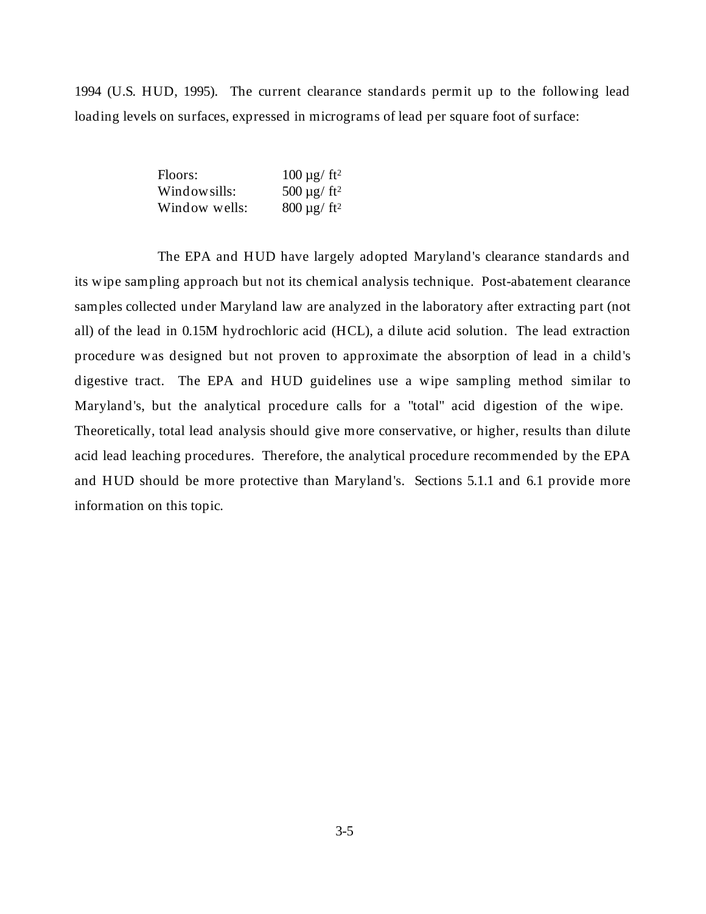1994 (U.S. HUD, 1995). The current clearance standards permit up to the following lead loading levels on surfaces, expressed in micrograms of lead per square foot of surface:

| | |
|---|---|
| Floors: | 100 µg/ $ft^2$ |
| Windowsills: | 500 µg/ $ft^2$ |
| Window wells: | 800 µg/ $ft^2$ |

The EPA and HUD have largely adopted Maryland's clearance standards and its wipe sampling approach but not its chemical analysis technique. Post-abatement clearance samples collected under Maryland law are analyzed in the laboratory after extracting part (not all) of the lead in 0.15M hydrochloric acid (HCL), a dilute acid solution. The lead extraction procedure was designed but not proven to approximate the absorption of lead in a child's digestive tract. The EPA and HUD guidelines use a wipe sampling method similar to Maryland's, but the analytical procedure calls for a "total" acid digestion of the wipe. Theoretically, total lead analysis should give more conservative, or higher, results than dilute acid lead leaching procedures. Therefore, the analytical procedure recommended by the EPA and HUD should be more protective than Maryland's. Sections 5.1.1 and 6.1 provide more information on this topic.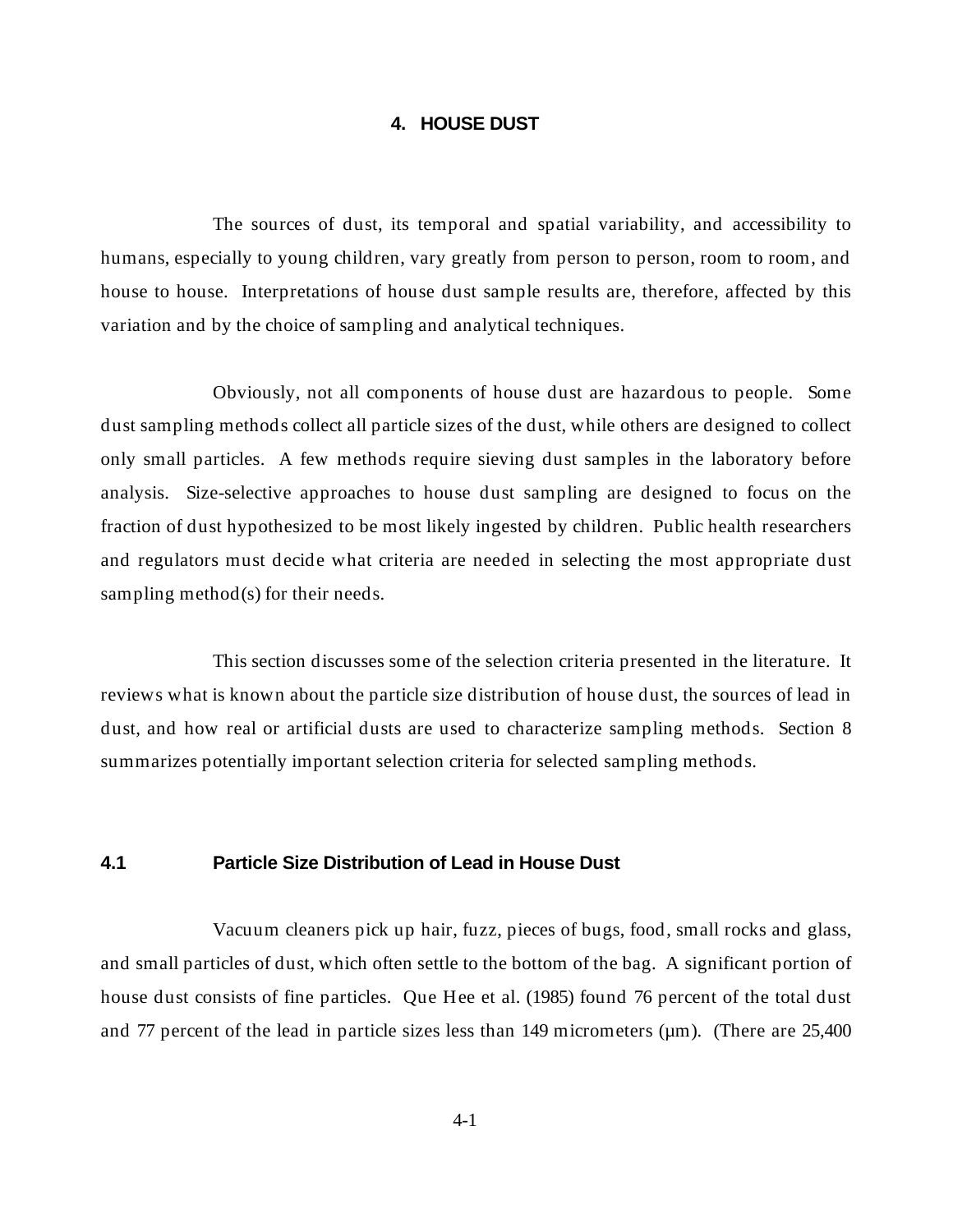# 4. HOUSE DUST

The sources of dust, its temporal and spatial variability, and accessibility to humans, especially to young children, vary greatly from person to person, room to room, and house to house. Interpretations of house dust sample results are, therefore, affected by this variation and by the choice of sampling and analytical techniques.

Obviously, not all components of house dust are hazardous to people. Some dust sampling methods collect all particle sizes of the dust, while others are designed to collect only small particles. A few methods require sieving dust samples in the laboratory before analysis. Size-selective approaches to house dust sampling are designed to focus on the fraction of dust hypothesized to be most likely ingested by children. Public health researchers and regulators must decide what criteria are needed in selecting the most appropriate dust sampling method(s) for their needs.

This section discusses some of the selection criteria presented in the literature. It reviews what is known about the particle size distribution of house dust, the sources of lead in dust, and how real or artificial dusts are used to characterize sampling methods. Section 8 summarizes potentially important selection criteria for selected sampling methods.

## 4.1 Particle Size Distribution of Lead in House Dust

Vacuum cleaners pick up hair, fuzz, pieces of bugs, food, small rocks and glass, and small particles of dust, which often settle to the bottom of the bag. A significant portion of house dust consists of fine particles. Que Hee et al. (1985) found 76 percent of the total dust and 77 percent of the lead in particle sizes less than 149 micrometers (µm). (There are 25,400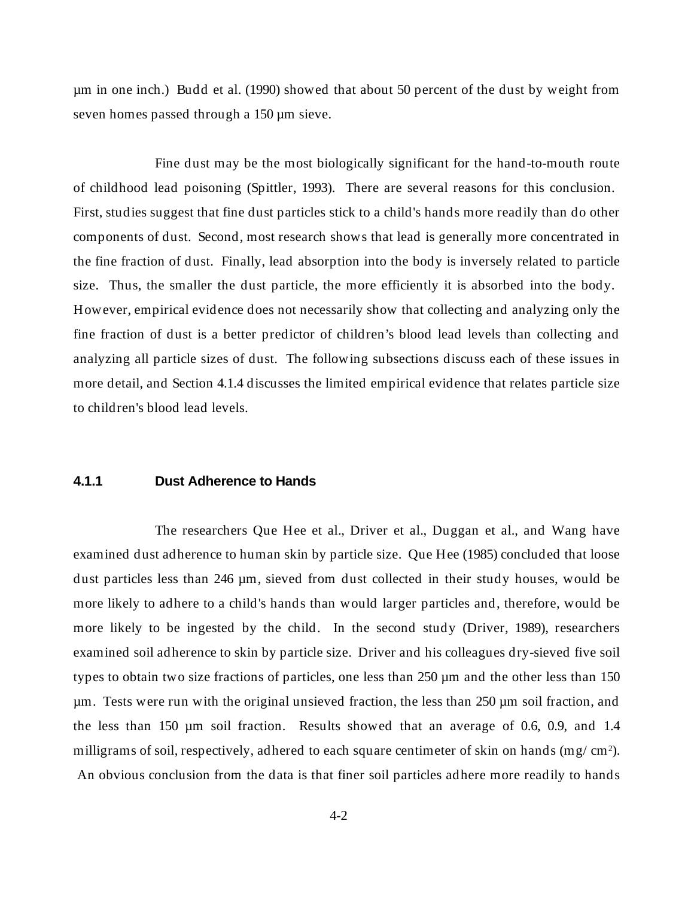µm in one inch.) Budd et al. (1990) showed that about 50 percent of the dust by weight from seven homes passed through a 150 µm sieve.

Fine dust may be the most biologically significant for the hand-to-mouth route of childhood lead poisoning (Spittler, 1993). There are several reasons for this conclusion. First, studies suggest that fine dust particles stick to a child's hands more readily than do other components of dust. Second, most research shows that lead is generally more concentrated in the fine fraction of dust. Finally, lead absorption into the body is inversely related to particle size. Thus, the smaller the dust particle, the more efficiently it is absorbed into the body. However, empirical evidence does not necessarily show that collecting and analyzing only the fine fraction of dust is a better predictor of children's blood lead levels than collecting and analyzing all particle sizes of dust. The following subsections discuss each of these issues in more detail, and Section 4.1.4 discusses the limited empirical evidence that relates particle size to children's blood lead levels.

### 4.1.1 Dust Adherence to Hands

The researchers Que Hee et al., Driver et al., Duggan et al., and Wang have examined dust adherence to human skin by particle size. Que Hee (1985) concluded that loose dust particles less than 246 µm, sieved from dust collected in their study houses, would be more likely to adhere to a child's hands than would larger particles and, therefore, would be more likely to be ingested by the child. In the second study (Driver, 1989), researchers examined soil adherence to skin by particle size. Driver and his colleagues dry-sieved five soil types to obtain two size fractions of particles, one less than 250 µm and the other less than 150 µm. Tests were run with the original unsieved fraction, the less than 250 µm soil fraction, and the less than 150 µm soil fraction. Results showed that an average of 0.6, 0.9, and 1.4 milligrams of soil, respectively, adhered to each square centimeter of skin on hands (mg/ $cm^2$). An obvious conclusion from the data is that finer soil particles adhere more readily to hands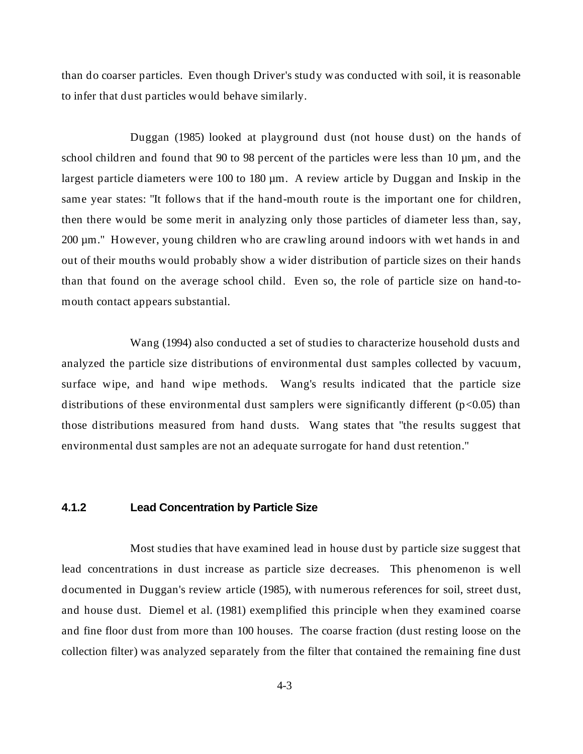than do coarser particles. Even though Driver's study was conducted with soil, it is reasonable to infer that dust particles would behave similarly.

Duggan (1985) looked at playground dust (not house dust) on the hands of school children and found that 90 to 98 percent of the particles were less than 10 µm, and the largest particle diameters were 100 to 180 µm. A review article by Duggan and Inskip in the same year states: "It follows that if the hand-mouth route is the important one for children, then there would be some merit in analyzing only those particles of diameter less than, say, 200 µm." However, young children who are crawling around indoors with wet hands in and out of their mouths would probably show a wider distribution of particle sizes on their hands than that found on the average school child. Even so, the role of particle size on hand-to-mouth contact appears substantial.

Wang (1994) also conducted a set of studies to characterize household dusts and analyzed the particle size distributions of environmental dust samples collected by vacuum, surface wipe, and hand wipe methods. Wang's results indicated that the particle size distributions of these environmental dust samplers were significantly different ($p<0.05$) than those distributions measured from hand dusts. Wang states that "the results suggest that environmental dust samples are not an adequate surrogate for hand dust retention."

### 4.1.2 Lead Concentration by Particle Size

Most studies that have examined lead in house dust by particle size suggest that lead concentrations in dust increase as particle size decreases. This phenomenon is well documented in Duggan's review article (1985), with numerous references for soil, street dust, and house dust. Diemel et al. (1981) exemplified this principle when they examined coarse and fine floor dust from more than 100 houses. The coarse fraction (dust resting loose on the collection filter) was analyzed separately from the filter that contained the remaining fine dust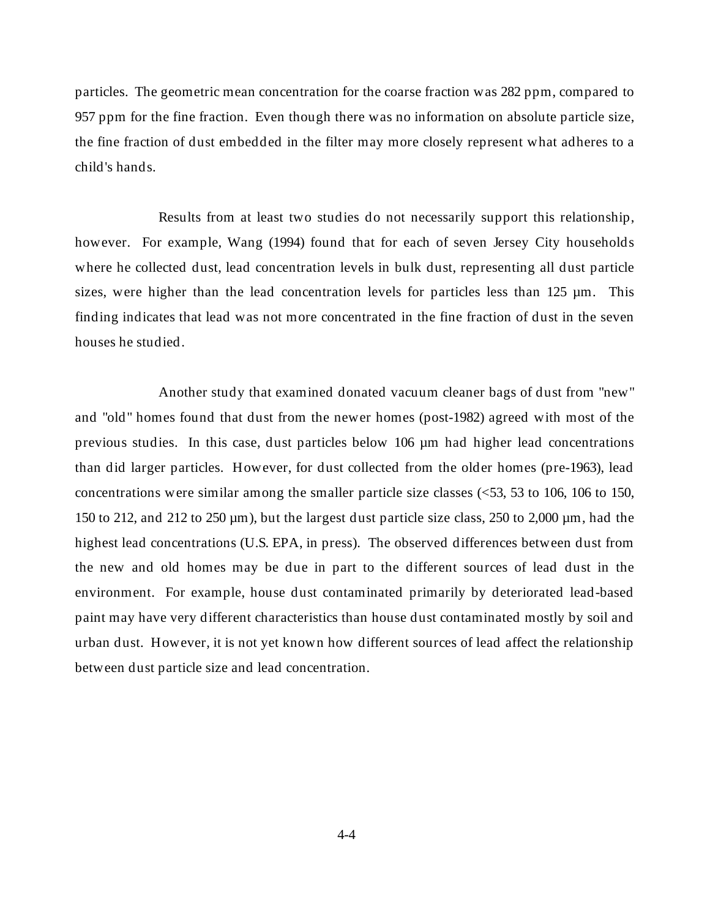particles. The geometric mean concentration for the coarse fraction was 282 ppm, compared to 957 ppm for the fine fraction. Even though there was no information on absolute particle size, the fine fraction of dust embedded in the filter may more closely represent what adheres to a child's hands.

Results from at least two studies do not necessarily support this relationship, however. For example, Wang (1994) found that for each of seven Jersey City households where he collected dust, lead concentration levels in bulk dust, representing all dust particle sizes, were higher than the lead concentration levels for particles less than 125 µm. This finding indicates that lead was not more concentrated in the fine fraction of dust in the seven houses he studied.

Another study that examined donated vacuum cleaner bags of dust from "new" and "old" homes found that dust from the newer homes (post-1982) agreed with most of the previous studies. In this case, dust particles below 106 µm had higher lead concentrations than did larger particles. However, for dust collected from the older homes (pre-1963), lead concentrations were similar among the smaller particle size classes (<53, 53 to 106, 106 to 150, 150 to 212, and 212 to 250 µm), but the largest dust particle size class, 250 to 2,000 µm, had the highest lead concentrations (U.S. EPA, in press). The observed differences between dust from the new and old homes may be due in part to the different sources of lead dust in the environment. For example, house dust contaminated primarily by deteriorated lead-based paint may have very different characteristics than house dust contaminated mostly by soil and urban dust. However, it is not yet known how different sources of lead affect the relationship between dust particle size and lead concentration.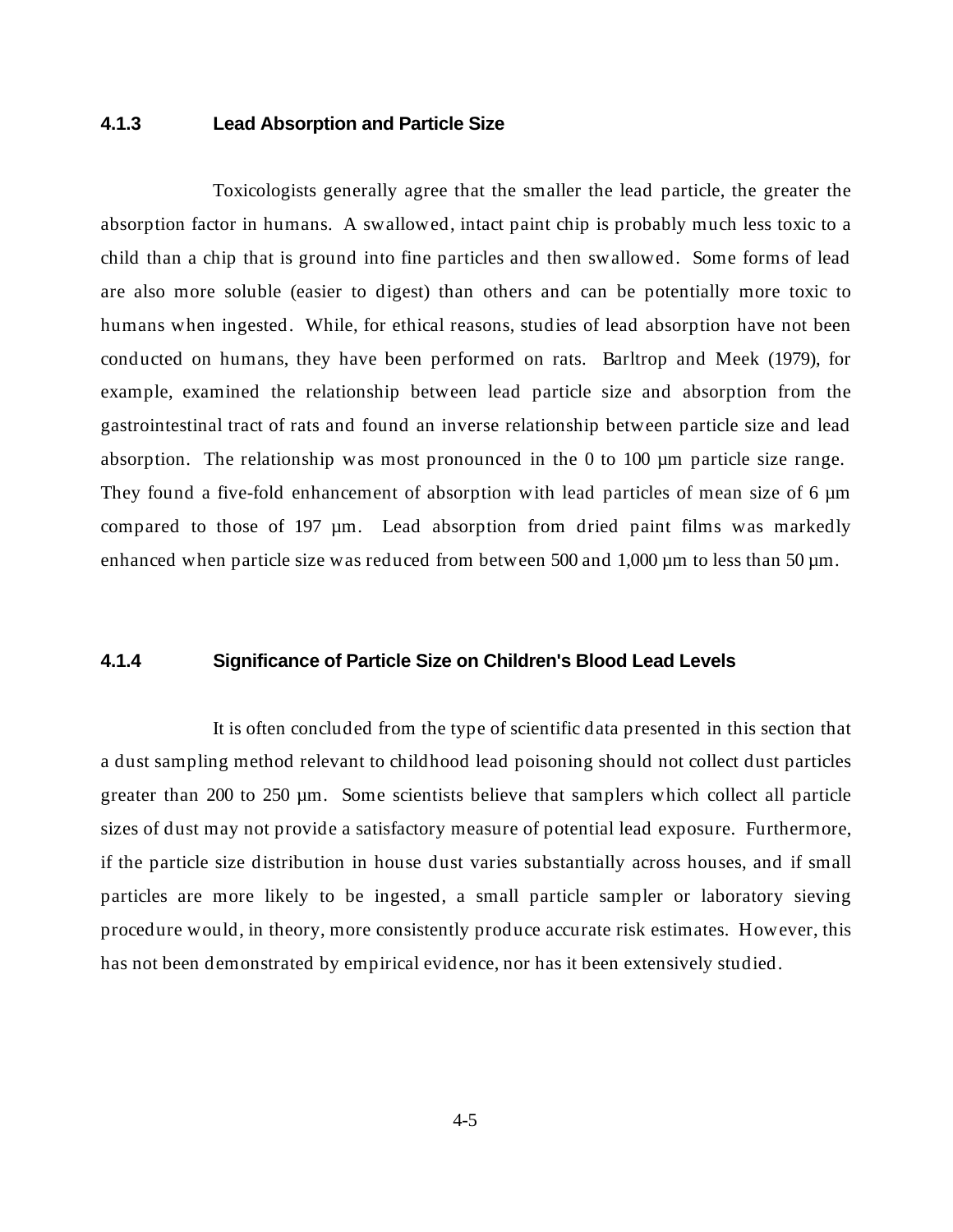### 4.1.3 Lead Absorption and Particle Size

Toxicologists generally agree that the smaller the lead particle, the greater the absorption factor in humans. A swallowed, intact paint chip is probably much less toxic to a child than a chip that is ground into fine particles and then swallowed. Some forms of lead are also more soluble (easier to digest) than others and can be potentially more toxic to humans when ingested. While, for ethical reasons, studies of lead absorption have not been conducted on humans, they have been performed on rats. Barltrop and Meek (1979), for example, examined the relationship between lead particle size and absorption from the gastrointestinal tract of rats and found an inverse relationship between particle size and lead absorption. The relationship was most pronounced in the 0 to 100 µm particle size range. They found a five-fold enhancement of absorption with lead particles of mean size of 6 µm compared to those of 197 µm. Lead absorption from dried paint films was markedly enhanced when particle size was reduced from between 500 and 1,000 µm to less than 50 µm.

### 4.1.4 Significance of Particle Size on Children's Blood Lead Levels

It is often concluded from the type of scientific data presented in this section that a dust sampling method relevant to childhood lead poisoning should not collect dust particles greater than 200 to 250 µm. Some scientists believe that samplers which collect all particle sizes of dust may not provide a satisfactory measure of potential lead exposure. Furthermore, if the particle size distribution in house dust varies substantially across houses, and if small particles are more likely to be ingested, a small particle sampler or laboratory sieving procedure would, in theory, more consistently produce accurate risk estimates. However, this has not been demonstrated by empirical evidence, nor has it been extensively studied.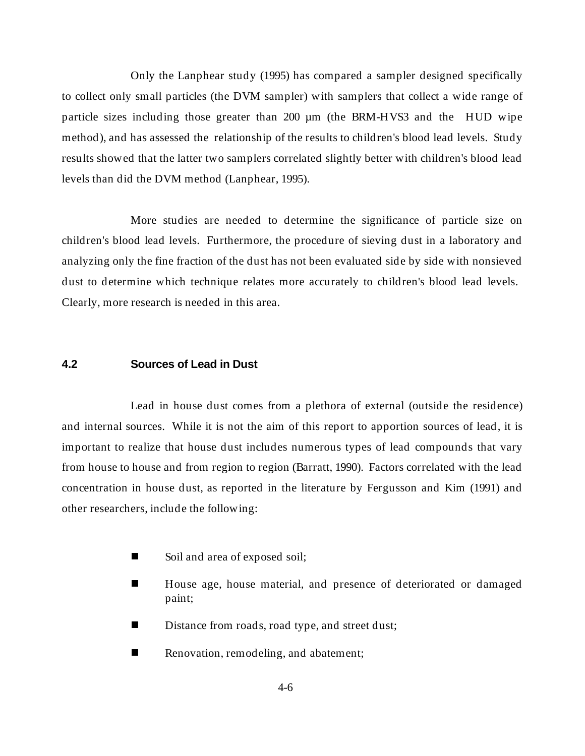Only the Lanphear study (1995) has compared a sampler designed specifically to collect only small particles (the DVM sampler) with samplers that collect a wide range of particle sizes including those greater than 200 µm (the BRM-HVS3 and the HUD wipe method), and has assessed the relationship of the results to children's blood lead levels. Study results showed that the latter two samplers correlated slightly better with children's blood lead levels than did the DVM method (Lanphear, 1995).

More studies are needed to determine the significance of particle size on children's blood lead levels. Furthermore, the procedure of sieving dust in a laboratory and analyzing only the fine fraction of the dust has not been evaluated side by side with nonsieved dust to determine which technique relates more accurately to children's blood lead levels. Clearly, more research is needed in this area.

## 4.2 Sources of Lead in Dust

Lead in house dust comes from a plethora of external (outside the residence) and internal sources. While it is not the aim of this report to apportion sources of lead, it is important to realize that house dust includes numerous types of lead compounds that vary from house to house and from region to region (Barratt, 1990). Factors correlated with the lead concentration in house dust, as reported in the literature by Fergusson and Kim (1991) and other researchers, include the following:

- Soil and area of exposed soil;
- House age, house material, and presence of deteriorated or damaged paint;
- Distance from roads, road type, and street dust;
- Renovation, remodeling, and abatement;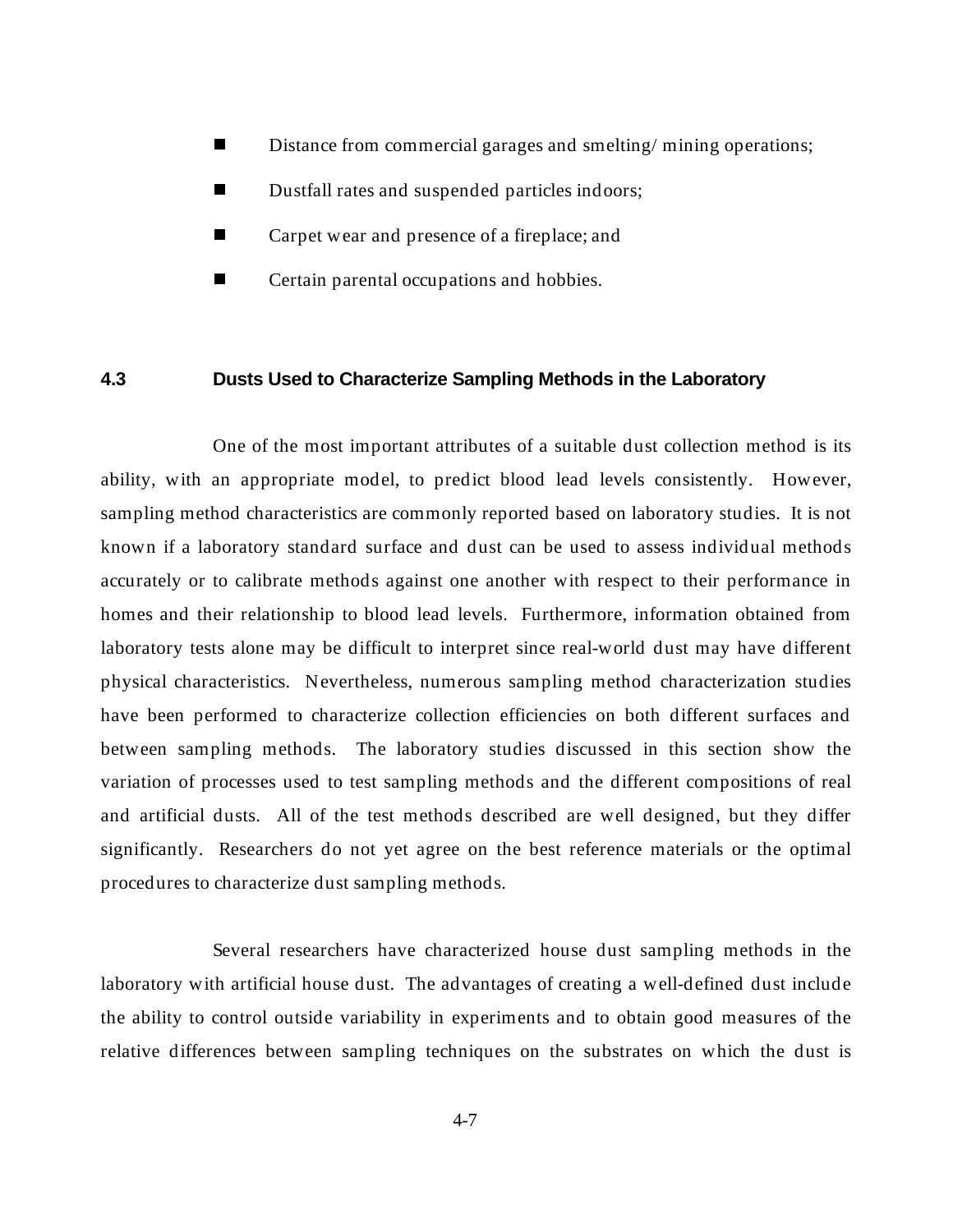- Distance from commercial garages and smelting/ mining operations;
- Dustfall rates and suspended particles indoors;
- Carpet wear and presence of a fireplace; and
- Certain parental occupations and hobbies.

## 4.3 Dusts Used to Characterize Sampling Methods in the Laboratory

One of the most important attributes of a suitable dust collection method is its ability, with an appropriate model, to predict blood lead levels consistently. However, sampling method characteristics are commonly reported based on laboratory studies. It is not known if a laboratory standard surface and dust can be used to assess individual methods accurately or to calibrate methods against one another with respect to their performance in homes and their relationship to blood lead levels. Furthermore, information obtained from laboratory tests alone may be difficult to interpret since real-world dust may have different physical characteristics. Nevertheless, numerous sampling method characterization studies have been performed to characterize collection efficiencies on both different surfaces and between sampling methods. The laboratory studies discussed in this section show the variation of processes used to test sampling methods and the different compositions of real and artificial dusts. All of the test methods described are well designed, but they differ significantly. Researchers do not yet agree on the best reference materials or the optimal procedures to characterize dust sampling methods.

Several researchers have characterized house dust sampling methods in the laboratory with artificial house dust. The advantages of creating a well-defined dust include the ability to control outside variability in experiments and to obtain good measures of the relative differences between sampling techniques on the substrates on which the dust is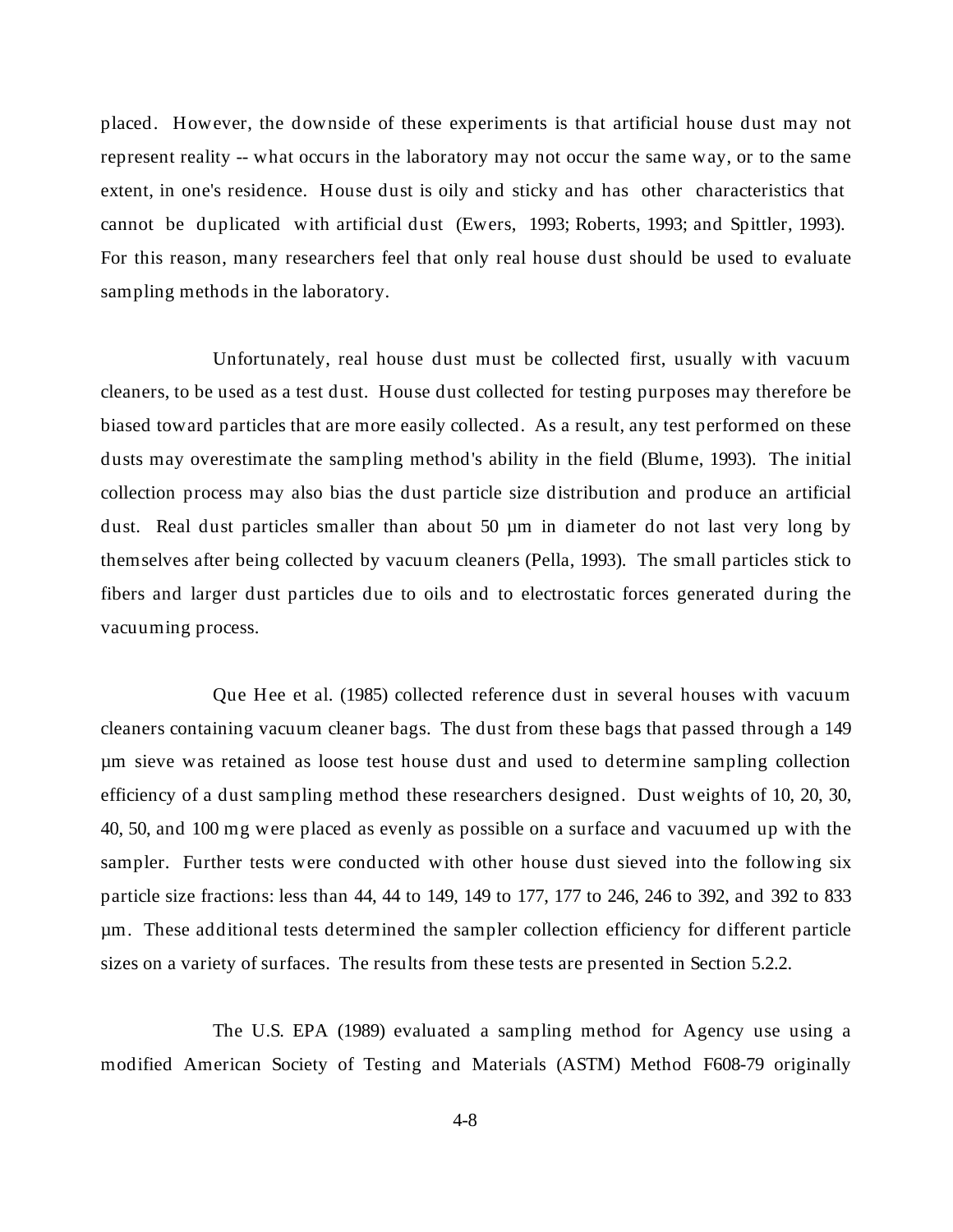placed. However, the downside of these experiments is that artificial house dust may not represent reality -- what occurs in the laboratory may not occur the same way, or to the same extent, in one's residence. House dust is oily and sticky and has other characteristics that cannot be duplicated with artificial dust (Ewers, 1993; Roberts, 1993; and Spittler, 1993). For this reason, many researchers feel that only real house dust should be used to evaluate sampling methods in the laboratory.

Unfortunately, real house dust must be collected first, usually with vacuum cleaners, to be used as a test dust. House dust collected for testing purposes may therefore be biased toward particles that are more easily collected. As a result, any test performed on these dusts may overestimate the sampling method's ability in the field (Blume, 1993). The initial collection process may also bias the dust particle size distribution and produce an artificial dust. Real dust particles smaller than about 50 µm in diameter do not last very long by themselves after being collected by vacuum cleaners (Pella, 1993). The small particles stick to fibers and larger dust particles due to oils and to electrostatic forces generated during the vacuuming process.

Que Hee et al. (1985) collected reference dust in several houses with vacuum cleaners containing vacuum cleaner bags. The dust from these bags that passed through a 149 µm sieve was retained as loose test house dust and used to determine sampling collection efficiency of a dust sampling method these researchers designed. Dust weights of 10, 20, 30, 40, 50, and 100 mg were placed as evenly as possible on a surface and vacuumed up with the sampler. Further tests were conducted with other house dust sieved into the following six particle size fractions: less than 44, 44 to 149, 149 to 177, 177 to 246, 246 to 392, and 392 to 833 µm. These additional tests determined the sampler collection efficiency for different particle sizes on a variety of surfaces. The results from these tests are presented in Section 5.2.2.

The U.S. EPA (1989) evaluated a sampling method for Agency use using a modified American Society of Testing and Materials (ASTM) Method F608-79 originally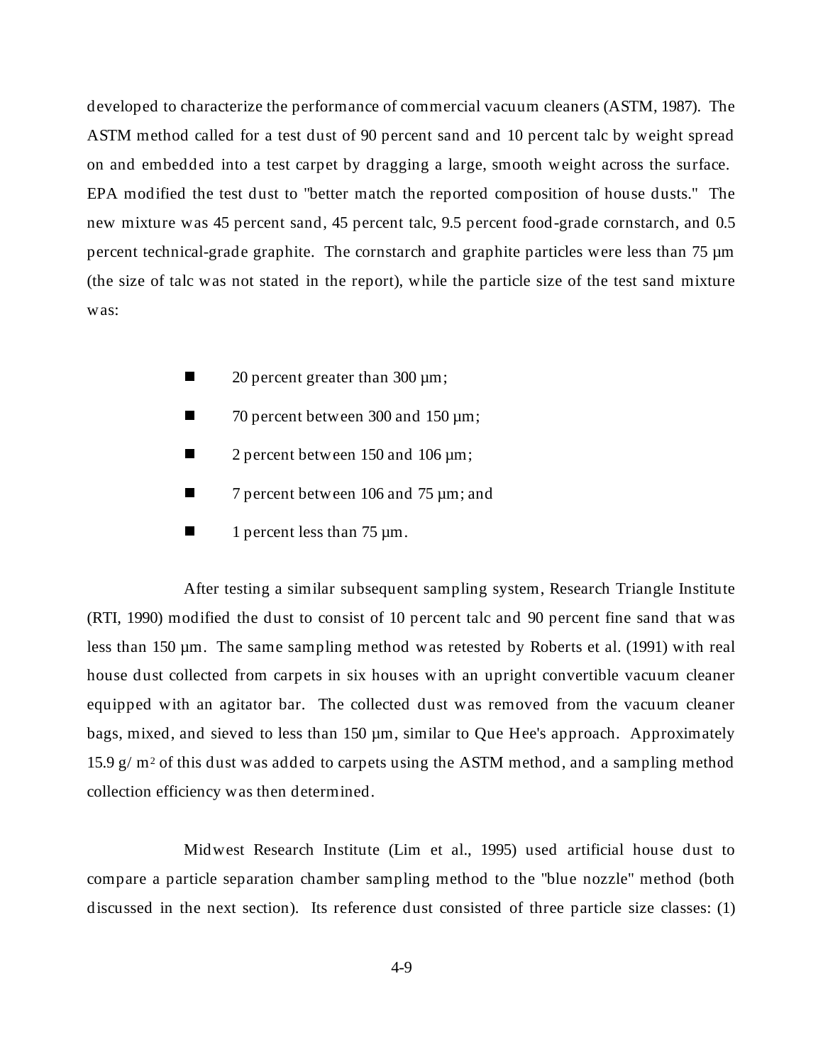developed to characterize the performance of commercial vacuum cleaners (ASTM, 1987). The ASTM method called for a test dust of 90 percent sand and 10 percent talc by weight spread on and embedded into a test carpet by dragging a large, smooth weight across the surface. EPA modified the test dust to "better match the reported composition of house dusts." The new mixture was 45 percent sand, 45 percent talc, 9.5 percent food-grade cornstarch, and 0.5 percent technical-grade graphite. The cornstarch and graphite particles were less than 75 µm (the size of talc was not stated in the report), while the particle size of the test sand mixture was:

- 20 percent greater than 300 µm;
- 70 percent between 300 and 150 µm;
- 2 percent between 150 and 106 µm;
- 7 percent between 106 and 75 µm; and
- 1 percent less than 75 µm.

After testing a similar subsequent sampling system, Research Triangle Institute (RTI, 1990) modified the dust to consist of 10 percent talc and 90 percent fine sand that was less than 150 µm. The same sampling method was retested by Roberts et al. (1991) with real house dust collected from carpets in six houses with an upright convertible vacuum cleaner equipped with an agitator bar. The collected dust was removed from the vacuum cleaner bags, mixed, and sieved to less than 150 µm, similar to Que Hee's approach. Approximately 15.9 g/ $m^2$ of this dust was added to carpets using the ASTM method, and a sampling method collection efficiency was then determined.

Midwest Research Institute (Lim et al., 1995) used artificial house dust to compare a particle separation chamber sampling method to the "blue nozzle" method (both discussed in the next section). Its reference dust consisted of three particle size classes: (1)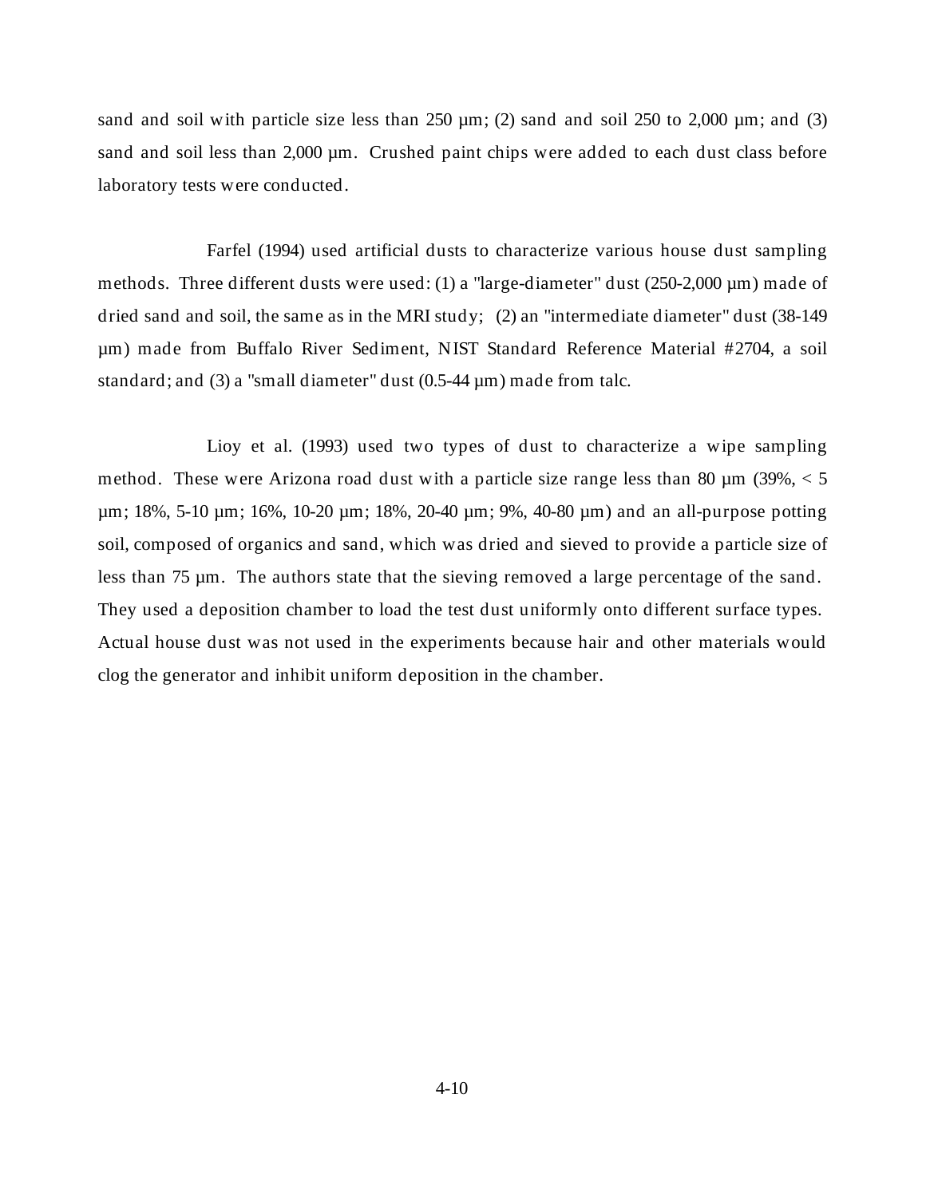sand and soil with particle size less than 250 µm; (2) sand and soil 250 to 2,000 µm; and (3) sand and soil less than 2,000 µm. Crushed paint chips were added to each dust class before laboratory tests were conducted.

Farfel (1994) used artificial dusts to characterize various house dust sampling methods. Three different dusts were used: (1) a "large-diameter" dust (250-2,000 µm) made of dried sand and soil, the same as in the MRI study; (2) an "intermediate diameter" dust (38-149 µm) made from Buffalo River Sediment, NIST Standard Reference Material #2704, a soil standard; and (3) a "small diameter" dust (0.5-44 µm) made from talc.

Lioy et al. (1993) used two types of dust to characterize a wipe sampling method. These were Arizona road dust with a particle size range less than 80 µm (39%, < 5 µm; 18%, 5-10 µm; 16%, 10-20 µm; 18%, 20-40 µm; 9%, 40-80 µm) and an all-purpose potting soil, composed of organics and sand, which was dried and sieved to provide a particle size of less than 75 µm. The authors state that the sieving removed a large percentage of the sand. They used a deposition chamber to load the test dust uniformly onto different surface types. Actual house dust was not used in the experiments because hair and other materials would clog the generator and inhibit uniform deposition in the chamber.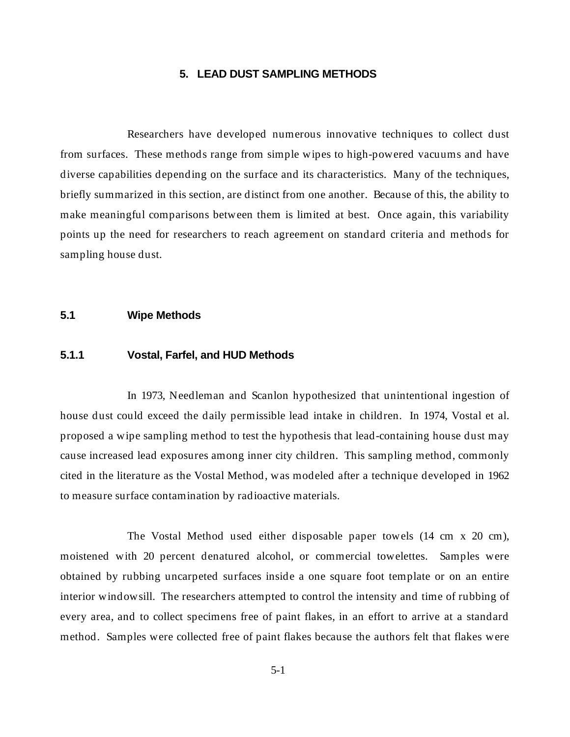# 5. LEAD DUST SAMPLING METHODS

Researchers have developed numerous innovative techniques to collect dust from surfaces. These methods range from simple wipes to high-powered vacuums and have diverse capabilities depending on the surface and its characteristics. Many of the techniques, briefly summarized in this section, are distinct from one another. Because of this, the ability to make meaningful comparisons between them is limited at best. Once again, this variability points up the need for researchers to reach agreement on standard criteria and methods for sampling house dust.

## 5.1 Wipe Methods

### 5.1.1 Vostal, Farfel, and HUD Methods

In 1973, Needleman and Scanlon hypothesized that unintentional ingestion of house dust could exceed the daily permissible lead intake in children. In 1974, Vostal et al. proposed a wipe sampling method to test the hypothesis that lead-containing house dust may cause increased lead exposures among inner city children. This sampling method, commonly cited in the literature as the Vostal Method, was modeled after a technique developed in 1962 to measure surface contamination by radioactive materials.

The Vostal Method used either disposable paper towels (14 cm x 20 cm), moistened with 20 percent denatured alcohol, or commercial towelettes. Samples were obtained by rubbing uncarpeted surfaces inside a one square foot template or on an entire interior windowsill. The researchers attempted to control the intensity and time of rubbing of every area, and to collect specimens free of paint flakes, in an effort to arrive at a standard method. Samples were collected free of paint flakes because the authors felt that flakes were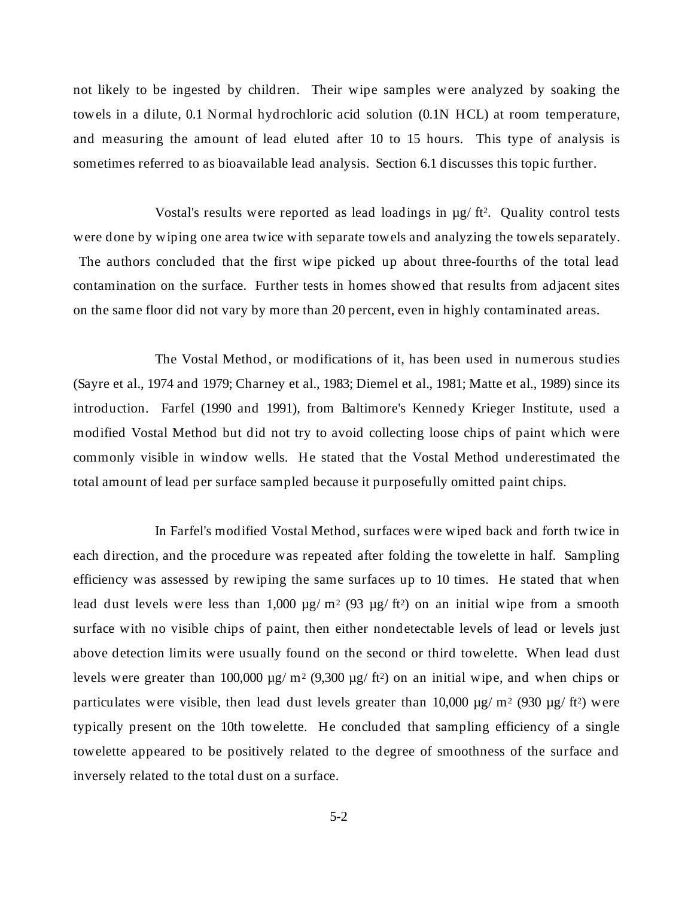not likely to be ingested by children. Their wipe samples were analyzed by soaking the towels in a dilute, 0.1 Normal hydrochloric acid solution (0.1N HCL) at room temperature, and measuring the amount of lead eluted after 10 to 15 hours. This type of analysis is sometimes referred to as bioavailable lead analysis. Section 6.1 discusses this topic further.

Vostal's results were reported as lead loadings in µg/ft$^2$. Quality control tests were done by wiping one area twice with separate towels and analyzing the towels separately. The authors concluded that the first wipe picked up about three-fourths of the total lead contamination on the surface. Further tests in homes showed that results from adjacent sites on the same floor did not vary by more than 20 percent, even in highly contaminated areas.

The Vostal Method, or modifications of it, has been used in numerous studies (Sayre et al., 1974 and 1979; Charney et al., 1983; Diemel et al., 1981; Matte et al., 1989) since its introduction. Farfel (1990 and 1991), from Baltimore's Kennedy Krieger Institute, used a modified Vostal Method but did not try to avoid collecting loose chips of paint which were commonly visible in window wells. He stated that the Vostal Method underestimated the total amount of lead per surface sampled because it purposefully omitted paint chips.

In Farfel's modified Vostal Method, surfaces were wiped back and forth twice in each direction, and the procedure was repeated after folding the towelette in half. Sampling efficiency was assessed by rewiping the same surfaces up to 10 times. He stated that when lead dust levels were less than 1,000 µg/m$^2$ (93 µg/ft$^2$) on an initial wipe from a smooth surface with no visible chips of paint, then either nondetectable levels of lead or levels just above detection limits were usually found on the second or third towelette. When lead dust levels were greater than 100,000 µg/m$^2$ (9,300 µg/ft$^2$) on an initial wipe, and when chips or particulates were visible, then lead dust levels greater than 10,000 µg/m$^2$ (930 µg/ft$^2$) were typically present on the 10th towelette. He concluded that sampling efficiency of a single towelette appeared to be positively related to the degree of smoothness of the surface and inversely related to the total dust on a surface.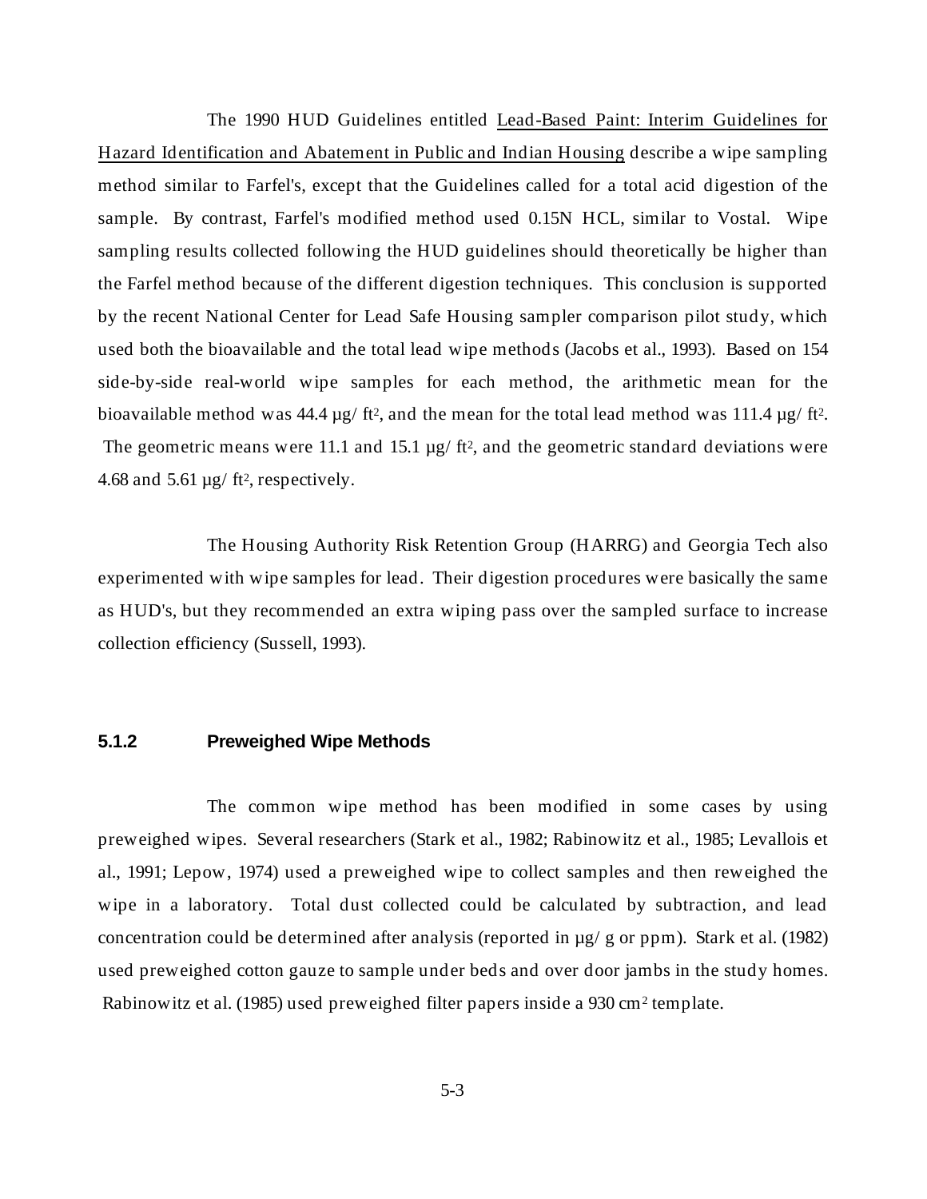The 1990 HUD Guidelines entitled Lead-Based Paint: Interim Guidelines for Hazard Identification and Abatement in Public and Indian Housing describe a wipe sampling method similar to Farfel's, except that the Guidelines called for a total acid digestion of the sample. By contrast, Farfel's modified method used 0.15N HCL, similar to Vostal. Wipe sampling results collected following the HUD guidelines should theoretically be higher than the Farfel method because of the different digestion techniques. This conclusion is supported by the recent National Center for Lead Safe Housing sampler comparison pilot study, which used both the bioavailable and the total lead wipe methods (Jacobs et al., 1993). Based on 154 side-by-side real-world wipe samples for each method, the arithmetic mean for the bioavailable method was 44.4 µg/ $ft^2$, and the mean for the total lead method was 111.4 µg/ $ft^2$. The geometric means were 11.1 and 15.1 µg/ $ft^2$, and the geometric standard deviations were 4.68 and 5.61 µg/ $ft^2$, respectively.

The Housing Authority Risk Retention Group (HARRG) and Georgia Tech also experimented with wipe samples for lead. Their digestion procedures were basically the same as HUD's, but they recommended an extra wiping pass over the sampled surface to increase collection efficiency (Sussell, 1993).

### 5.1.2 Preweighed Wipe Methods

The common wipe method has been modified in some cases by using preweighed wipes. Several researchers (Stark et al., 1982; Rabinowitz et al., 1985; Levallois et al., 1991; Lepow, 1974) used a preweighed wipe to collect samples and then reweighed the wipe in a laboratory. Total dust collected could be calculated by subtraction, and lead concentration could be determined after analysis (reported in µg/ g or ppm). Stark et al. (1982) used preweighed cotton gauze to sample under beds and over door jambs in the study homes. Rabinowitz et al. (1985) used preweighed filter papers inside a 930 $cm^2$ template.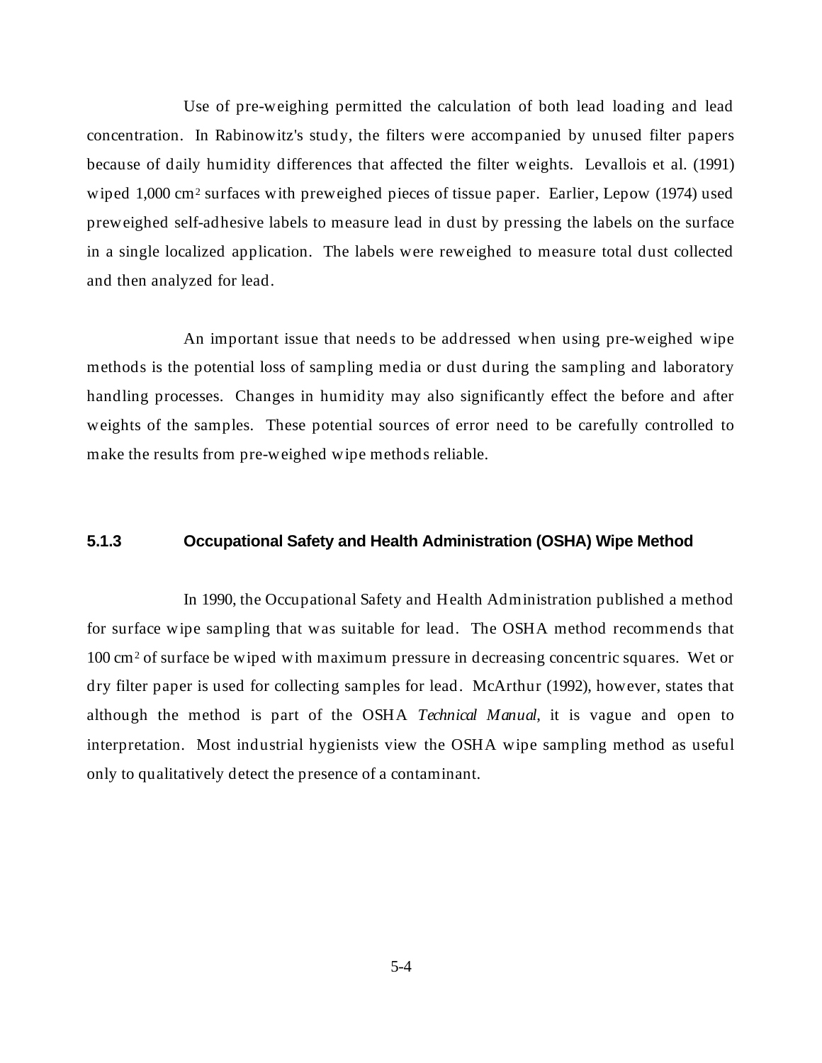Use of pre-weighing permitted the calculation of both lead loading and lead concentration. In Rabinowitz's study, the filters were accompanied by unused filter papers because of daily humidity differences that affected the filter weights. Levallois et al. (1991) wiped 1,000 $cm^2$ surfaces with preweighed pieces of tissue paper. Earlier, Lepow (1974) used preweighed self-adhesive labels to measure lead in dust by pressing the labels on the surface in a single localized application. The labels were reweighed to measure total dust collected and then analyzed for lead.

An important issue that needs to be addressed when using pre-weighed wipe methods is the potential loss of sampling media or dust during the sampling and laboratory handling processes. Changes in humidity may also significantly effect the before and after weights of the samples. These potential sources of error need to be carefully controlled to make the results from pre-weighed wipe methods reliable.

### 5.1.3 Occupational Safety and Health Administration (OSHA) Wipe Method

In 1990, the Occupational Safety and Health Administration published a method for surface wipe sampling that was suitable for lead. The OSHA method recommends that 100 $cm^2$ of surface be wiped with maximum pressure in decreasing concentric squares. Wet or dry filter paper is used for collecting samples for lead. McArthur (1992), however, states that although the method is part of the OSHA *Technical Manual*, it is vague and open to interpretation. Most industrial hygienists view the OSHA wipe sampling method as useful only to qualitatively detect the presence of a contaminant.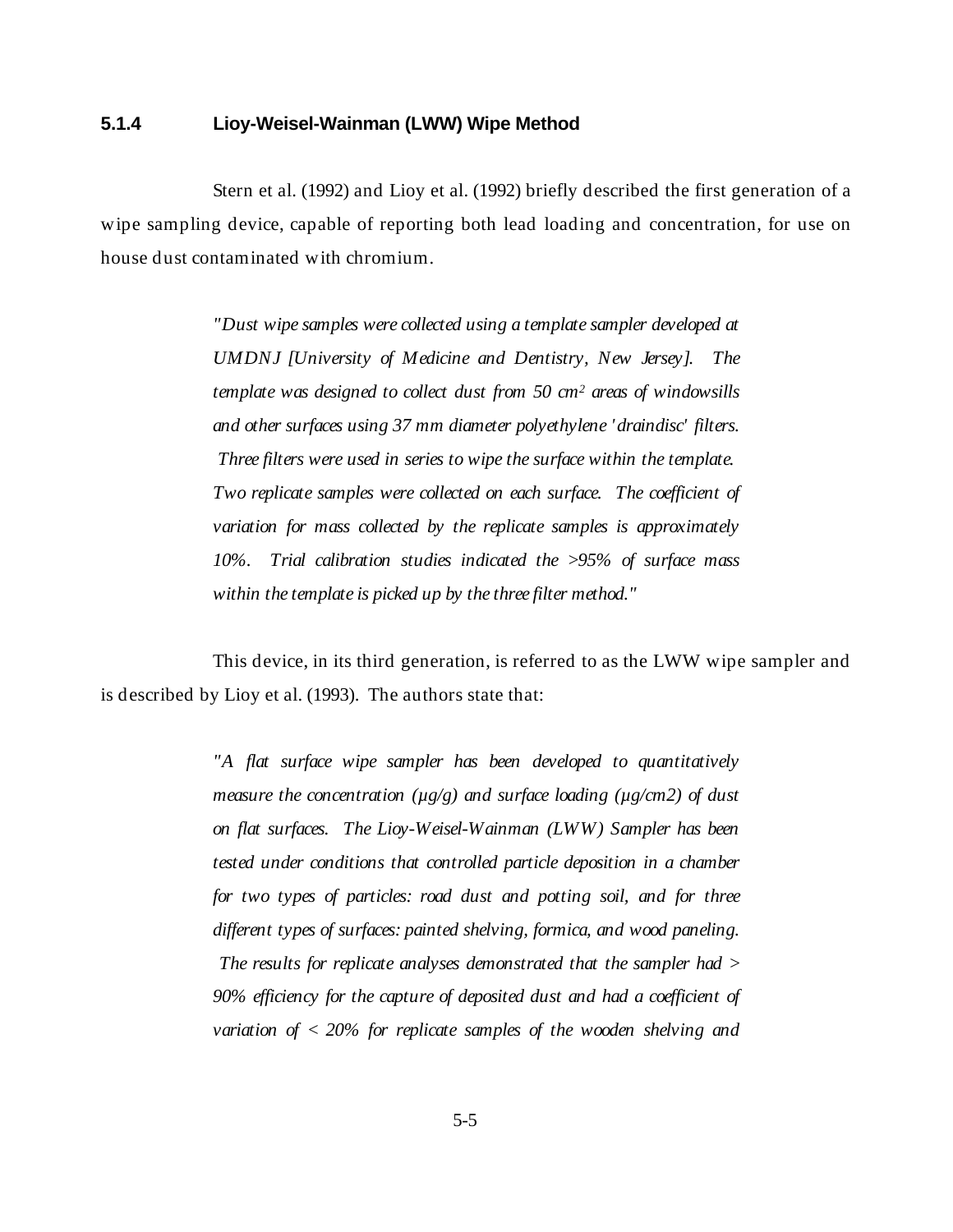### 5.1.4 Lioy-Weisel-Wainman (LWW) Wipe Method

Stern et al. (1992) and Lioy et al. (1992) briefly described the first generation of a wipe sampling device, capable of reporting both lead loading and concentration, for use on house dust contaminated with chromium.

> *"Dust wipe samples were collected using a template sampler developed at UMDNJ [University of Medicine and Dentistry, New Jersey]. The template was designed to collect dust from 50 cm$^2$ areas of windowsills and other surfaces using 37 mm diameter polyethylene 'draindisc' filters. Three filters were used in series to wipe the surface within the template. Two replicate samples were collected on each surface. The coefficient of variation for mass collected by the replicate samples is approximately 10%. Trial calibration studies indicated the >95% of surface mass within the template is picked up by the three filter method."*

This device, in its third generation, is referred to as the LWW wipe sampler and is described by Lioy et al. (1993). The authors state that:

> *"A flat surface wipe sampler has been developed to quantitatively measure the concentration (µg/g) and surface loading (µg/cm2) of dust on flat surfaces. The Lioy-Weisel-Wainman (LWW) Sampler has been tested under conditions that controlled particle deposition in a chamber for two types of particles: road dust and potting soil, and for three different types of surfaces: painted shelving, formica, and wood paneling. The results for replicate analyses demonstrated that the sampler had > 90% efficiency for the capture of deposited dust and had a coefficient of variation of < 20% for replicate samples of the wooden shelving and*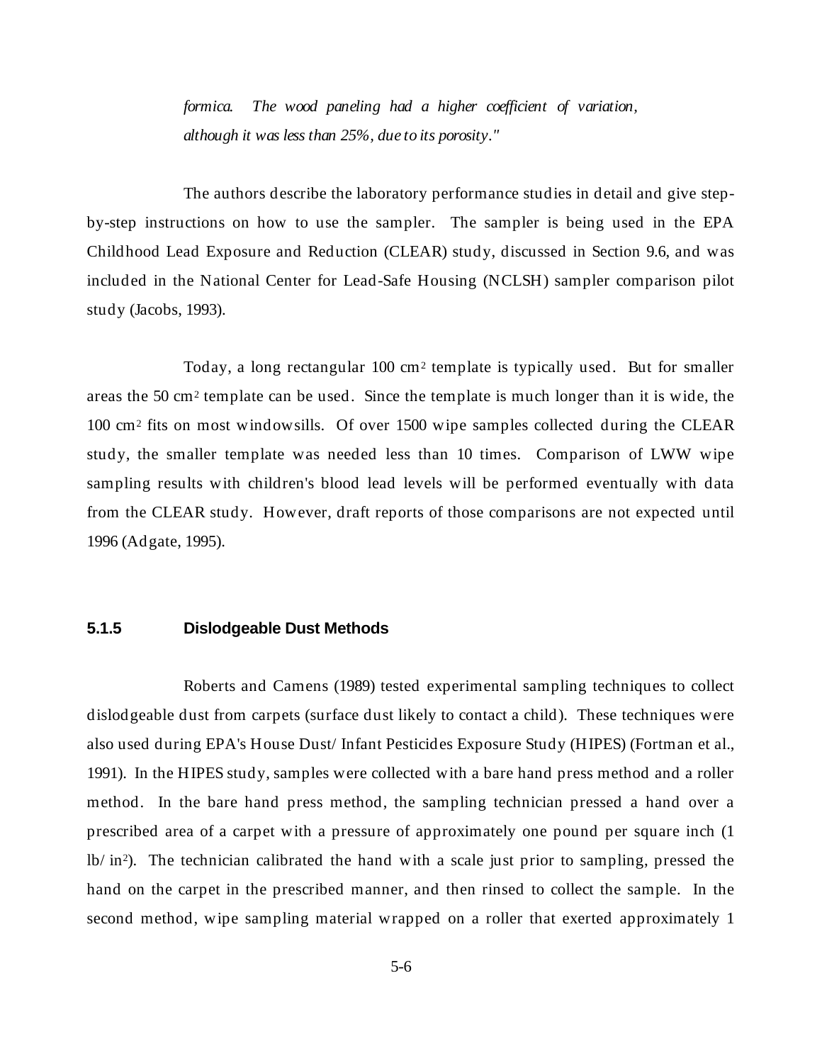*formica. The wood paneling had a higher coefficient of variation, although it was less than 25%, due to its porosity."*

The authors describe the laboratory performance studies in detail and give step-by-step instructions on how to use the sampler. The sampler is being used in the EPA Childhood Lead Exposure and Reduction (CLEAR) study, discussed in Section 9.6, and was included in the National Center for Lead-Safe Housing (NCLSH) sampler comparison pilot study (Jacobs, 1993).

Today, a long rectangular 100 $cm^2$ template is typically used. But for smaller areas the 50 $cm^2$ template can be used. Since the template is much longer than it is wide, the 100 $cm^2$ fits on most windowsills. Of over 1500 wipe samples collected during the CLEAR study, the smaller template was needed less than 10 times. Comparison of LWW wipe sampling results with children's blood lead levels will be performed eventually with data from the CLEAR study. However, draft reports of those comparisons are not expected until 1996 (Adgate, 1995).

### 5.1.5 Dislodgeable Dust Methods

Roberts and Camens (1989) tested experimental sampling techniques to collect dislodgeable dust from carpets (surface dust likely to contact a child). These techniques were also used during EPA's House Dust/ Infant Pesticides Exposure Study (HIPES) (Fortman et al., 1991). In the HIPES study, samples were collected with a bare hand press method and a roller method. In the bare hand press method, the sampling technician pressed a hand over a prescribed area of a carpet with a pressure of approximately one pound per square inch (1 $lb/in^2$). The technician calibrated the hand with a scale just prior to sampling, pressed the hand on the carpet in the prescribed manner, and then rinsed to collect the sample. In the second method, wipe sampling material wrapped on a roller that exerted approximately 1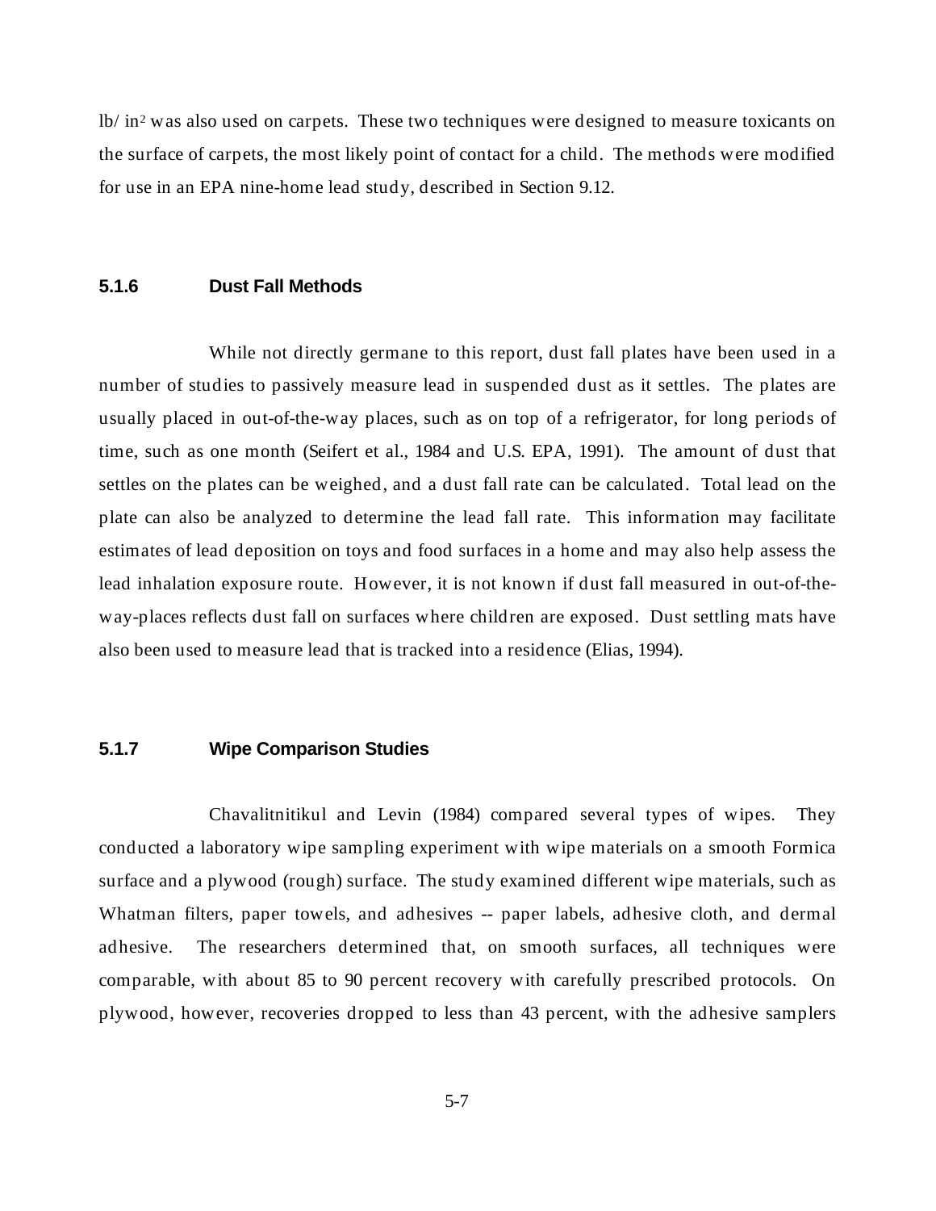lb/ in$^2$ was also used on carpets. These two techniques were designed to measure toxicants on the surface of carpets, the most likely point of contact for a child. The methods were modified for use in an EPA nine-home lead study, described in Section 9.12.

### 5.1.6 Dust Fall Methods

While not directly germane to this report, dust fall plates have been used in a number of studies to passively measure lead in suspended dust as it settles. The plates are usually placed in out-of-the-way places, such as on top of a refrigerator, for long periods of time, such as one month (Seifert et al., 1984 and U.S. EPA, 1991). The amount of dust that settles on the plates can be weighed, and a dust fall rate can be calculated. Total lead on the plate can also be analyzed to determine the lead fall rate. This information may facilitate estimates of lead deposition on toys and food surfaces in a home and may also help assess the lead inhalation exposure route. However, it is not known if dust fall measured in out-of-the-way-places reflects dust fall on surfaces where children are exposed. Dust settling mats have also been used to measure lead that is tracked into a residence (Elias, 1994).

### 5.1.7 Wipe Comparison Studies

Chavalitnitikul and Levin (1984) compared several types of wipes. They conducted a laboratory wipe sampling experiment with wipe materials on a smooth Formica surface and a plywood (rough) surface. The study examined different wipe materials, such as Whatman filters, paper towels, and adhesives -- paper labels, adhesive cloth, and dermal adhesive. The researchers determined that, on smooth surfaces, all techniques were comparable, with about 85 to 90 percent recovery with carefully prescribed protocols. On plywood, however, recoveries dropped to less than 43 percent, with the adhesive samplers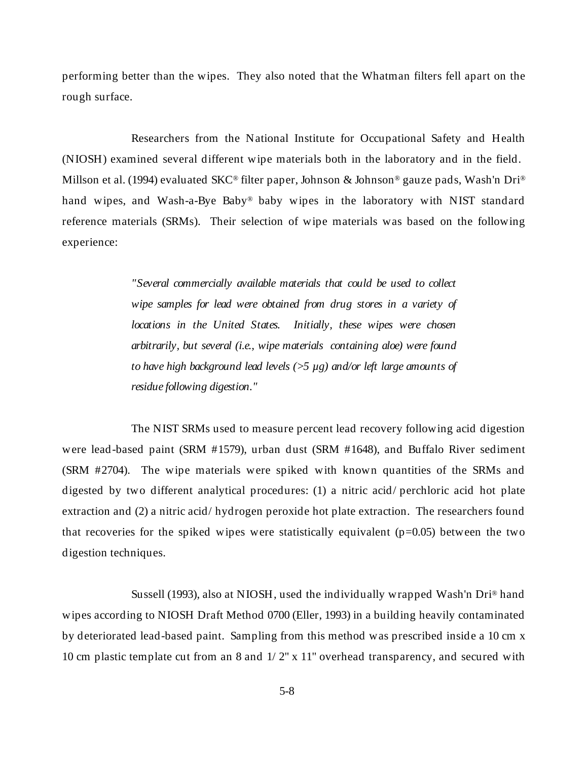performing better than the wipes. They also noted that the Whatman filters fell apart on the rough surface.

Researchers from the National Institute for Occupational Safety and Health (NIOSH) examined several different wipe materials both in the laboratory and in the field. Millson et al. (1994) evaluated SKC® filter paper, Johnson & Johnson® gauze pads, Wash'n Dri® hand wipes, and Wash-a-Bye Baby® baby wipes in the laboratory with NIST standard reference materials (SRMs). Their selection of wipe materials was based on the following experience:

> *"Several commercially available materials that could be used to collect wipe samples for lead were obtained from drug stores in a variety of locations in the United States. Initially, these wipes were chosen arbitrarily, but several (i.e., wipe materials containing aloe) were found to have high background lead levels (>5 µg) and/or left large amounts of residue following digestion."*

The NIST SRMs used to measure percent lead recovery following acid digestion were lead-based paint (SRM #1579), urban dust (SRM #1648), and Buffalo River sediment (SRM #2704). The wipe materials were spiked with known quantities of the SRMs and digested by two different analytical procedures: (1) a nitric acid/ perchloric acid hot plate extraction and (2) a nitric acid/ hydrogen peroxide hot plate extraction. The researchers found that recoveries for the spiked wipes were statistically equivalent ($p=0.05$) between the two digestion techniques.

Sussell (1993), also at NIOSH, used the individually wrapped Wash'n Dri® hand wipes according to NIOSH Draft Method 0700 (Eller, 1993) in a building heavily contaminated by deteriorated lead-based paint. Sampling from this method was prescribed inside a 10 cm x 10 cm plastic template cut from an 8 and 1/ 2" x 11" overhead transparency, and secured with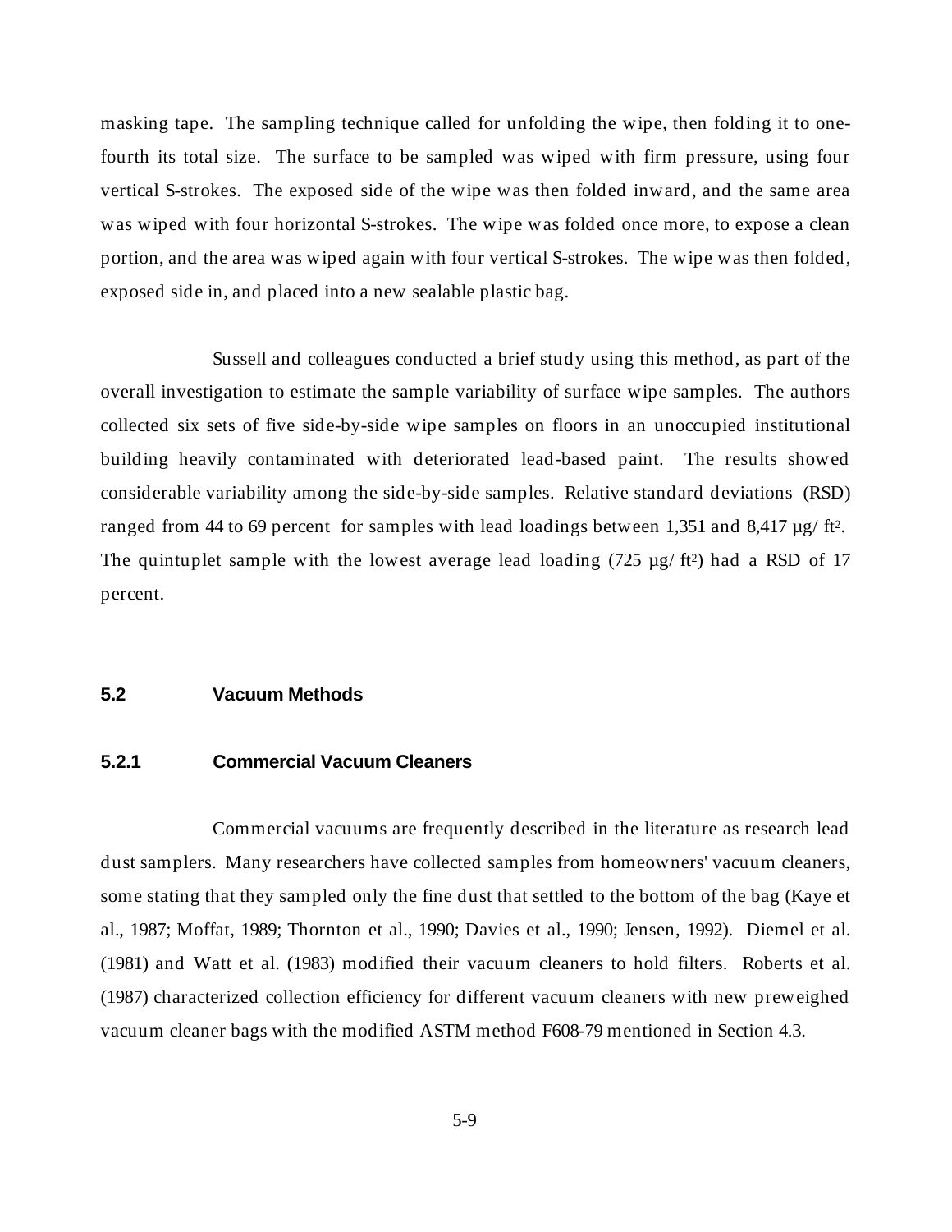masking tape. The sampling technique called for unfolding the wipe, then folding it to one-fourth its total size. The surface to be sampled was wiped with firm pressure, using four vertical S-strokes. The exposed side of the wipe was then folded inward, and the same area was wiped with four horizontal S-strokes. The wipe was folded once more, to expose a clean portion, and the area was wiped again with four vertical S-strokes. The wipe was then folded, exposed side in, and placed into a new sealable plastic bag.

Sussell and colleagues conducted a brief study using this method, as part of the overall investigation to estimate the sample variability of surface wipe samples. The authors collected six sets of five side-by-side wipe samples on floors in an unoccupied institutional building heavily contaminated with deteriorated lead-based paint. The results showed considerable variability among the side-by-side samples. Relative standard deviations (RSD) ranged from 44 to 69 percent for samples with lead loadings between 1,351 and 8,417 µg/ ft$^2$. The quintuplet sample with the lowest average lead loading (725 µg/ ft$^2$) had a RSD of 17 percent.

## 5.2 Vacuum Methods

### 5.2.1 Commercial Vacuum Cleaners

Commercial vacuums are frequently described in the literature as research lead dust samplers. Many researchers have collected samples from homeowners' vacuum cleaners, some stating that they sampled only the fine dust that settled to the bottom of the bag (Kaye et al., 1987; Moffat, 1989; Thornton et al., 1990; Davies et al., 1990; Jensen, 1992). Diemel et al. (1981) and Watt et al. (1983) modified their vacuum cleaners to hold filters. Roberts et al. (1987) characterized collection efficiency for different vacuum cleaners with new preweighed vacuum cleaner bags with the modified ASTM method F608-79 mentioned in Section 4.3.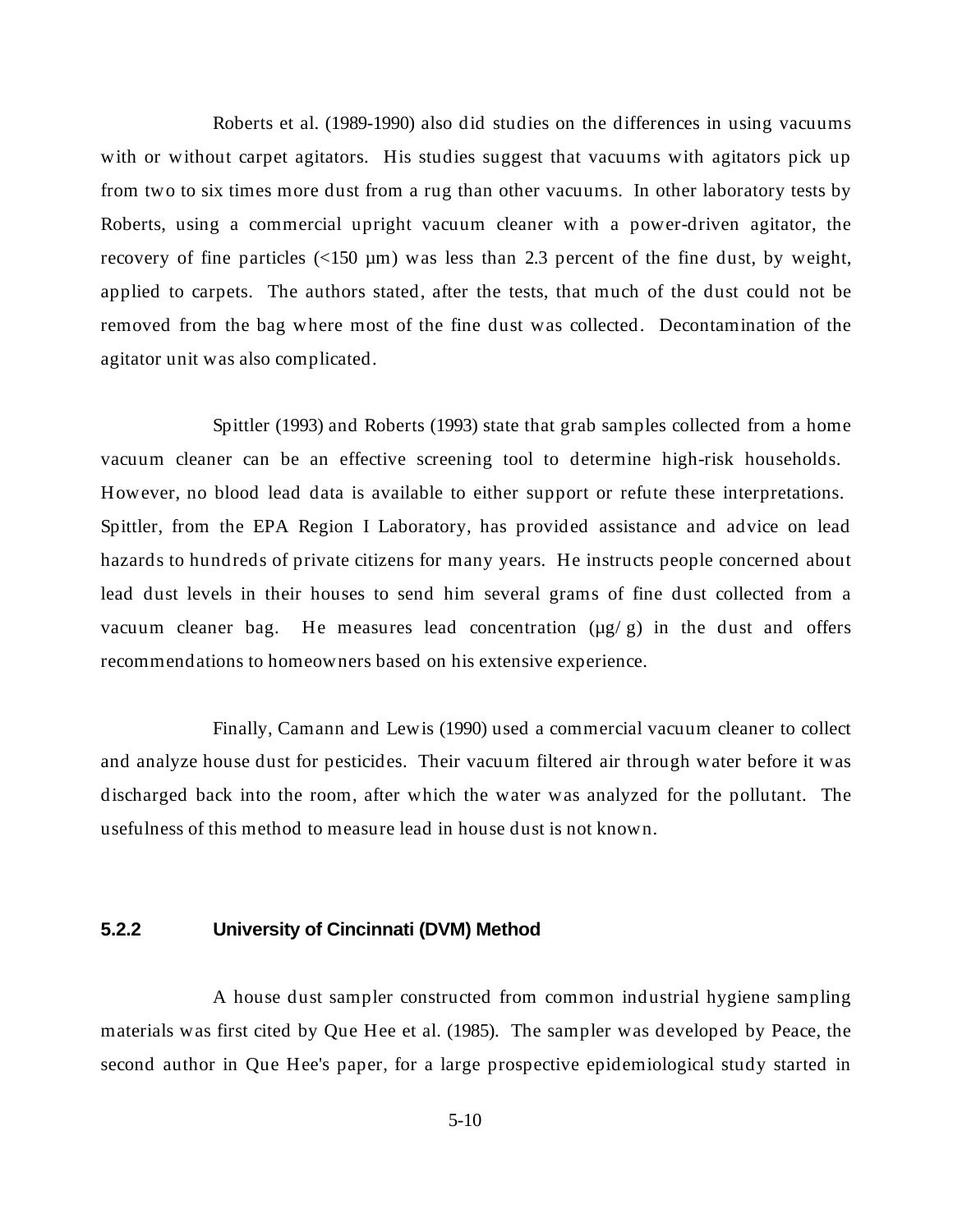Roberts et al. (1989-1990) also did studies on the differences in using vacuums with or without carpet agitators. His studies suggest that vacuums with agitators pick up from two to six times more dust from a rug than other vacuums. In other laboratory tests by Roberts, using a commercial upright vacuum cleaner with a power-driven agitator, the recovery of fine particles (<150 µm) was less than 2.3 percent of the fine dust, by weight, applied to carpets. The authors stated, after the tests, that much of the dust could not be removed from the bag where most of the fine dust was collected. Decontamination of the agitator unit was also complicated.

Spittler (1993) and Roberts (1993) state that grab samples collected from a home vacuum cleaner can be an effective screening tool to determine high-risk households. However, no blood lead data is available to either support or refute these interpretations. Spittler, from the EPA Region I Laboratory, has provided assistance and advice on lead hazards to hundreds of private citizens for many years. He instructs people concerned about lead dust levels in their houses to send him several grams of fine dust collected from a vacuum cleaner bag. He measures lead concentration (µg/ g) in the dust and offers recommendations to homeowners based on his extensive experience.

Finally, Camann and Lewis (1990) used a commercial vacuum cleaner to collect and analyze house dust for pesticides. Their vacuum filtered air through water before it was discharged back into the room, after which the water was analyzed for the pollutant. The usefulness of this method to measure lead in house dust is not known.

### 5.2.2 University of Cincinnati (DVM) Method

A house dust sampler constructed from common industrial hygiene sampling materials was first cited by Que Hee et al. (1985). The sampler was developed by Peace, the second author in Que Hee's paper, for a large prospective epidemiological study started in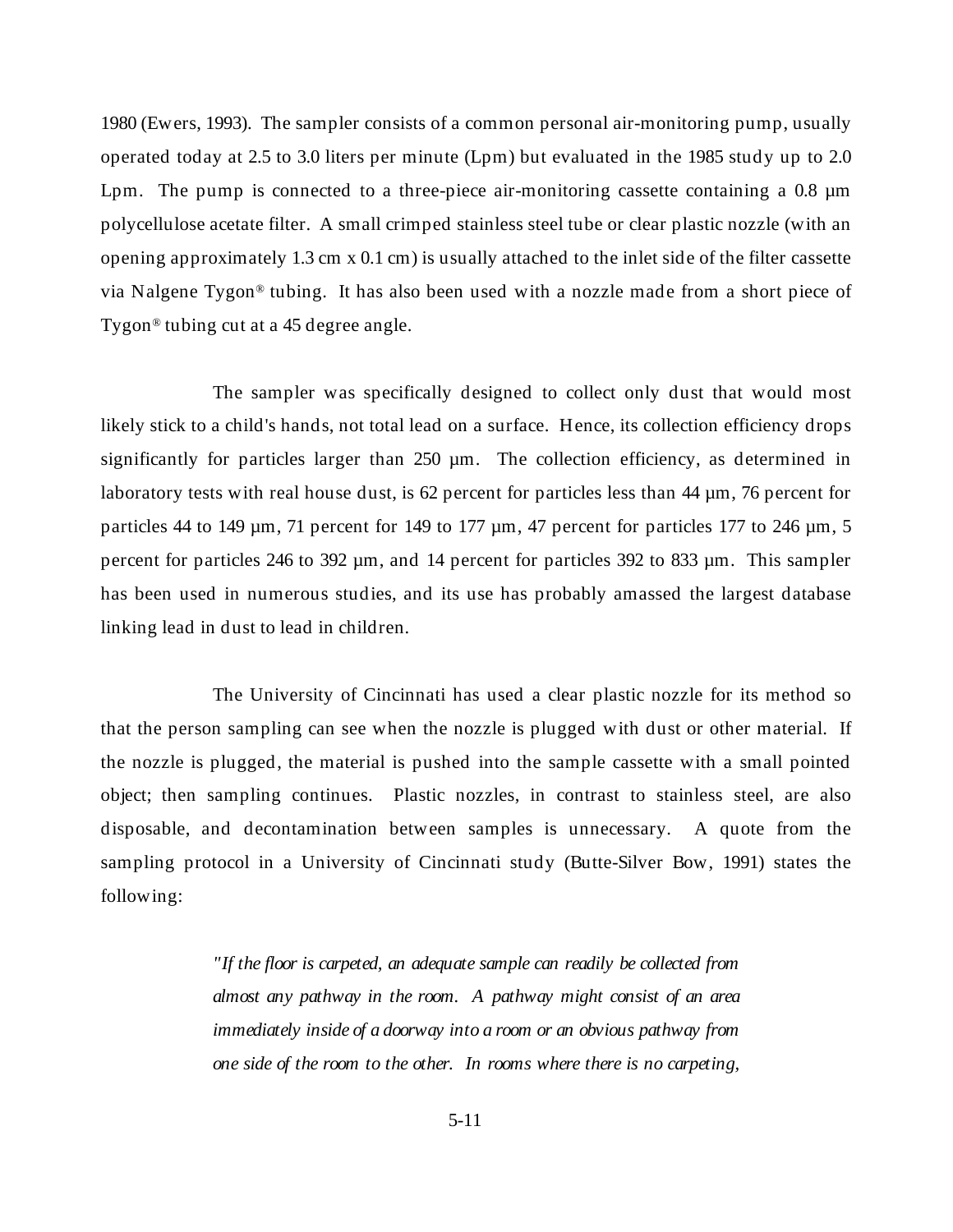1980 (Ewers, 1993). The sampler consists of a common personal air-monitoring pump, usually operated today at 2.5 to 3.0 liters per minute (Lpm) but evaluated in the 1985 study up to 2.0 Lpm. The pump is connected to a three-piece air-monitoring cassette containing a 0.8 µm polycellulose acetate filter. A small crimped stainless steel tube or clear plastic nozzle (with an opening approximately 1.3 cm x 0.1 cm) is usually attached to the inlet side of the filter cassette via Nalgene Tygon® tubing. It has also been used with a nozzle made from a short piece of Tygon® tubing cut at a 45 degree angle.

The sampler was specifically designed to collect only dust that would most likely stick to a child's hands, not total lead on a surface. Hence, its collection efficiency drops significantly for particles larger than 250 µm. The collection efficiency, as determined in laboratory tests with real house dust, is 62 percent for particles less than 44 µm, 76 percent for particles 44 to 149 µm, 71 percent for 149 to 177 µm, 47 percent for particles 177 to 246 µm, 5 percent for particles 246 to 392 µm, and 14 percent for particles 392 to 833 µm. This sampler has been used in numerous studies, and its use has probably amassed the largest database linking lead in dust to lead in children.

The University of Cincinnati has used a clear plastic nozzle for its method so that the person sampling can see when the nozzle is plugged with dust or other material. If the nozzle is plugged, the material is pushed into the sample cassette with a small pointed object; then sampling continues. Plastic nozzles, in contrast to stainless steel, are also disposable, and decontamination between samples is unnecessary. A quote from the sampling protocol in a University of Cincinnati study (Butte-Silver Bow, 1991) states the following:

> *"If the floor is carpeted, an adequate sample can readily be collected from almost any pathway in the room. A pathway might consist of an area immediately inside of a doorway into a room or an obvious pathway from one side of the room to the other. In rooms where there is no carpeting,*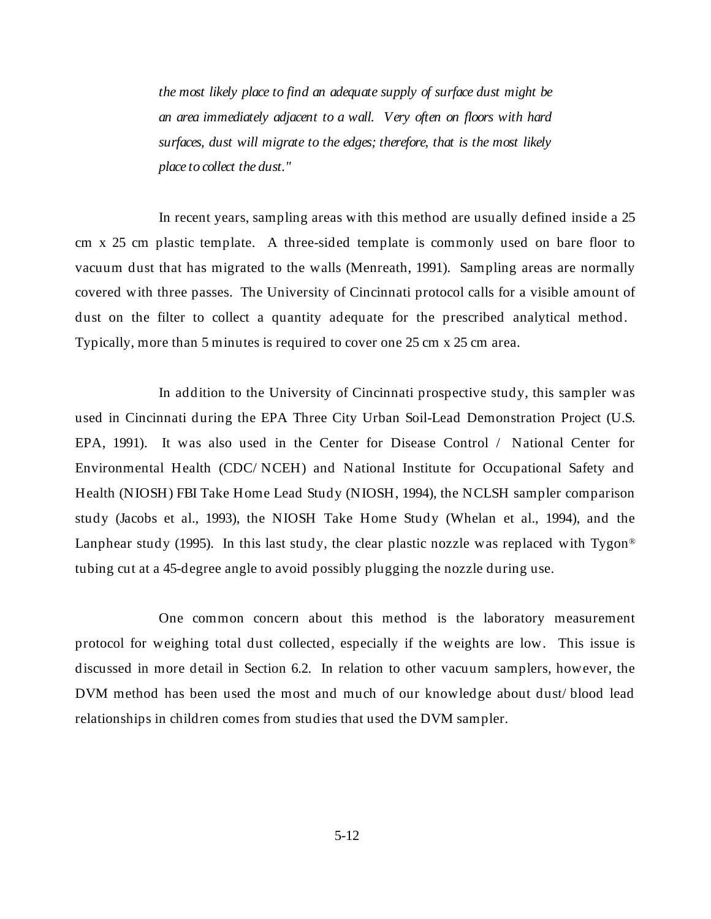*the most likely place to find an adequate supply of surface dust might be an area immediately adjacent to a wall. Very often on floors with hard surfaces, dust will migrate to the edges; therefore, that is the most likely place to collect the dust."*

In recent years, sampling areas with this method are usually defined inside a 25 cm x 25 cm plastic template. A three-sided template is commonly used on bare floor to vacuum dust that has migrated to the walls (Menreath, 1991). Sampling areas are normally covered with three passes. The University of Cincinnati protocol calls for a visible amount of dust on the filter to collect a quantity adequate for the prescribed analytical method. Typically, more than 5 minutes is required to cover one 25 cm x 25 cm area.

In addition to the University of Cincinnati prospective study, this sampler was used in Cincinnati during the EPA Three City Urban Soil-Lead Demonstration Project (U.S. EPA, 1991). It was also used in the Center for Disease Control / National Center for Environmental Health (CDC/NCEH) and National Institute for Occupational Safety and Health (NIOSH) FBI Take Home Lead Study (NIOSH, 1994), the NCLSH sampler comparison study (Jacobs et al., 1993), the NIOSH Take Home Study (Whelan et al., 1994), and the Lanphear study (1995). In this last study, the clear plastic nozzle was replaced with Tygon® tubing cut at a 45-degree angle to avoid possibly plugging the nozzle during use.

One common concern about this method is the laboratory measurement protocol for weighing total dust collected, especially if the weights are low. This issue is discussed in more detail in Section 6.2. In relation to other vacuum samplers, however, the DVM method has been used the most and much of our knowledge about dust/blood lead relationships in children comes from studies that used the DVM sampler.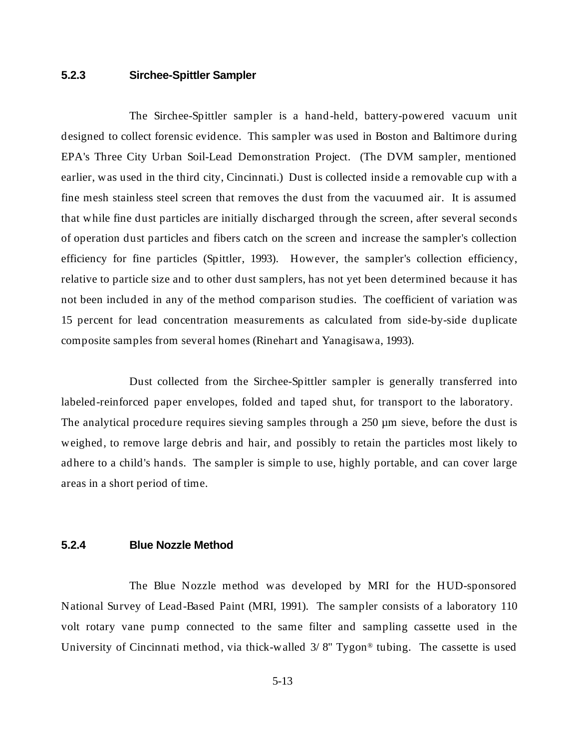### 5.2.3 Sirchee-Spittler Sampler

The Sirchee-Spittler sampler is a hand-held, battery-powered vacuum unit designed to collect forensic evidence. This sampler was used in Boston and Baltimore during EPA's Three City Urban Soil-Lead Demonstration Project. (The DVM sampler, mentioned earlier, was used in the third city, Cincinnati.) Dust is collected inside a removable cup with a fine mesh stainless steel screen that removes the dust from the vacuumed air. It is assumed that while fine dust particles are initially discharged through the screen, after several seconds of operation dust particles and fibers catch on the screen and increase the sampler's collection efficiency for fine particles (Spittler, 1993). However, the sampler's collection efficiency, relative to particle size and to other dust samplers, has not yet been determined because it has not been included in any of the method comparison studies. The coefficient of variation was 15 percent for lead concentration measurements as calculated from side-by-side duplicate composite samples from several homes (Rinehart and Yanagisawa, 1993).

Dust collected from the Sirchee-Spittler sampler is generally transferred into labeled-reinforced paper envelopes, folded and taped shut, for transport to the laboratory. The analytical procedure requires sieving samples through a 250 µm sieve, before the dust is weighed, to remove large debris and hair, and possibly to retain the particles most likely to adhere to a child's hands. The sampler is simple to use, highly portable, and can cover large areas in a short period of time.

### 5.2.4 Blue Nozzle Method

The Blue Nozzle method was developed by MRI for the HUD-sponsored National Survey of Lead-Based Paint (MRI, 1991). The sampler consists of a laboratory 110 volt rotary vane pump connected to the same filter and sampling cassette used in the University of Cincinnati method, via thick-walled 3/8" Tygon® tubing. The cassette is used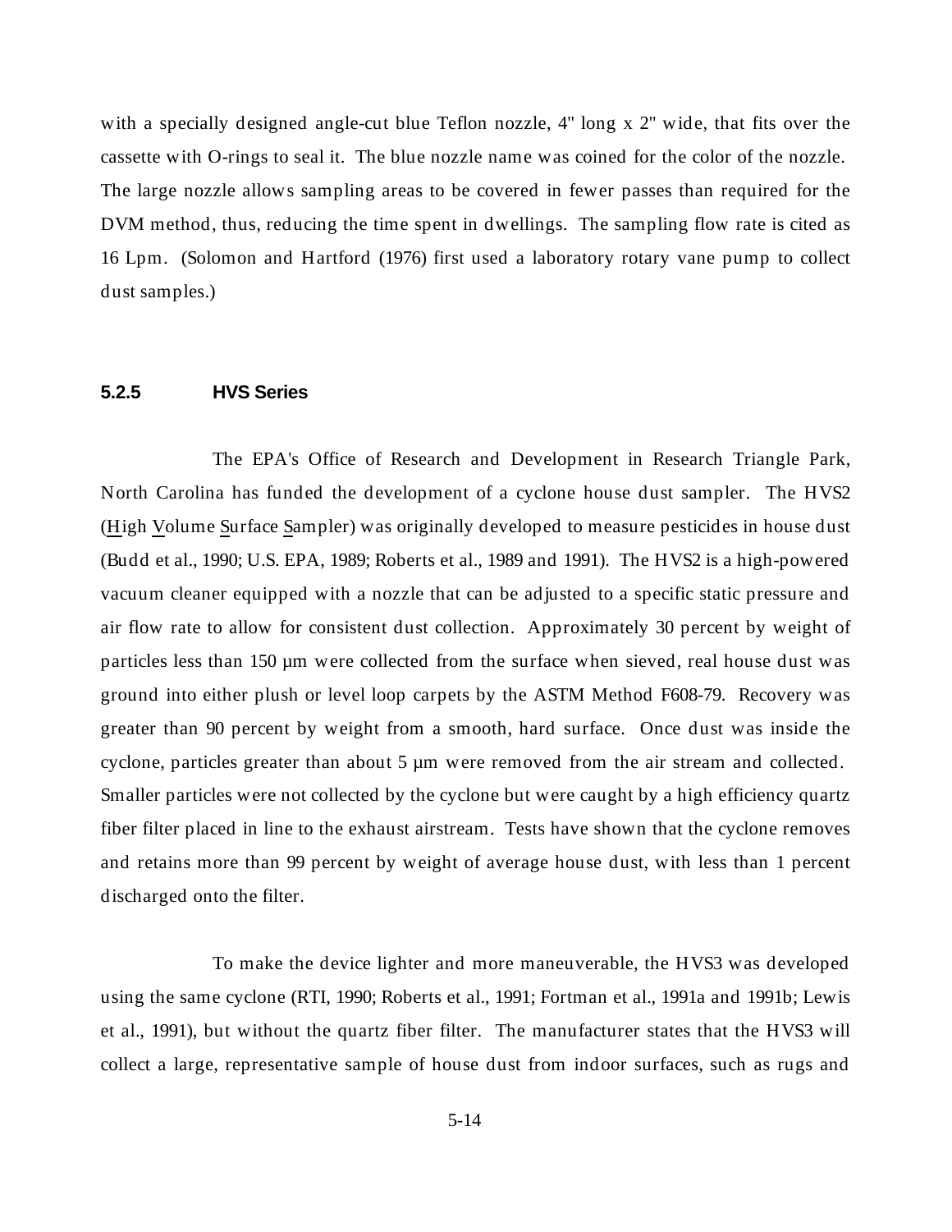with a specially designed angle-cut blue Teflon nozzle, 4" long x 2" wide, that fits over the cassette with O-rings to seal it. The blue nozzle name was coined for the color of the nozzle. The large nozzle allows sampling areas to be covered in fewer passes than required for the DVM method, thus, reducing the time spent in dwellings. The sampling flow rate is cited as 16 Lpm. (Solomon and Hartford (1976) first used a laboratory rotary vane pump to collect dust samples.)

### 5.2.5 HVS Series

The EPA's Office of Research and Development in Research Triangle Park, North Carolina has funded the development of a cyclone house dust sampler. The HVS2 (High Volume Surface Sampler) was originally developed to measure pesticides in house dust (Budd et al., 1990; U.S. EPA, 1989; Roberts et al., 1989 and 1991). The HVS2 is a high-powered vacuum cleaner equipped with a nozzle that can be adjusted to a specific static pressure and air flow rate to allow for consistent dust collection. Approximately 30 percent by weight of particles less than 150 µm were collected from the surface when sieved, real house dust was ground into either plush or level loop carpets by the ASTM Method F608-79. Recovery was greater than 90 percent by weight from a smooth, hard surface. Once dust was inside the cyclone, particles greater than about 5 µm were removed from the air stream and collected. Smaller particles were not collected by the cyclone but were caught by a high efficiency quartz fiber filter placed in line to the exhaust airstream. Tests have shown that the cyclone removes and retains more than 99 percent by weight of average house dust, with less than 1 percent discharged onto the filter.

To make the device lighter and more maneuverable, the HVS3 was developed using the same cyclone (RTI, 1990; Roberts et al., 1991; Fortman et al., 1991a and 1991b; Lewis et al., 1991), but without the quartz fiber filter. The manufacturer states that the HVS3 will collect a large, representative sample of house dust from indoor surfaces, such as rugs and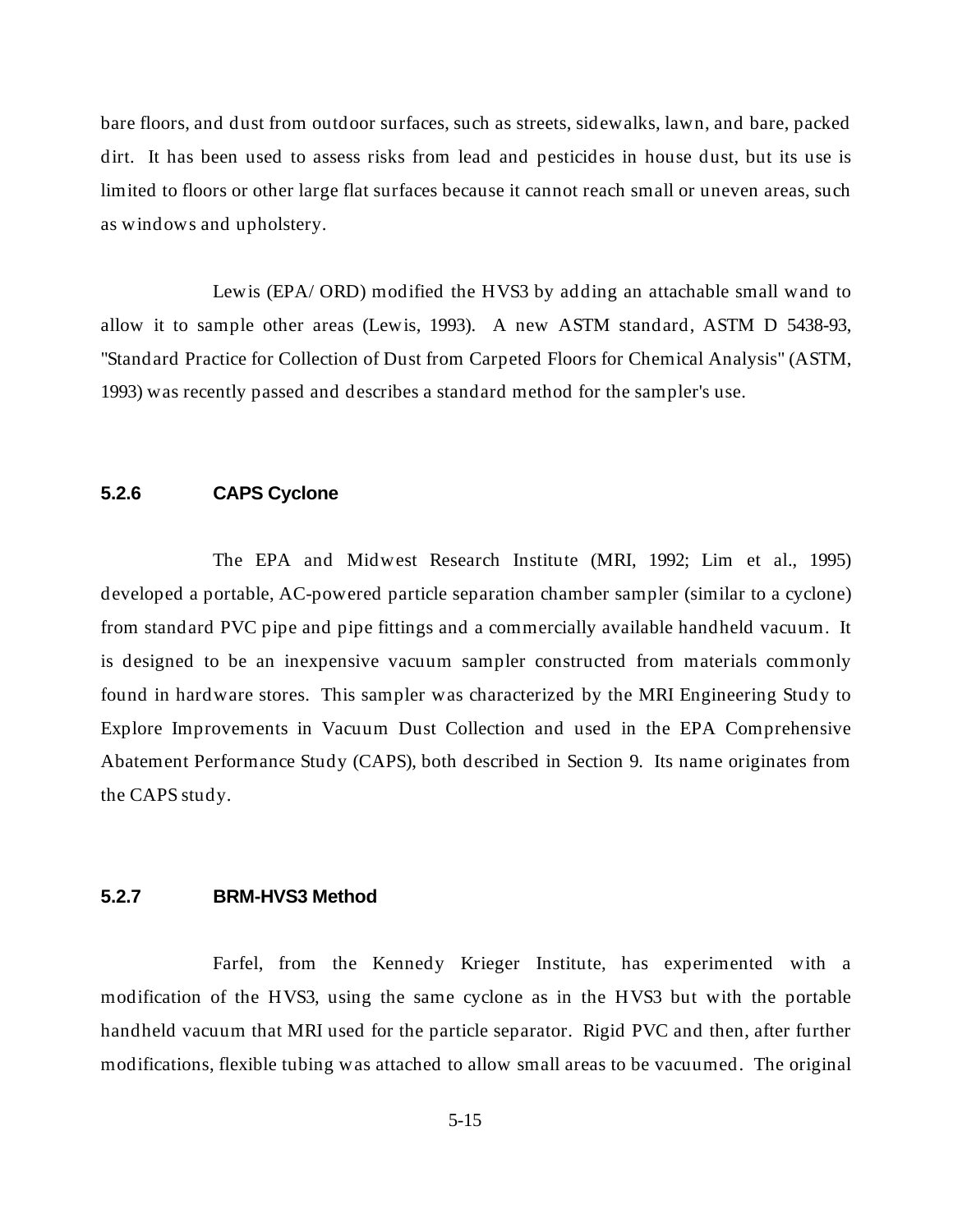bare floors, and dust from outdoor surfaces, such as streets, sidewalks, lawn, and bare, packed dirt. It has been used to assess risks from lead and pesticides in house dust, but its use is limited to floors or other large flat surfaces because it cannot reach small or uneven areas, such as windows and upholstery.

Lewis (EPA/ ORD) modified the HVS3 by adding an attachable small wand to allow it to sample other areas (Lewis, 1993). A new ASTM standard, ASTM D 5438-93, "Standard Practice for Collection of Dust from Carpeted Floors for Chemical Analysis" (ASTM, 1993) was recently passed and describes a standard method for the sampler's use.

### 5.2.6 CAPS Cyclone

The EPA and Midwest Research Institute (MRI, 1992; Lim et al., 1995) developed a portable, AC-powered particle separation chamber sampler (similar to a cyclone) from standard PVC pipe and pipe fittings and a commercially available handheld vacuum. It is designed to be an inexpensive vacuum sampler constructed from materials commonly found in hardware stores. This sampler was characterized by the MRI Engineering Study to Explore Improvements in Vacuum Dust Collection and used in the EPA Comprehensive Abatement Performance Study (CAPS), both described in Section 9. Its name originates from the CAPS study.

### 5.2.7 BRM-HVS3 Method

Farfel, from the Kennedy Krieger Institute, has experimented with a modification of the HVS3, using the same cyclone as in the HVS3 but with the portable handheld vacuum that MRI used for the particle separator. Rigid PVC and then, after further modifications, flexible tubing was attached to allow small areas to be vacuumed. The original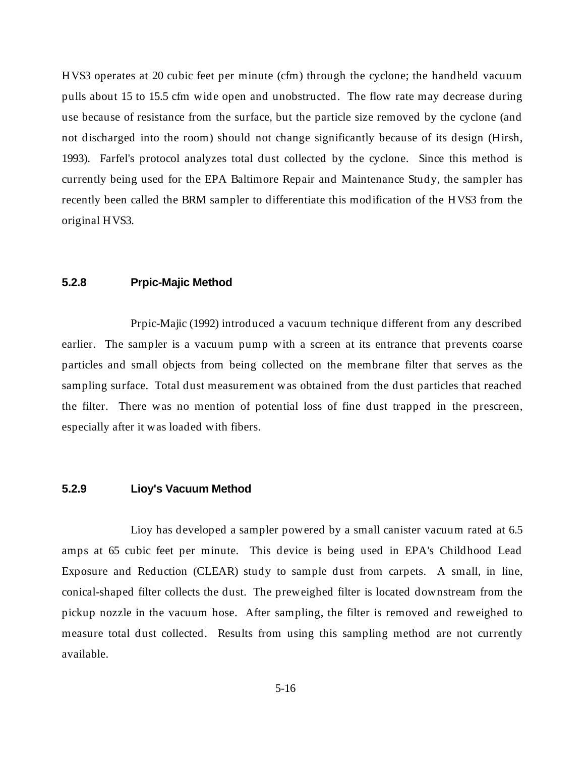HVS3 operates at 20 cubic feet per minute (cfm) through the cyclone; the handheld vacuum pulls about 15 to 15.5 cfm wide open and unobstructed. The flow rate may decrease during use because of resistance from the surface, but the particle size removed by the cyclone (and not discharged into the room) should not change significantly because of its design (Hirsh, 1993). Farfel's protocol analyzes total dust collected by the cyclone. Since this method is currently being used for the EPA Baltimore Repair and Maintenance Study, the sampler has recently been called the BRM sampler to differentiate this modification of the HVS3 from the original HVS3.

### 5.2.8 Prpic-Majic Method

Prpic-Majic (1992) introduced a vacuum technique different from any described earlier. The sampler is a vacuum pump with a screen at its entrance that prevents coarse particles and small objects from being collected on the membrane filter that serves as the sampling surface. Total dust measurement was obtained from the dust particles that reached the filter. There was no mention of potential loss of fine dust trapped in the prescreen, especially after it was loaded with fibers.

### 5.2.9 Lioy's Vacuum Method

Lioy has developed a sampler powered by a small canister vacuum rated at 6.5 amps at 65 cubic feet per minute. This device is being used in EPA's Childhood Lead Exposure and Reduction (CLEAR) study to sample dust from carpets. A small, in line, conical-shaped filter collects the dust. The preweighed filter is located downstream from the pickup nozzle in the vacuum hose. After sampling, the filter is removed and reweighed to measure total dust collected. Results from using this sampling method are not currently available.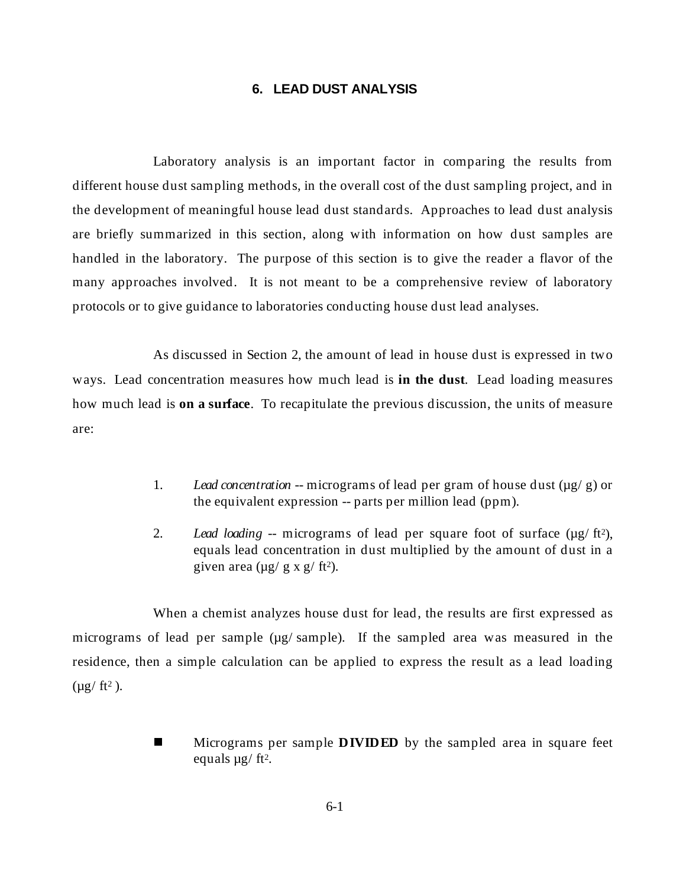## 6. LEAD DUST ANALYSIS

Laboratory analysis is an important factor in comparing the results from different house dust sampling methods, in the overall cost of the dust sampling project, and in the development of meaningful house lead dust standards. Approaches to lead dust analysis are briefly summarized in this section, along with information on how dust samples are handled in the laboratory. The purpose of this section is to give the reader a flavor of the many approaches involved. It is not meant to be a comprehensive review of laboratory protocols or to give guidance to laboratories conducting house dust lead analyses.

As discussed in Section 2, the amount of lead in house dust is expressed in two ways. Lead concentration measures how much lead is **in the dust**. Lead loading measures how much lead is **on a surface**. To recapitulate the previous discussion, the units of measure are:

1. *Lead concentration* -- micrograms of lead per gram of house dust (µg/ g) or the equivalent expression -- parts per million lead (ppm).

2. *Lead loading* -- micrograms of lead per square foot of surface (µg/ $ft^2$), equals lead concentration in dust multiplied by the amount of dust in a given area (µg/ g x g/ $ft^2$).

When a chemist analyzes house dust for lead, the results are first expressed as micrograms of lead per sample (µg/ sample). If the sampled area was measured in the residence, then a simple calculation can be applied to express the result as a lead loading (µg/ $ft^2$ ).

- Micrograms per sample **DIVIDED** by the sampled area in square feet equals µg/ $ft^2$.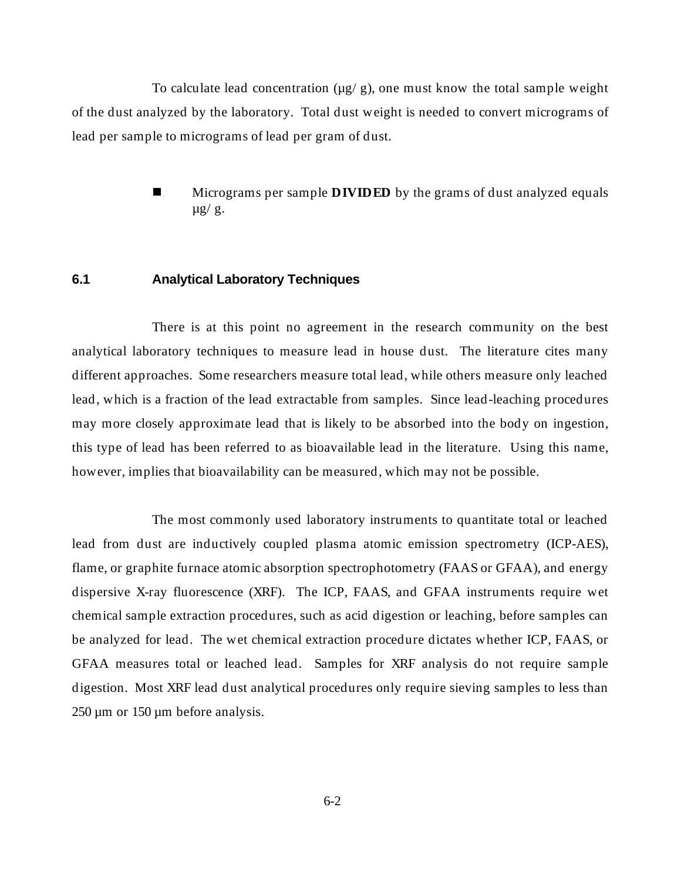To calculate lead concentration (µg/ g), one must know the total sample weight of the dust analyzed by the laboratory. Total dust weight is needed to convert micrograms of lead per sample to micrograms of lead per gram of dust.

- Micrograms per sample **DIVIDED** by the grams of dust analyzed equals µg/ g.

## 6.1 Analytical Laboratory Techniques

There is at this point no agreement in the research community on the best analytical laboratory techniques to measure lead in house dust. The literature cites many different approaches. Some researchers measure total lead, while others measure only leached lead, which is a fraction of the lead extractable from samples. Since lead-leaching procedures may more closely approximate lead that is likely to be absorbed into the body on ingestion, this type of lead has been referred to as bioavailable lead in the literature. Using this name, however, implies that bioavailability can be measured, which may not be possible.

The most commonly used laboratory instruments to quantitate total or leached lead from dust are inductively coupled plasma atomic emission spectrometry (ICP-AES), flame, or graphite furnace atomic absorption spectrophotometry (FAAS or GFAA), and energy dispersive X-ray fluorescence (XRF). The ICP, FAAS, and GFAA instruments require wet chemical sample extraction procedures, such as acid digestion or leaching, before samples can be analyzed for lead. The wet chemical extraction procedure dictates whether ICP, FAAS, or GFAA measures total or leached lead. Samples for XRF analysis do not require sample digestion. Most XRF lead dust analytical procedures only require sieving samples to less than 250 µm or 150 µm before analysis.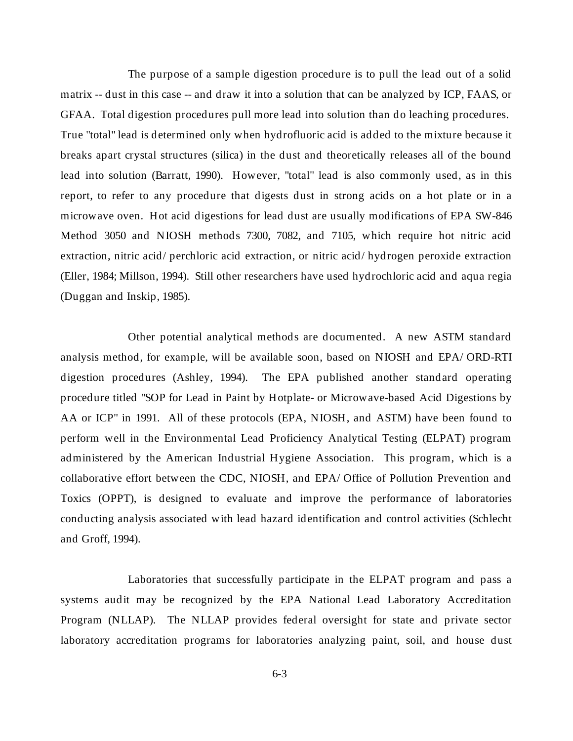The purpose of a sample digestion procedure is to pull the lead out of a solid matrix -- dust in this case -- and draw it into a solution that can be analyzed by ICP, FAAS, or GFAA. Total digestion procedures pull more lead into solution than do leaching procedures. True "total" lead is determined only when hydrofluoric acid is added to the mixture because it breaks apart crystal structures (silica) in the dust and theoretically releases all of the bound lead into solution (Barratt, 1990). However, "total" lead is also commonly used, as in this report, to refer to any procedure that digests dust in strong acids on a hot plate or in a microwave oven. Hot acid digestions for lead dust are usually modifications of EPA SW-846 Method 3050 and NIOSH methods 7300, 7082, and 7105, which require hot nitric acid extraction, nitric acid/ perchloric acid extraction, or nitric acid/ hydrogen peroxide extraction (Eller, 1984; Millson, 1994). Still other researchers have used hydrochloric acid and aqua regia (Duggan and Inskip, 1985).

Other potential analytical methods are documented. A new ASTM standard analysis method, for example, will be available soon, based on NIOSH and EPA/ ORD-RTI digestion procedures (Ashley, 1994). The EPA published another standard operating procedure titled "SOP for Lead in Paint by Hotplate- or Microwave-based Acid Digestions by AA or ICP" in 1991. All of these protocols (EPA, NIOSH, and ASTM) have been found to perform well in the Environmental Lead Proficiency Analytical Testing (ELPAT) program administered by the American Industrial Hygiene Association. This program, which is a collaborative effort between the CDC, NIOSH, and EPA/ Office of Pollution Prevention and Toxics (OPPT), is designed to evaluate and improve the performance of laboratories conducting analysis associated with lead hazard identification and control activities (Schlecht and Groff, 1994).

Laboratories that successfully participate in the ELPAT program and pass a systems audit may be recognized by the EPA National Lead Laboratory Accreditation Program (NLLAP). The NLLAP provides federal oversight for state and private sector laboratory accreditation programs for laboratories analyzing paint, soil, and house dust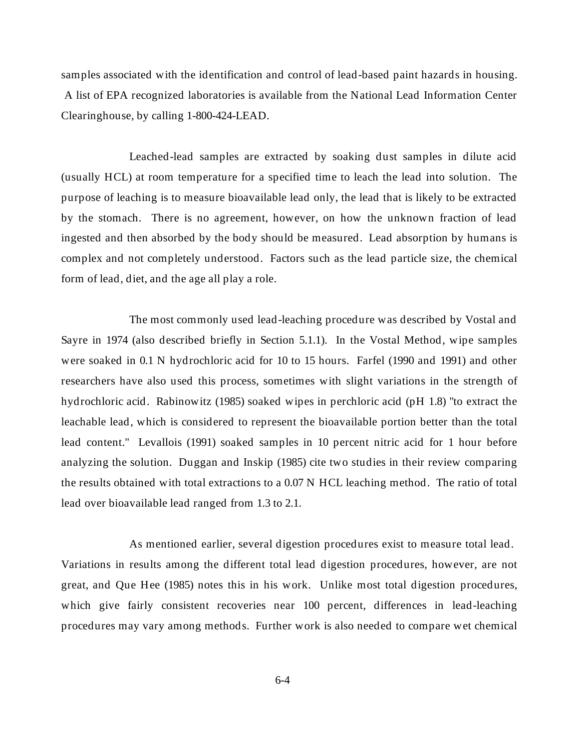samples associated with the identification and control of lead-based paint hazards in housing. A list of EPA recognized laboratories is available from the National Lead Information Center Clearinghouse, by calling 1-800-424-LEAD.

Leached-lead samples are extracted by soaking dust samples in dilute acid (usually HCL) at room temperature for a specified time to leach the lead into solution. The purpose of leaching is to measure bioavailable lead only, the lead that is likely to be extracted by the stomach. There is no agreement, however, on how the unknown fraction of lead ingested and then absorbed by the body should be measured. Lead absorption by humans is complex and not completely understood. Factors such as the lead particle size, the chemical form of lead, diet, and the age all play a role.

The most commonly used lead-leaching procedure was described by Vostal and Sayre in 1974 (also described briefly in Section 5.1.1). In the Vostal Method, wipe samples were soaked in 0.1 N hydrochloric acid for 10 to 15 hours. Farfel (1990 and 1991) and other researchers have also used this process, sometimes with slight variations in the strength of hydrochloric acid. Rabinowitz (1985) soaked wipes in perchloric acid (pH 1.8) "to extract the leachable lead, which is considered to represent the bioavailable portion better than the total lead content." Levallois (1991) soaked samples in 10 percent nitric acid for 1 hour before analyzing the solution. Duggan and Inskip (1985) cite two studies in their review comparing the results obtained with total extractions to a 0.07 N HCL leaching method. The ratio of total lead over bioavailable lead ranged from 1.3 to 2.1.

As mentioned earlier, several digestion procedures exist to measure total lead. Variations in results among the different total lead digestion procedures, however, are not great, and Que Hee (1985) notes this in his work. Unlike most total digestion procedures, which give fairly consistent recoveries near 100 percent, differences in lead-leaching procedures may vary among methods. Further work is also needed to compare wet chemical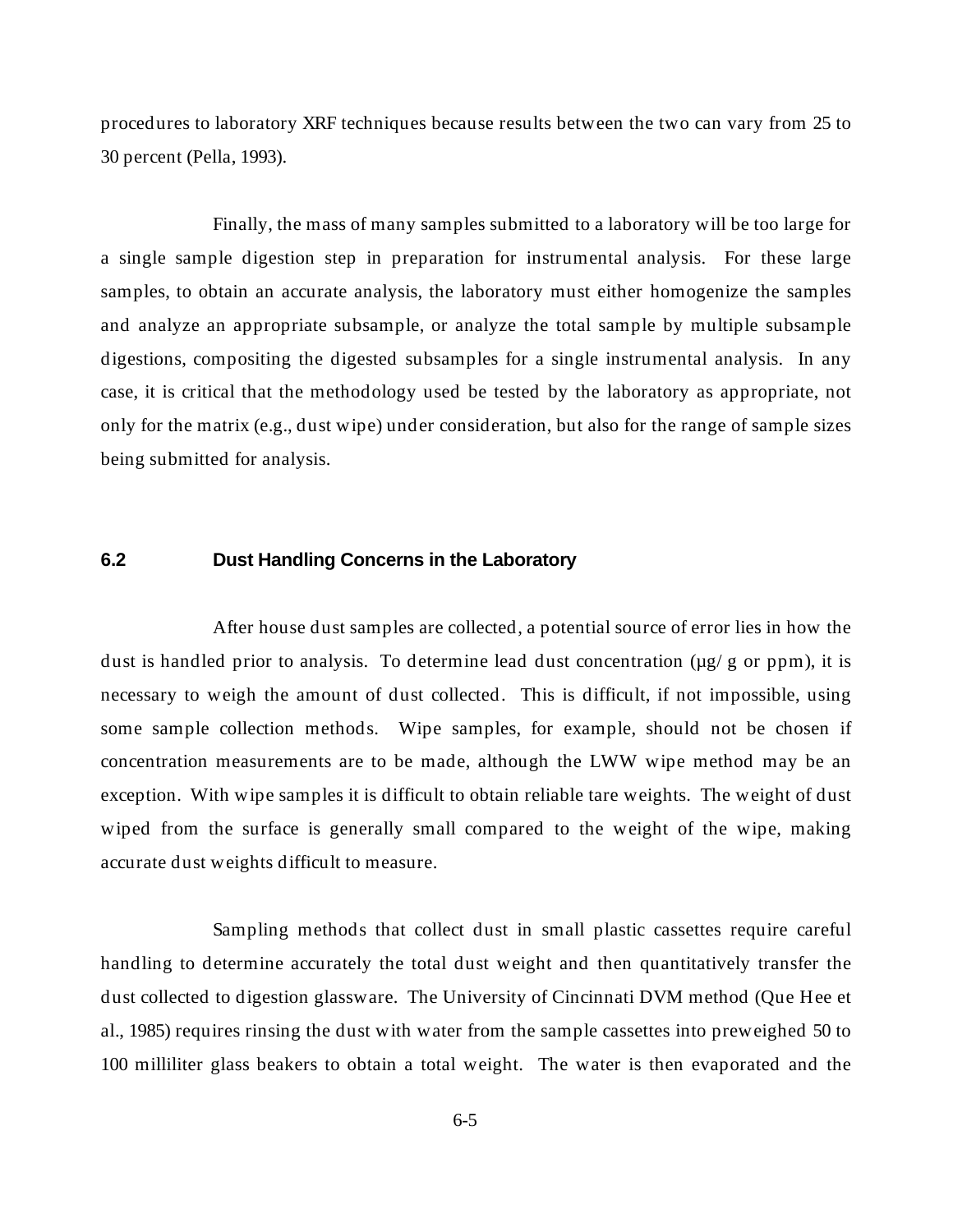procedures to laboratory XRF techniques because results between the two can vary from 25 to 30 percent (Pella, 1993).

Finally, the mass of many samples submitted to a laboratory will be too large for a single sample digestion step in preparation for instrumental analysis. For these large samples, to obtain an accurate analysis, the laboratory must either homogenize the samples and analyze an appropriate subsample, or analyze the total sample by multiple subsample digestions, compositing the digested subsamples for a single instrumental analysis. In any case, it is critical that the methodology used be tested by the laboratory as appropriate, not only for the matrix (e.g., dust wipe) under consideration, but also for the range of sample sizes being submitted for analysis.

## 6.2 Dust Handling Concerns in the Laboratory

After house dust samples are collected, a potential source of error lies in how the dust is handled prior to analysis. To determine lead dust concentration (µg/ g or ppm), it is necessary to weigh the amount of dust collected. This is difficult, if not impossible, using some sample collection methods. Wipe samples, for example, should not be chosen if concentration measurements are to be made, although the LWW wipe method may be an exception. With wipe samples it is difficult to obtain reliable tare weights. The weight of dust wiped from the surface is generally small compared to the weight of the wipe, making accurate dust weights difficult to measure.

Sampling methods that collect dust in small plastic cassettes require careful handling to determine accurately the total dust weight and then quantitatively transfer the dust collected to digestion glassware. The University of Cincinnati DVM method (Que Hee et al., 1985) requires rinsing the dust with water from the sample cassettes into preweighed 50 to 100 milliliter glass beakers to obtain a total weight. The water is then evaporated and the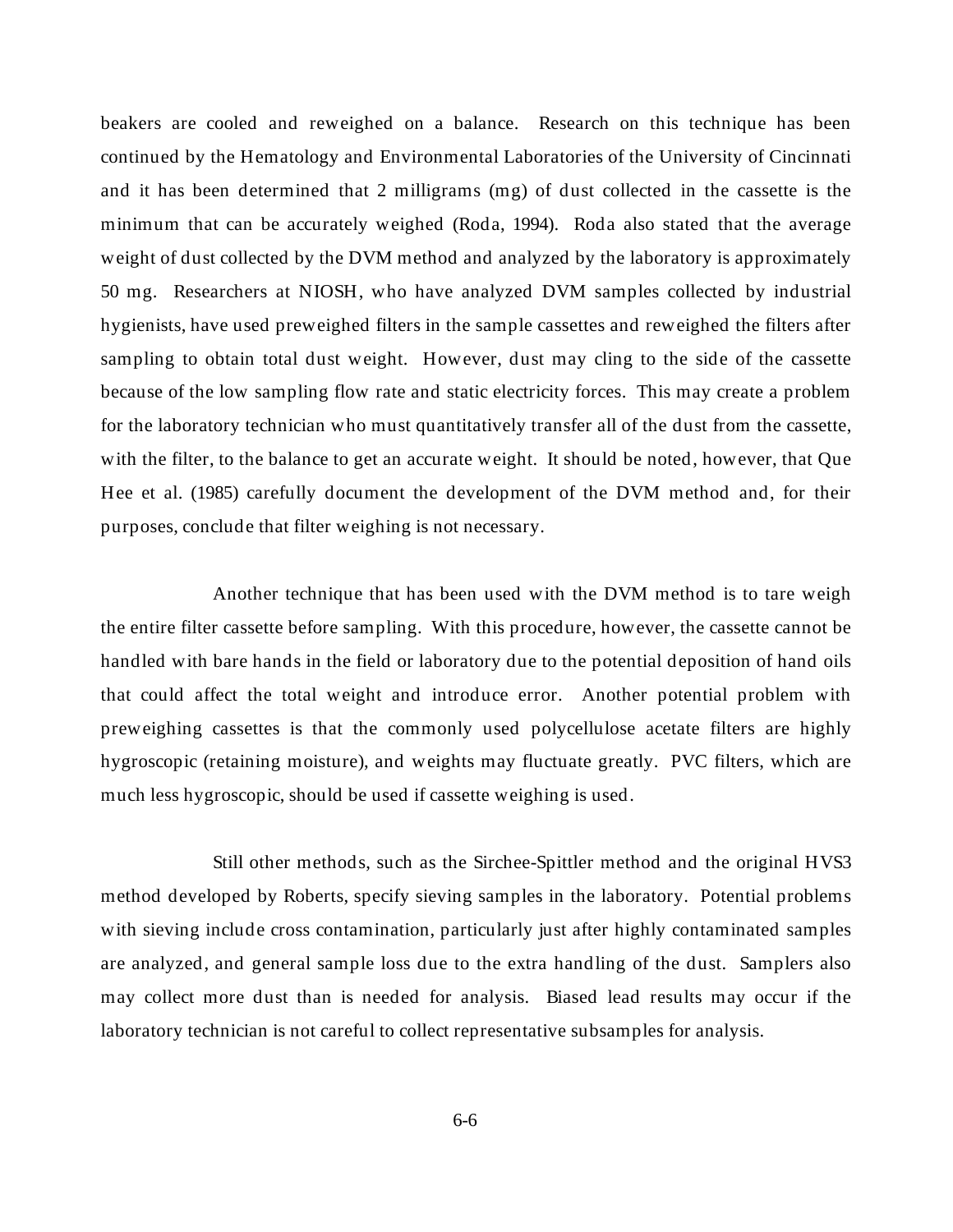beakers are cooled and reweighed on a balance. Research on this technique has been continued by the Hematology and Environmental Laboratories of the University of Cincinnati and it has been determined that 2 milligrams (mg) of dust collected in the cassette is the minimum that can be accurately weighed (Roda, 1994). Roda also stated that the average weight of dust collected by the DVM method and analyzed by the laboratory is approximately 50 mg. Researchers at NIOSH, who have analyzed DVM samples collected by industrial hygienists, have used preweighed filters in the sample cassettes and reweighed the filters after sampling to obtain total dust weight. However, dust may cling to the side of the cassette because of the low sampling flow rate and static electricity forces. This may create a problem for the laboratory technician who must quantitatively transfer all of the dust from the cassette, with the filter, to the balance to get an accurate weight. It should be noted, however, that Que Hee et al. (1985) carefully document the development of the DVM method and, for their purposes, conclude that filter weighing is not necessary.

Another technique that has been used with the DVM method is to tare weigh the entire filter cassette before sampling. With this procedure, however, the cassette cannot be handled with bare hands in the field or laboratory due to the potential deposition of hand oils that could affect the total weight and introduce error. Another potential problem with preweighing cassettes is that the commonly used polycellulose acetate filters are highly hygroscopic (retaining moisture), and weights may fluctuate greatly. PVC filters, which are much less hygroscopic, should be used if cassette weighing is used.

Still other methods, such as the Sirchee-Spittler method and the original HVS3 method developed by Roberts, specify sieving samples in the laboratory. Potential problems with sieving include cross contamination, particularly just after highly contaminated samples are analyzed, and general sample loss due to the extra handling of the dust. Samplers also may collect more dust than is needed for analysis. Biased lead results may occur if the laboratory technician is not careful to collect representative subsamples for analysis.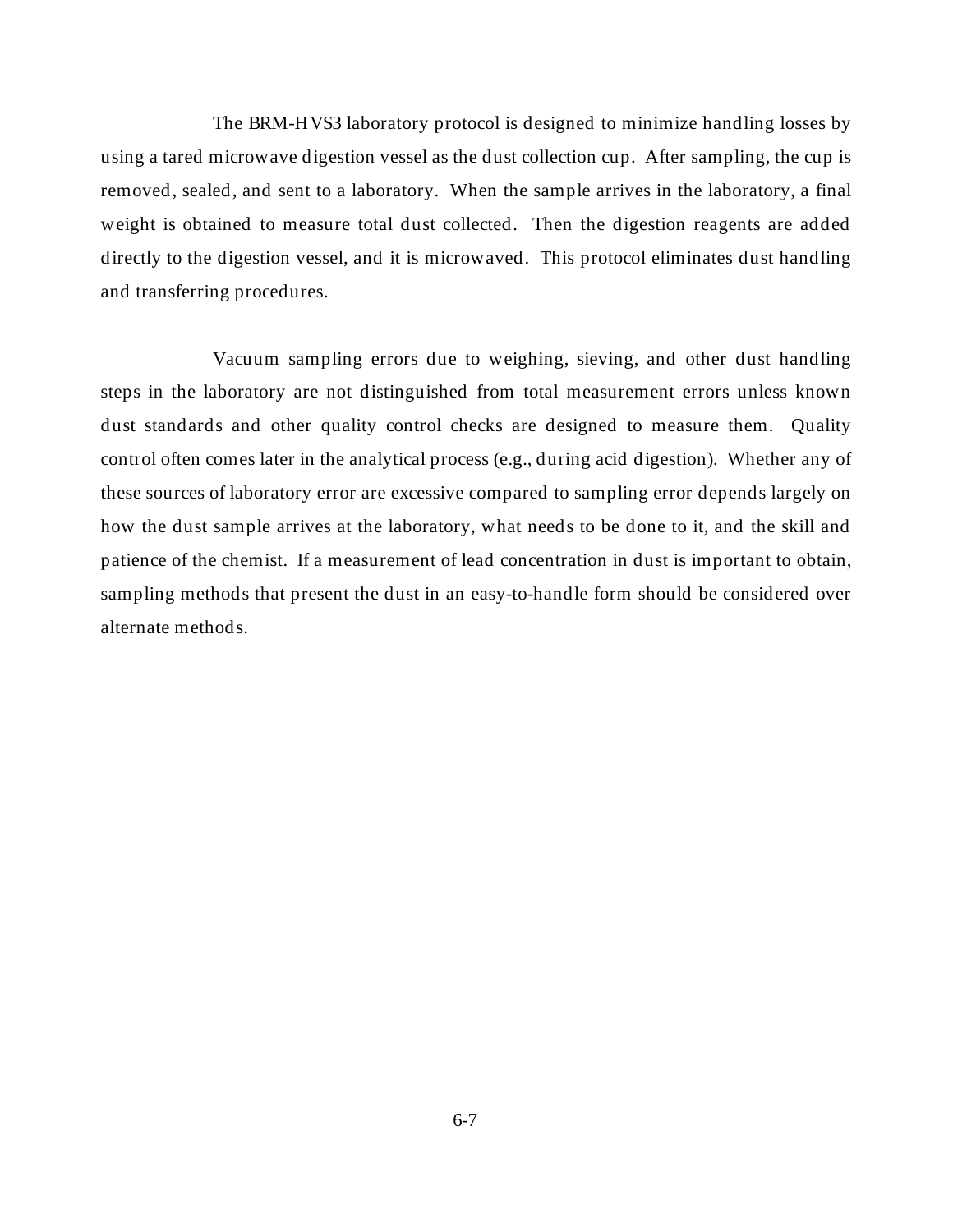The BRM-HVS3 laboratory protocol is designed to minimize handling losses by using a tared microwave digestion vessel as the dust collection cup. After sampling, the cup is removed, sealed, and sent to a laboratory. When the sample arrives in the laboratory, a final weight is obtained to measure total dust collected. Then the digestion reagents are added directly to the digestion vessel, and it is microwaved. This protocol eliminates dust handling and transferring procedures.

Vacuum sampling errors due to weighing, sieving, and other dust handling steps in the laboratory are not distinguished from total measurement errors unless known dust standards and other quality control checks are designed to measure them. Quality control often comes later in the analytical process (e.g., during acid digestion). Whether any of these sources of laboratory error are excessive compared to sampling error depends largely on how the dust sample arrives at the laboratory, what needs to be done to it, and the skill and patience of the chemist. If a measurement of lead concentration in dust is important to obtain, sampling methods that present the dust in an easy-to-handle form should be considered over alternate methods.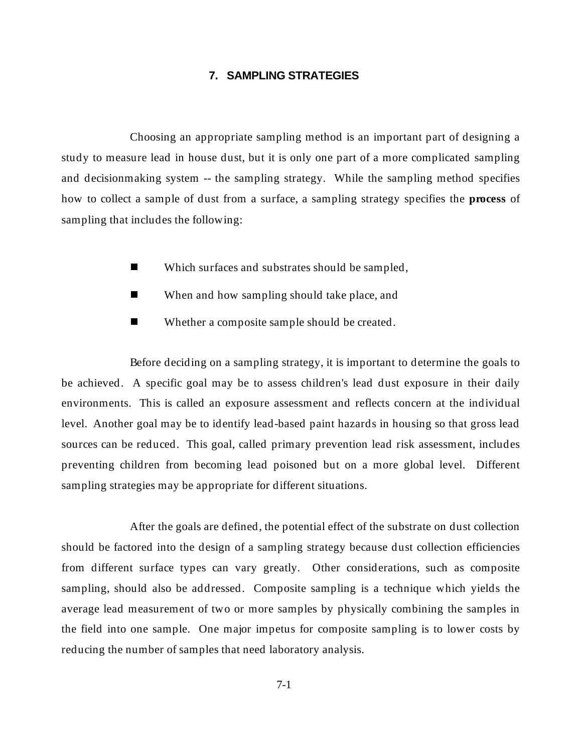# 7. SAMPLING STRATEGIES

Choosing an appropriate sampling method is an important part of designing a study to measure lead in house dust, but it is only one part of a more complicated sampling and decisionmaking system -- the sampling strategy. While the sampling method specifies how to collect a sample of dust from a surface, a sampling strategy specifies the **process** of sampling that includes the following:

- Which surfaces and substrates should be sampled,
- When and how sampling should take place, and
- Whether a composite sample should be created.

Before deciding on a sampling strategy, it is important to determine the goals to be achieved. A specific goal may be to assess children's lead dust exposure in their daily environments. This is called an exposure assessment and reflects concern at the individual level. Another goal may be to identify lead-based paint hazards in housing so that gross lead sources can be reduced. This goal, called primary prevention lead risk assessment, includes preventing children from becoming lead poisoned but on a more global level. Different sampling strategies may be appropriate for different situations.

After the goals are defined, the potential effect of the substrate on dust collection should be factored into the design of a sampling strategy because dust collection efficiencies from different surface types can vary greatly. Other considerations, such as composite sampling, should also be addressed. Composite sampling is a technique which yields the average lead measurement of two or more samples by physically combining the samples in the field into one sample. One major impetus for composite sampling is to lower costs by reducing the number of samples that need laboratory analysis.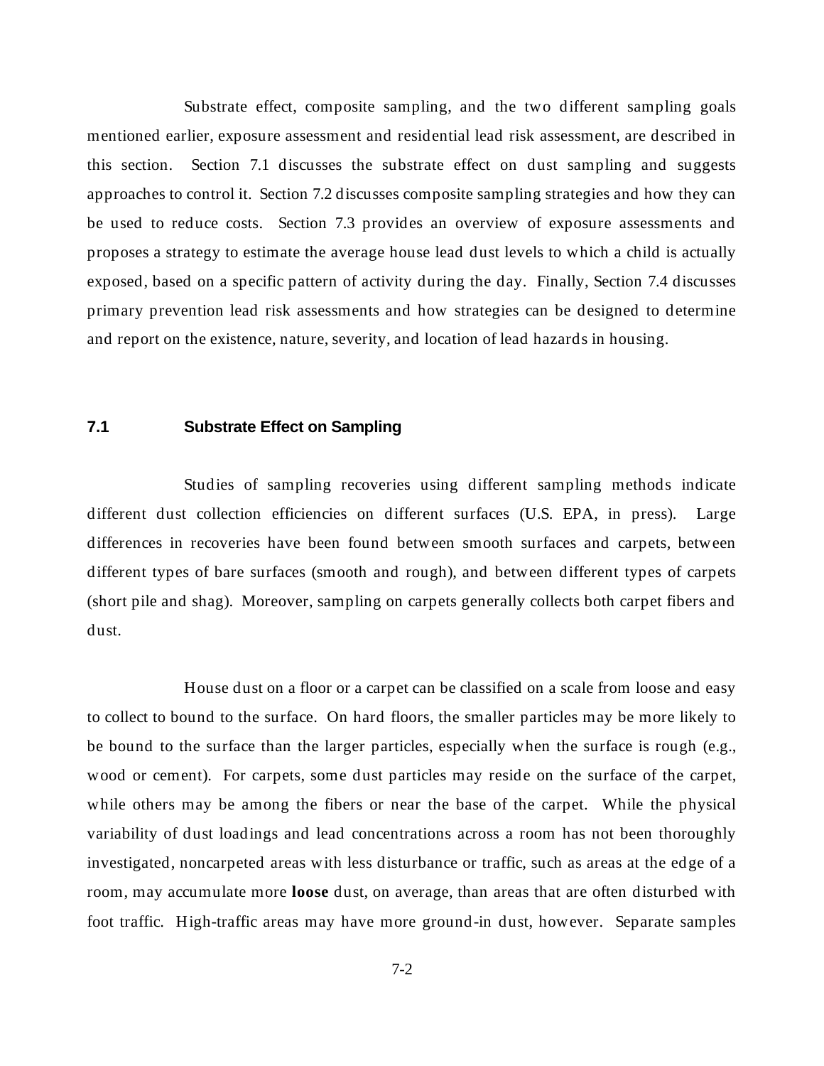Substrate effect, composite sampling, and the two different sampling goals mentioned earlier, exposure assessment and residential lead risk assessment, are described in this section. Section 7.1 discusses the substrate effect on dust sampling and suggests approaches to control it. Section 7.2 discusses composite sampling strategies and how they can be used to reduce costs. Section 7.3 provides an overview of exposure assessments and proposes a strategy to estimate the average house lead dust levels to which a child is actually exposed, based on a specific pattern of activity during the day. Finally, Section 7.4 discusses primary prevention lead risk assessments and how strategies can be designed to determine and report on the existence, nature, severity, and location of lead hazards in housing.

## 7.1 Substrate Effect on Sampling

Studies of sampling recoveries using different sampling methods indicate different dust collection efficiencies on different surfaces (U.S. EPA, in press). Large differences in recoveries have been found between smooth surfaces and carpets, between different types of bare surfaces (smooth and rough), and between different types of carpets (short pile and shag). Moreover, sampling on carpets generally collects both carpet fibers and dust.

House dust on a floor or a carpet can be classified on a scale from loose and easy to collect to bound to the surface. On hard floors, the smaller particles may be more likely to be bound to the surface than the larger particles, especially when the surface is rough (e.g., wood or cement). For carpets, some dust particles may reside on the surface of the carpet, while others may be among the fibers or near the base of the carpet. While the physical variability of dust loadings and lead concentrations across a room has not been thoroughly investigated, noncarpeted areas with less disturbance or traffic, such as areas at the edge of a room, may accumulate more **loose** dust, on average, than areas that are often disturbed with foot traffic. High-traffic areas may have more ground-in dust, however. Separate samples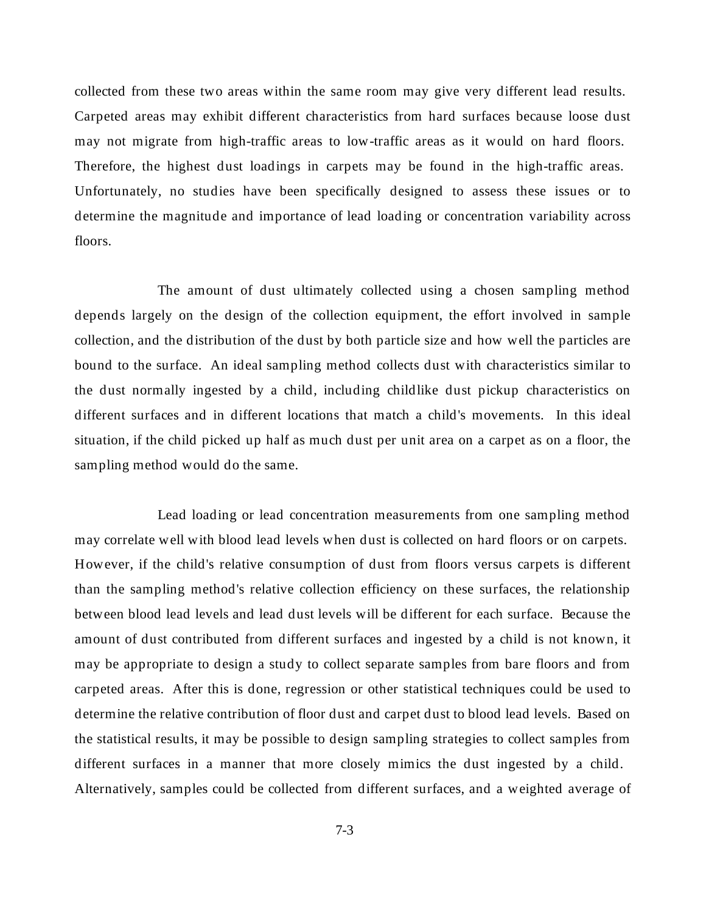collected from these two areas within the same room may give very different lead results. Carpeted areas may exhibit different characteristics from hard surfaces because loose dust may not migrate from high-traffic areas to low-traffic areas as it would on hard floors. Therefore, the highest dust loadings in carpets may be found in the high-traffic areas. Unfortunately, no studies have been specifically designed to assess these issues or to determine the magnitude and importance of lead loading or concentration variability across floors.

The amount of dust ultimately collected using a chosen sampling method depends largely on the design of the collection equipment, the effort involved in sample collection, and the distribution of the dust by both particle size and how well the particles are bound to the surface. An ideal sampling method collects dust with characteristics similar to the dust normally ingested by a child, including childlike dust pickup characteristics on different surfaces and in different locations that match a child's movements. In this ideal situation, if the child picked up half as much dust per unit area on a carpet as on a floor, the sampling method would do the same.

Lead loading or lead concentration measurements from one sampling method may correlate well with blood lead levels when dust is collected on hard floors or on carpets. However, if the child's relative consumption of dust from floors versus carpets is different than the sampling method's relative collection efficiency on these surfaces, the relationship between blood lead levels and lead dust levels will be different for each surface. Because the amount of dust contributed from different surfaces and ingested by a child is not known, it may be appropriate to design a study to collect separate samples from bare floors and from carpeted areas. After this is done, regression or other statistical techniques could be used to determine the relative contribution of floor dust and carpet dust to blood lead levels. Based on the statistical results, it may be possible to design sampling strategies to collect samples from different surfaces in a manner that more closely mimics the dust ingested by a child. Alternatively, samples could be collected from different surfaces, and a weighted average of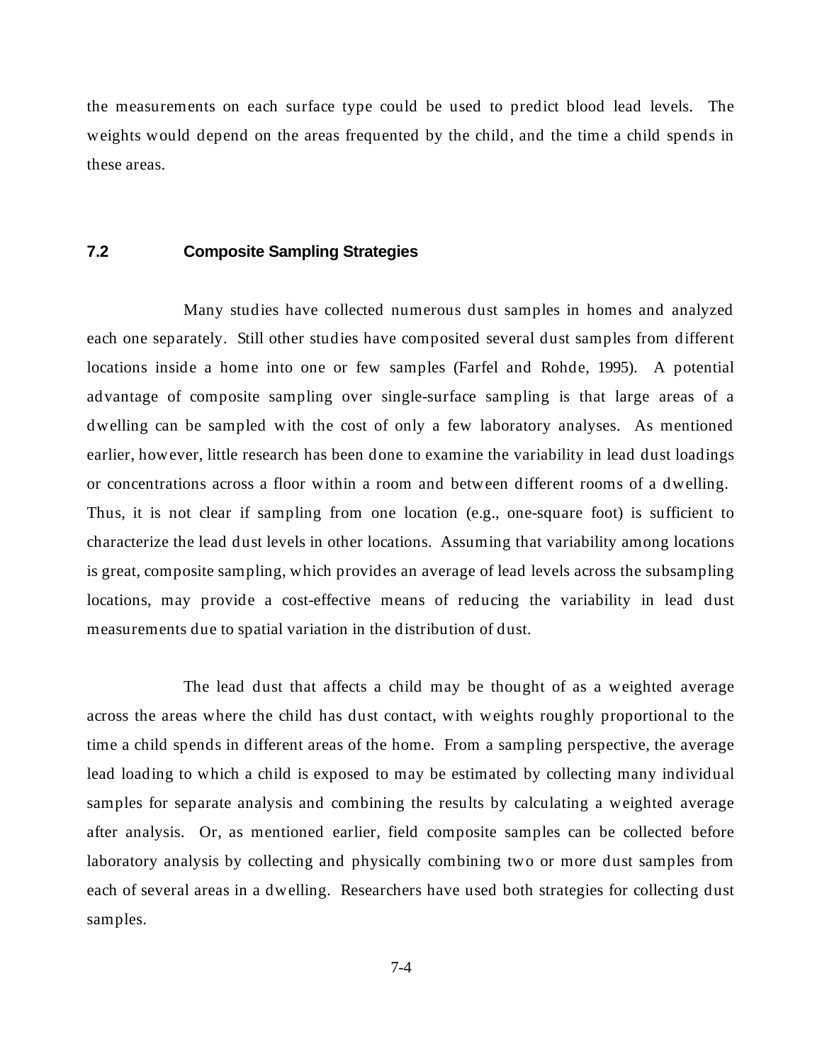the measurements on each surface type could be used to predict blood lead levels. The weights would depend on the areas frequented by the child, and the time a child spends in these areas.

## 7.2 Composite Sampling Strategies

Many studies have collected numerous dust samples in homes and analyzed each one separately. Still other studies have composited several dust samples from different locations inside a home into one or few samples (Farfel and Rohde, 1995). A potential advantage of composite sampling over single-surface sampling is that large areas of a dwelling can be sampled with the cost of only a few laboratory analyses. As mentioned earlier, however, little research has been done to examine the variability in lead dust loadings or concentrations across a floor within a room and between different rooms of a dwelling. Thus, it is not clear if sampling from one location (e.g., one-square foot) is sufficient to characterize the lead dust levels in other locations. Assuming that variability among locations is great, composite sampling, which provides an average of lead levels across the subsampling locations, may provide a cost-effective means of reducing the variability in lead dust measurements due to spatial variation in the distribution of dust.

The lead dust that affects a child may be thought of as a weighted average across the areas where the child has dust contact, with weights roughly proportional to the time a child spends in different areas of the home. From a sampling perspective, the average lead loading to which a child is exposed to may be estimated by collecting many individual samples for separate analysis and combining the results by calculating a weighted average after analysis. Or, as mentioned earlier, field composite samples can be collected before laboratory analysis by collecting and physically combining two or more dust samples from each of several areas in a dwelling. Researchers have used both strategies for collecting dust samples.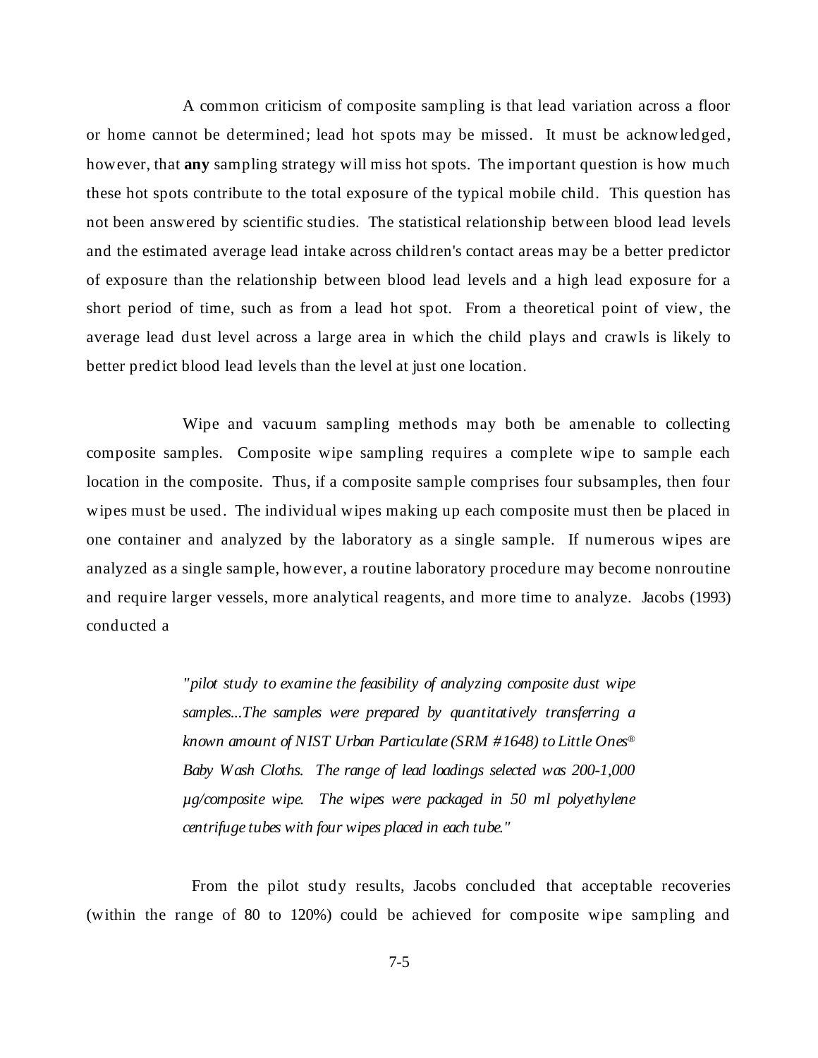A common criticism of composite sampling is that lead variation across a floor or home cannot be determined; lead hot spots may be missed. It must be acknowledged, however, that **any** sampling strategy will miss hot spots. The important question is how much these hot spots contribute to the total exposure of the typical mobile child. This question has not been answered by scientific studies. The statistical relationship between blood lead levels and the estimated average lead intake across children's contact areas may be a better predictor of exposure than the relationship between blood lead levels and a high lead exposure for a short period of time, such as from a lead hot spot. From a theoretical point of view, the average lead dust level across a large area in which the child plays and crawls is likely to better predict blood lead levels than the level at just one location.

Wipe and vacuum sampling methods may both be amenable to collecting composite samples. Composite wipe sampling requires a complete wipe to sample each location in the composite. Thus, if a composite sample comprises four subsamples, then four wipes must be used. The individual wipes making up each composite must then be placed in one container and analyzed by the laboratory as a single sample. If numerous wipes are analyzed as a single sample, however, a routine laboratory procedure may become nonroutine and require larger vessels, more analytical reagents, and more time to analyze. Jacobs (1993) conducted a

> *"pilot study to examine the feasibility of analyzing composite dust wipe samples...The samples were prepared by quantitatively transferring a known amount of NIST Urban Particulate (SRM #1648) to Little Ones® Baby Wash Cloths. The range of lead loadings selected was 200-1,000 µg/composite wipe. The wipes were packaged in 50 ml polyethylene centrifuge tubes with four wipes placed in each tube."*

From the pilot study results, Jacobs concluded that acceptable recoveries (within the range of 80 to 120%) could be achieved for composite wipe sampling and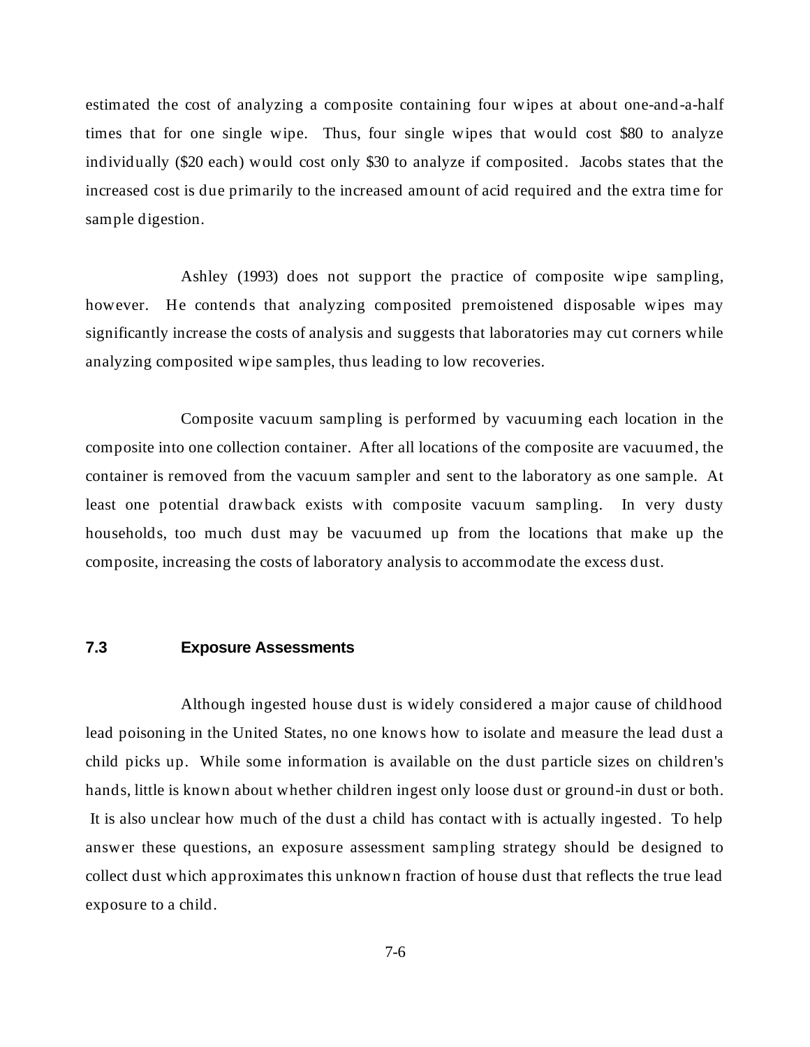estimated the cost of analyzing a composite containing four wipes at about one-and-a-half times that for one single wipe. Thus, four single wipes that would cost $80 to analyze individually ($20 each) would cost only $30 to analyze if composited. Jacobs states that the increased cost is due primarily to the increased amount of acid required and the extra time for sample digestion.

Ashley (1993) does not support the practice of composite wipe sampling, however. He contends that analyzing composited premoistened disposable wipes may significantly increase the costs of analysis and suggests that laboratories may cut corners while analyzing composited wipe samples, thus leading to low recoveries.

Composite vacuum sampling is performed by vacuuming each location in the composite into one collection container. After all locations of the composite are vacuumed, the container is removed from the vacuum sampler and sent to the laboratory as one sample. At least one potential drawback exists with composite vacuum sampling. In very dusty households, too much dust may be vacuumed up from the locations that make up the composite, increasing the costs of laboratory analysis to accommodate the excess dust.

## 7.3 Exposure Assessments

Although ingested house dust is widely considered a major cause of childhood lead poisoning in the United States, no one knows how to isolate and measure the lead dust a child picks up. While some information is available on the dust particle sizes on children's hands, little is known about whether children ingest only loose dust or ground-in dust or both. It is also unclear how much of the dust a child has contact with is actually ingested. To help answer these questions, an exposure assessment sampling strategy should be designed to collect dust which approximates this unknown fraction of house dust that reflects the true lead exposure to a child.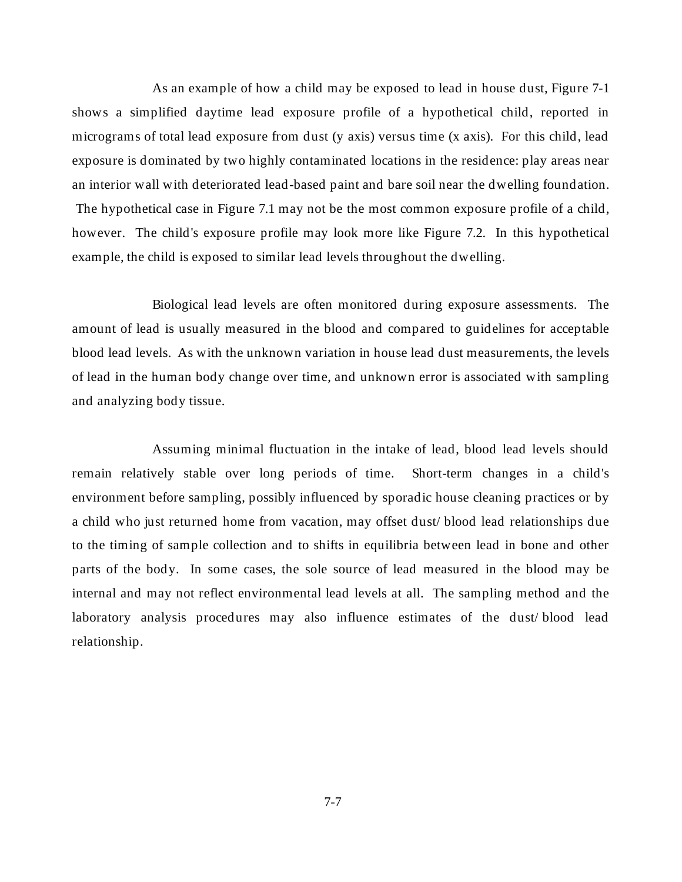As an example of how a child may be exposed to lead in house dust, Figure 7-1 shows a simplified daytime lead exposure profile of a hypothetical child, reported in micrograms of total lead exposure from dust (y axis) versus time (x axis). For this child, lead exposure is dominated by two highly contaminated locations in the residence: play areas near an interior wall with deteriorated lead-based paint and bare soil near the dwelling foundation. The hypothetical case in Figure 7.1 may not be the most common exposure profile of a child, however. The child's exposure profile may look more like Figure 7.2. In this hypothetical example, the child is exposed to similar lead levels throughout the dwelling.

Biological lead levels are often monitored during exposure assessments. The amount of lead is usually measured in the blood and compared to guidelines for acceptable blood lead levels. As with the unknown variation in house lead dust measurements, the levels of lead in the human body change over time, and unknown error is associated with sampling and analyzing body tissue.

Assuming minimal fluctuation in the intake of lead, blood lead levels should remain relatively stable over long periods of time. Short-term changes in a child's environment before sampling, possibly influenced by sporadic house cleaning practices or by a child who just returned home from vacation, may offset dust/ blood lead relationships due to the timing of sample collection and to shifts in equilibria between lead in bone and other parts of the body. In some cases, the sole source of lead measured in the blood may be internal and may not reflect environmental lead levels at all. The sampling method and the laboratory analysis procedures may also influence estimates of the dust/ blood lead relationship.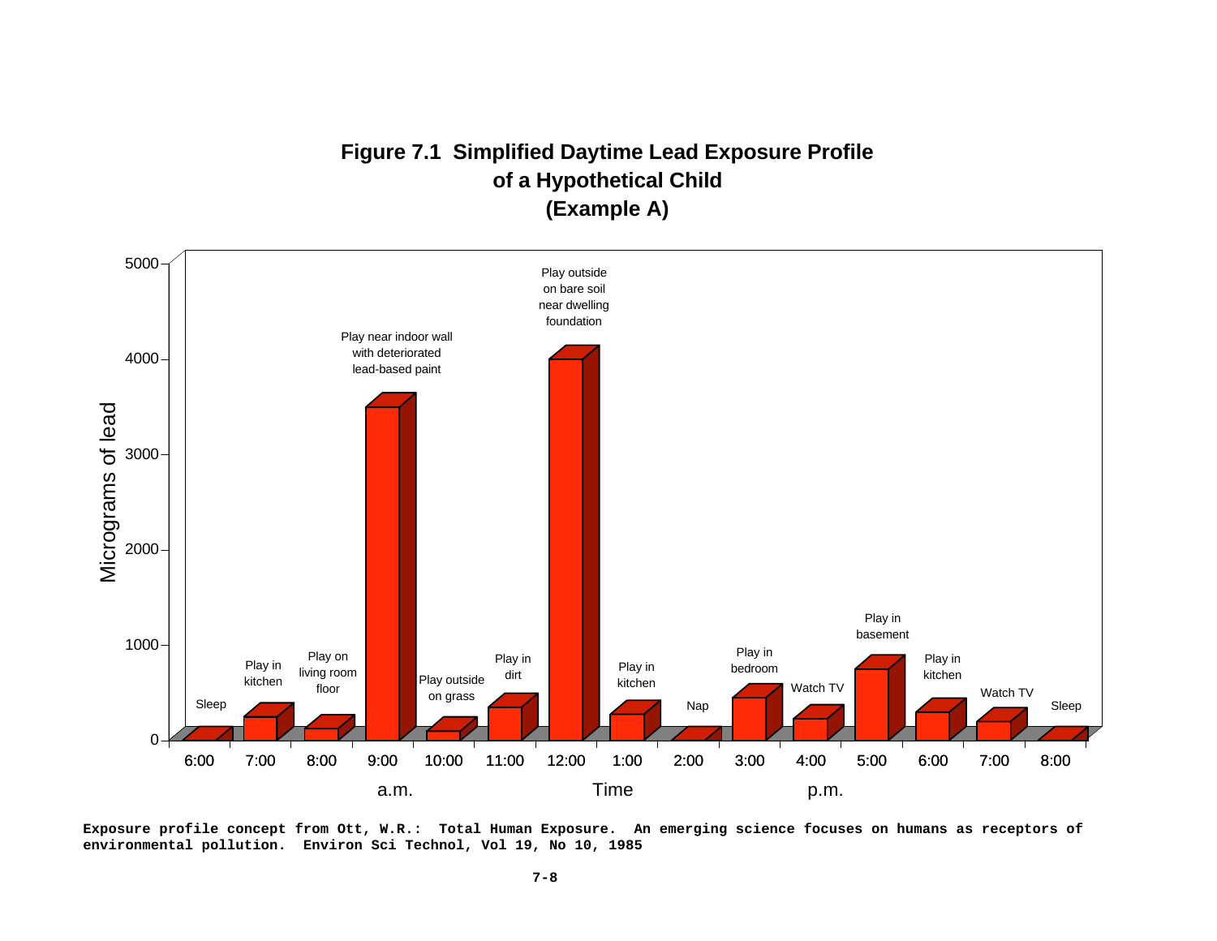# Figure 7.1 Simplified Daytime Lead Exposure Profile of a Hypothetical Child (Example A)

| Time | Activity | Micrograms of lead (approx.) |
|---|---|---|
| 6:00 a.m. | Sleep | 0 |
| 7:00 a.m. | Play in kitchen | 250 |
| 8:00 a.m. | Play on living room floor | 125 |
| 9:00 a.m. | Play near indoor wall with deteriorated lead-based paint | 3500 |
| 10:00 a.m. | Play outside on grass | 100 |
| 11:00 a.m. | Play in dirt | 350 |
| 12:00 | Play outside on bare soil near dwelling foundation | 4000 |
| 1:00 p.m. | Play in kitchen | 275 |
| 2:00 p.m. | Nap | 0 |
| 3:00 p.m. | Play in bedroom | 450 |
| 4:00 p.m. | Watch TV | 225 |
| 5:00 p.m. | Play in basement | 750 |
| 6:00 p.m. | Play in kitchen | 300 |
| 7:00 p.m. | Watch TV | 200 |
| 8:00 p.m. | Sleep | 0 |

**Exposure profile concept from Ott, W.R.: Total Human Exposure. An emerging science focuses on humans as receptors of environmental pollution. Environ Sci Technol, Vol 19, No 10, 1985**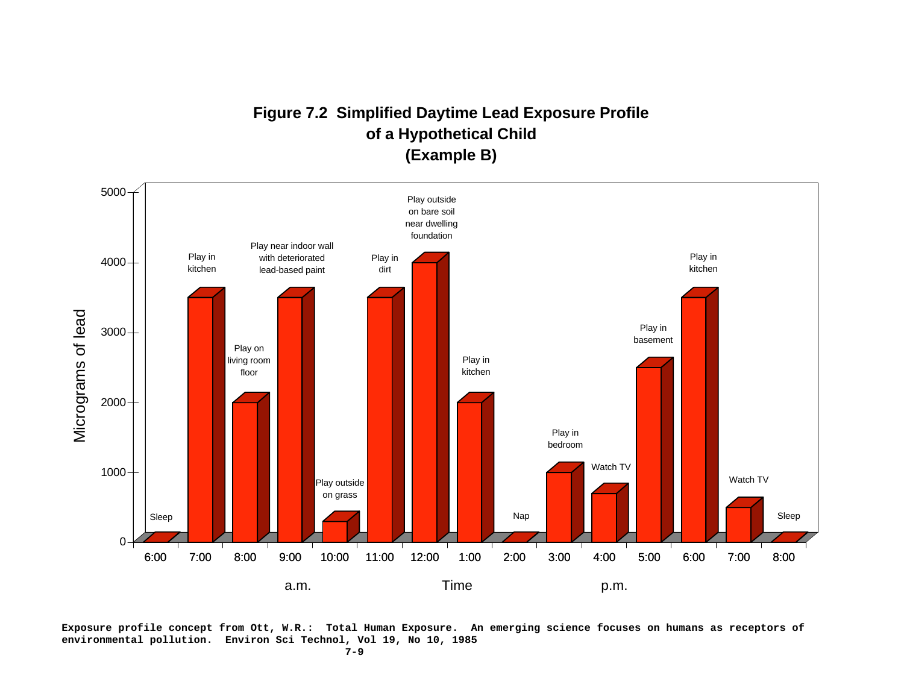## Figure 7.2 Simplified Daytime Lead Exposure Profile of a Hypothetical Child (Example B)

| Time | Activity |
|---|---|
| 6:00 a.m. | Sleep |
| 7:00 a.m. | Play in kitchen |
| 8:00 a.m. | Play on living room floor |
| 9:00 a.m. | Play near indoor wall with deteriorated lead-based paint |
| 10:00 a.m. | Play outside on grass |
| 11:00 a.m. | Play in dirt |
| 12:00 | Play outside on bare soil near dwelling foundation |
| 1:00 p.m. | Play in kitchen |
| 2:00 p.m. | Nap |
| 3:00 p.m. | Play in bedroom |
| 4:00 p.m. | Watch TV |
| 5:00 p.m. | Play in basement |
| 6:00 p.m. | Play in kitchen |
| 7:00 p.m. | Watch TV |
| 8:00 p.m. | Sleep |

Y-axis: Micrograms of lead (0–5000). X-axis: Time (a.m. / p.m.).

**Exposure profile concept from Ott, W.R.: Total Human Exposure. An emerging science focuses on humans as receptors of environmental pollution. Environ Sci Technol, Vol 19, No 10, 1985**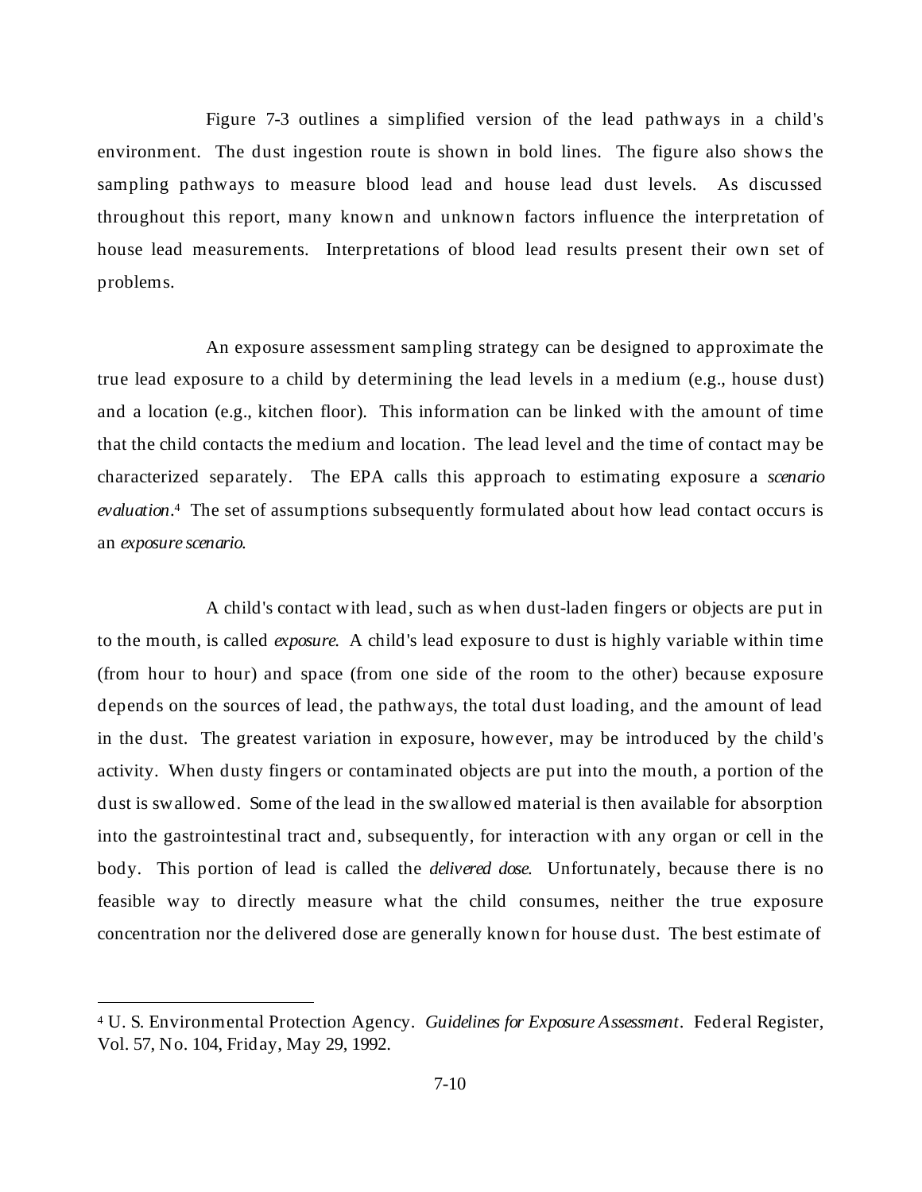Figure 7-3 outlines a simplified version of the lead pathways in a child's environment. The dust ingestion route is shown in bold lines. The figure also shows the sampling pathways to measure blood lead and house lead dust levels. As discussed throughout this report, many known and unknown factors influence the interpretation of house lead measurements. Interpretations of blood lead results present their own set of problems.

An exposure assessment sampling strategy can be designed to approximate the true lead exposure to a child by determining the lead levels in a medium (e.g., house dust) and a location (e.g., kitchen floor). This information can be linked with the amount of time that the child contacts the medium and location. The lead level and the time of contact may be characterized separately. The EPA calls this approach to estimating exposure a *scenario evaluation*.[4] The set of assumptions subsequently formulated about how lead contact occurs is an *exposure scenario*.

A child's contact with lead, such as when dust-laden fingers or objects are put in to the mouth, is called *exposure*. A child's lead exposure to dust is highly variable within time (from hour to hour) and space (from one side of the room to the other) because exposure depends on the sources of lead, the pathways, the total dust loading, and the amount of lead in the dust. The greatest variation in exposure, however, may be introduced by the child's activity. When dusty fingers or contaminated objects are put into the mouth, a portion of the dust is swallowed. Some of the lead in the swallowed material is then available for absorption into the gastrointestinal tract and, subsequently, for interaction with any organ or cell in the body. This portion of lead is called the *delivered dose*. Unfortunately, because there is no feasible way to directly measure what the child consumes, neither the true exposure concentration nor the delivered dose are generally known for house dust. The best estimate of

---

[4] U. S. Environmental Protection Agency. *Guidelines for Exposure Assessment*. Federal Register, Vol. 57, No. 104, Friday, May 29, 1992.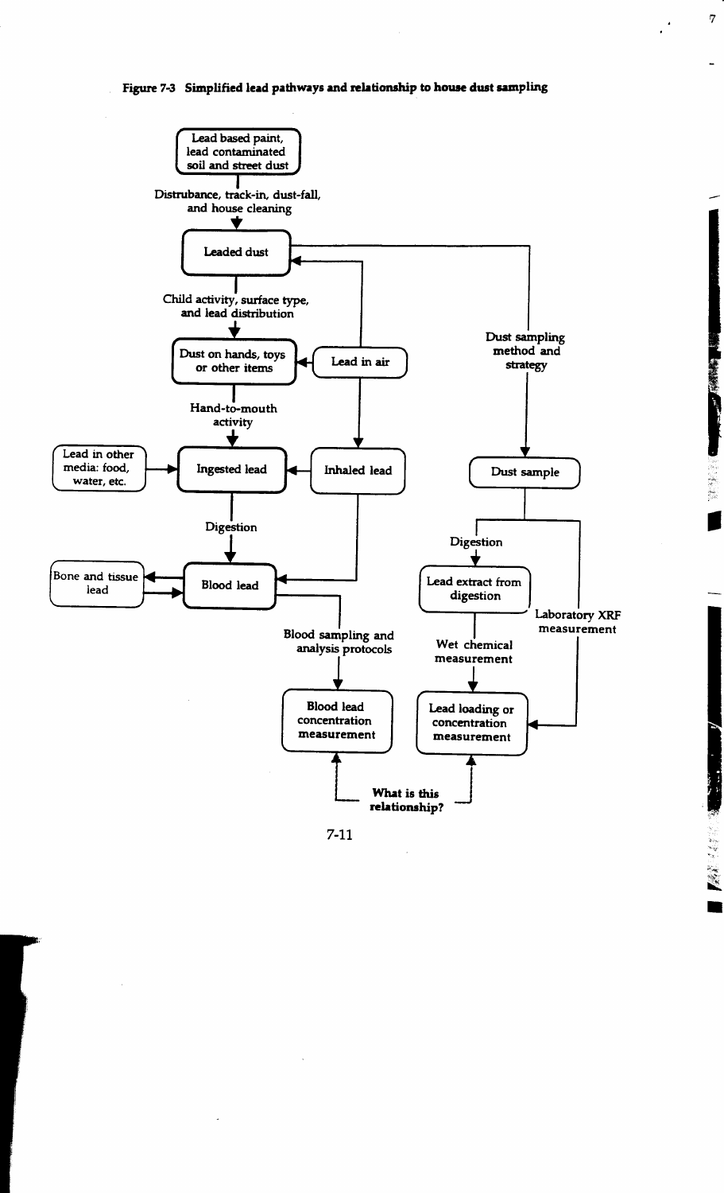**Figure 7-3 Simplified lead pathways and relationship to house dust sampling**

Lead based paint, lead contaminated soil and street dust

Distrubance, track-in, dust-fall, and house cleaning

Leaded dust

Child activity, surface type, and lead distribution

Dust on hands, toys or other items

Lead in air

Dust sampling method and strategy

Hand-to-mouth activity

Lead in other media: food, water, etc.

Ingested lead

Inhaled lead

Dust sample

Digestion

Digestion

Bone and tissue lead

Blood lead

Lead extract from digestion

Laboratory XRF measurement

Blood sampling and analysis protocols

Wet chemical measurement

Blood lead concentration measurement

Lead loading or concentration measurement

What is this relationship?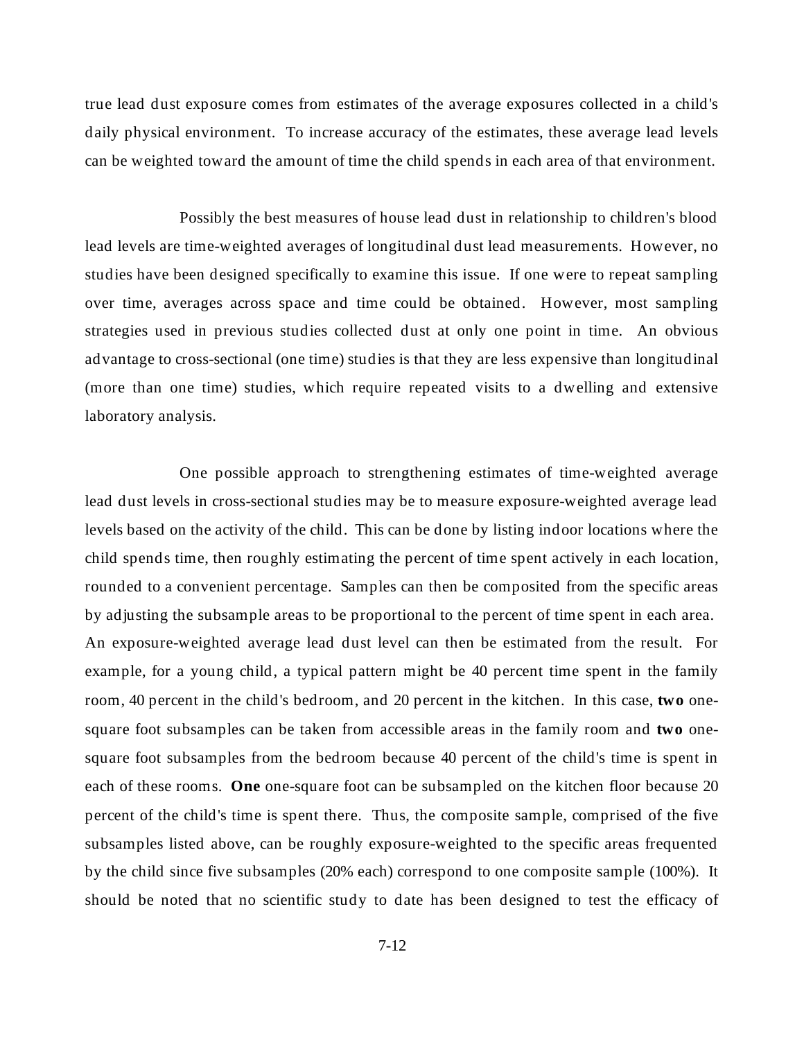true lead dust exposure comes from estimates of the average exposures collected in a child's daily physical environment. To increase accuracy of the estimates, these average lead levels can be weighted toward the amount of time the child spends in each area of that environment.

Possibly the best measures of house lead dust in relationship to children's blood lead levels are time-weighted averages of longitudinal dust lead measurements. However, no studies have been designed specifically to examine this issue. If one were to repeat sampling over time, averages across space and time could be obtained. However, most sampling strategies used in previous studies collected dust at only one point in time. An obvious advantage to cross-sectional (one time) studies is that they are less expensive than longitudinal (more than one time) studies, which require repeated visits to a dwelling and extensive laboratory analysis.

One possible approach to strengthening estimates of time-weighted average lead dust levels in cross-sectional studies may be to measure exposure-weighted average lead levels based on the activity of the child. This can be done by listing indoor locations where the child spends time, then roughly estimating the percent of time spent actively in each location, rounded to a convenient percentage. Samples can then be composited from the specific areas by adjusting the subsample areas to be proportional to the percent of time spent in each area. An exposure-weighted average lead dust level can then be estimated from the result. For example, for a young child, a typical pattern might be 40 percent time spent in the family room, 40 percent in the child's bedroom, and 20 percent in the kitchen. In this case, **two** one-square foot subsamples can be taken from accessible areas in the family room and **two** one-square foot subsamples from the bedroom because 40 percent of the child's time is spent in each of these rooms. **One** one-square foot can be subsampled on the kitchen floor because 20 percent of the child's time is spent there. Thus, the composite sample, comprised of the five subsamples listed above, can be roughly exposure-weighted to the specific areas frequented by the child since five subsamples (20% each) correspond to one composite sample (100%). It should be noted that no scientific study to date has been designed to test the efficacy of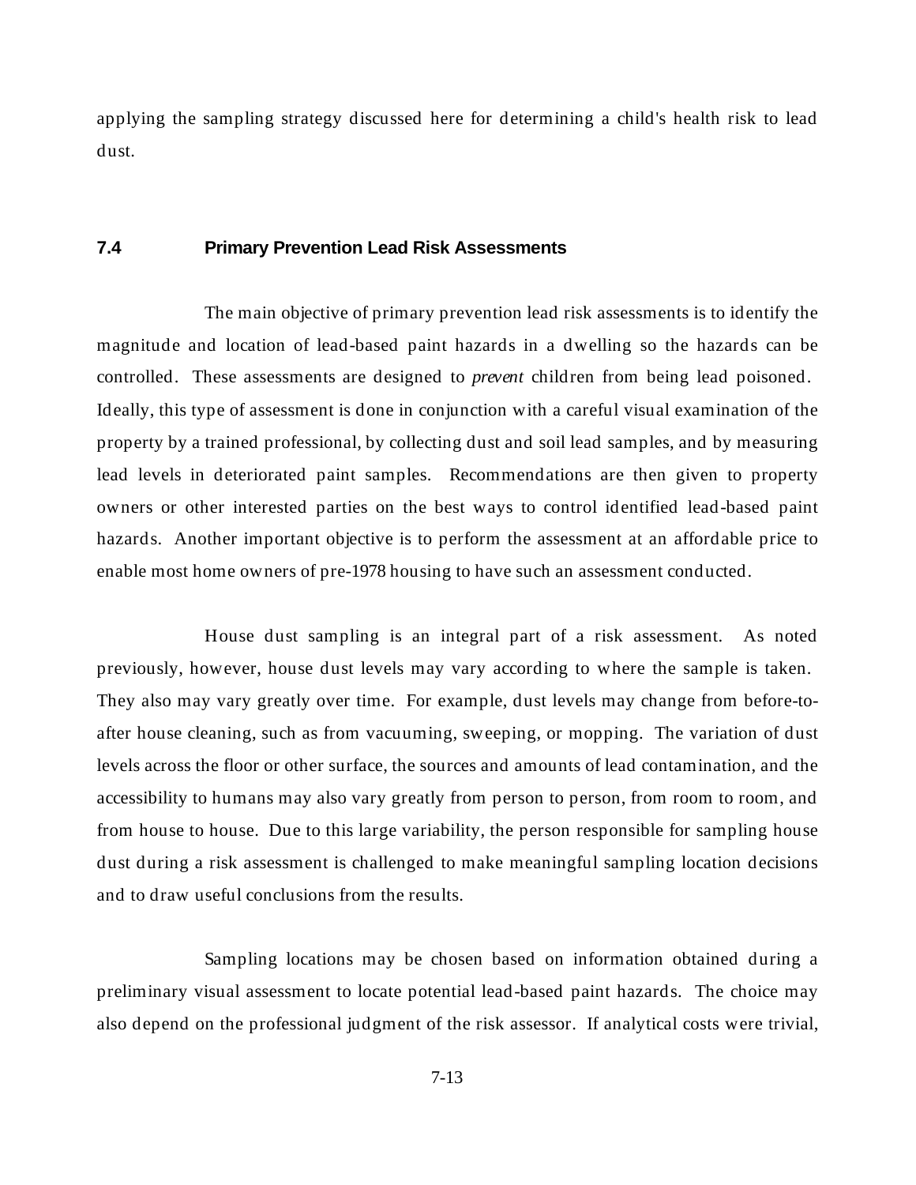applying the sampling strategy discussed here for determining a child's health risk to lead dust.

## 7.4 Primary Prevention Lead Risk Assessments

The main objective of primary prevention lead risk assessments is to identify the magnitude and location of lead-based paint hazards in a dwelling so the hazards can be controlled. These assessments are designed to *prevent* children from being lead poisoned. Ideally, this type of assessment is done in conjunction with a careful visual examination of the property by a trained professional, by collecting dust and soil lead samples, and by measuring lead levels in deteriorated paint samples. Recommendations are then given to property owners or other interested parties on the best ways to control identified lead-based paint hazards. Another important objective is to perform the assessment at an affordable price to enable most home owners of pre-1978 housing to have such an assessment conducted.

House dust sampling is an integral part of a risk assessment. As noted previously, however, house dust levels may vary according to where the sample is taken. They also may vary greatly over time. For example, dust levels may change from before-to-after house cleaning, such as from vacuuming, sweeping, or mopping. The variation of dust levels across the floor or other surface, the sources and amounts of lead contamination, and the accessibility to humans may also vary greatly from person to person, from room to room, and from house to house. Due to this large variability, the person responsible for sampling house dust during a risk assessment is challenged to make meaningful sampling location decisions and to draw useful conclusions from the results.

Sampling locations may be chosen based on information obtained during a preliminary visual assessment to locate potential lead-based paint hazards. The choice may also depend on the professional judgment of the risk assessor. If analytical costs were trivial,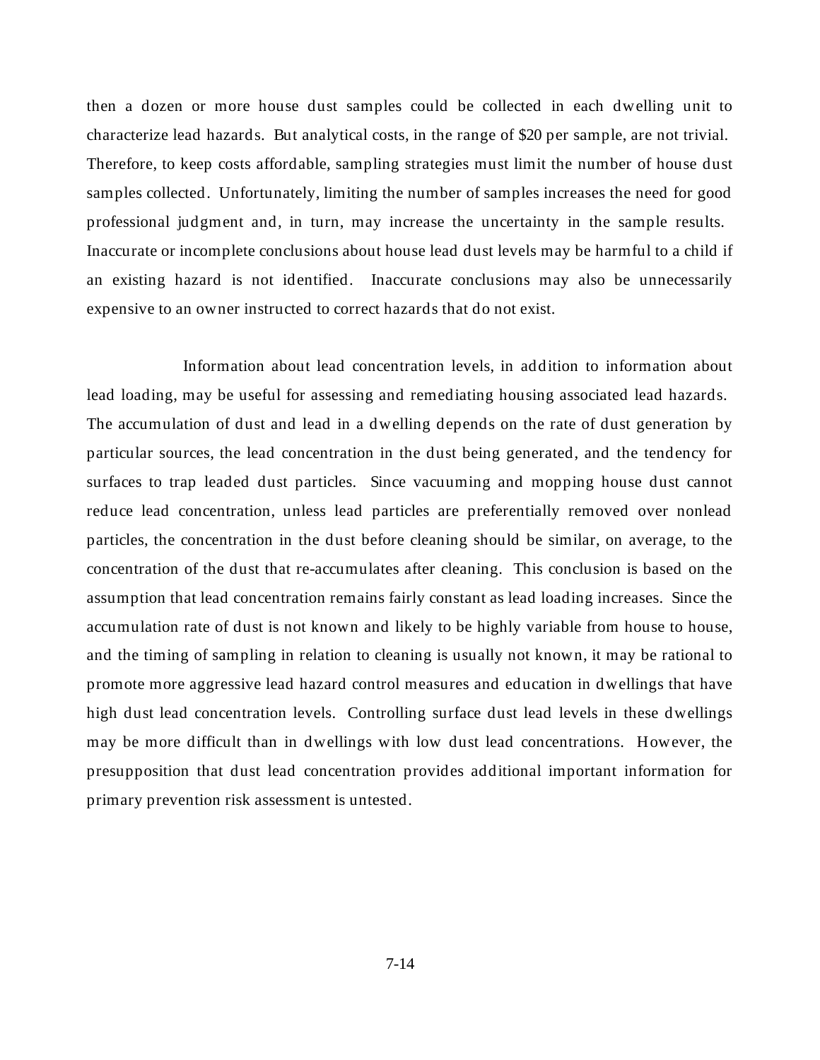then a dozen or more house dust samples could be collected in each dwelling unit to characterize lead hazards. But analytical costs, in the range of $20 per sample, are not trivial. Therefore, to keep costs affordable, sampling strategies must limit the number of house dust samples collected. Unfortunately, limiting the number of samples increases the need for good professional judgment and, in turn, may increase the uncertainty in the sample results. Inaccurate or incomplete conclusions about house lead dust levels may be harmful to a child if an existing hazard is not identified. Inaccurate conclusions may also be unnecessarily expensive to an owner instructed to correct hazards that do not exist.

Information about lead concentration levels, in addition to information about lead loading, may be useful for assessing and remediating housing associated lead hazards. The accumulation of dust and lead in a dwelling depends on the rate of dust generation by particular sources, the lead concentration in the dust being generated, and the tendency for surfaces to trap leaded dust particles. Since vacuuming and mopping house dust cannot reduce lead concentration, unless lead particles are preferentially removed over nonlead particles, the concentration in the dust before cleaning should be similar, on average, to the concentration of the dust that re-accumulates after cleaning. This conclusion is based on the assumption that lead concentration remains fairly constant as lead loading increases. Since the accumulation rate of dust is not known and likely to be highly variable from house to house, and the timing of sampling in relation to cleaning is usually not known, it may be rational to promote more aggressive lead hazard control measures and education in dwellings that have high dust lead concentration levels. Controlling surface dust lead levels in these dwellings may be more difficult than in dwellings with low dust lead concentrations. However, the presupposition that dust lead concentration provides additional important information for primary prevention risk assessment is untested.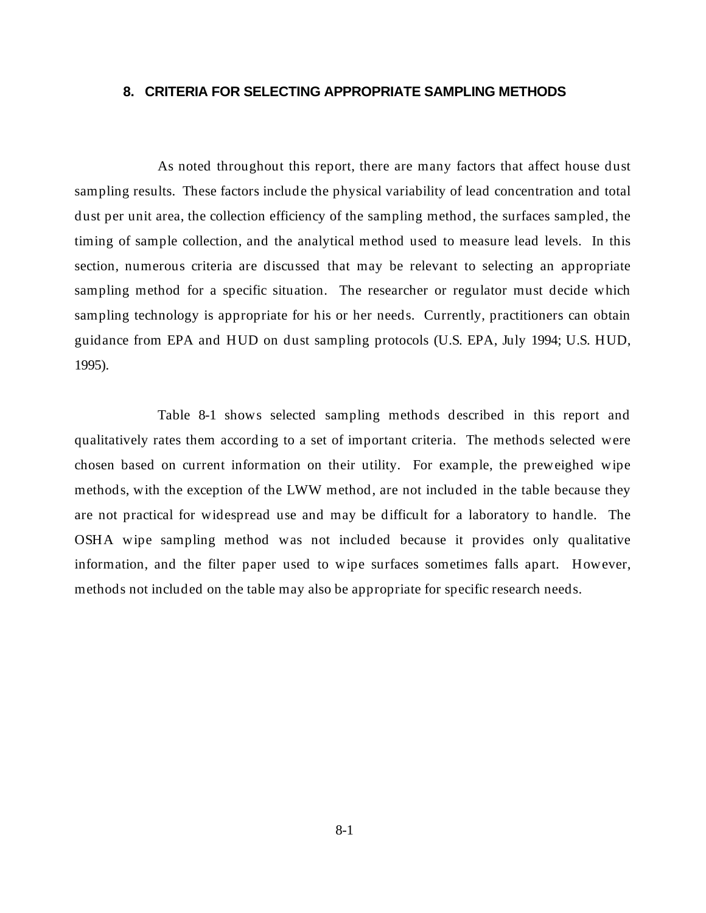# 8. CRITERIA FOR SELECTING APPROPRIATE SAMPLING METHODS

As noted throughout this report, there are many factors that affect house dust sampling results. These factors include the physical variability of lead concentration and total dust per unit area, the collection efficiency of the sampling method, the surfaces sampled, the timing of sample collection, and the analytical method used to measure lead levels. In this section, numerous criteria are discussed that may be relevant to selecting an appropriate sampling method for a specific situation. The researcher or regulator must decide which sampling technology is appropriate for his or her needs. Currently, practitioners can obtain guidance from EPA and HUD on dust sampling protocols (U.S. EPA, July 1994; U.S. HUD, 1995).

Table 8-1 shows selected sampling methods described in this report and qualitatively rates them according to a set of important criteria. The methods selected were chosen based on current information on their utility. For example, the preweighed wipe methods, with the exception of the LWW method, are not included in the table because they are not practical for widespread use and may be difficult for a laboratory to handle. The OSHA wipe sampling method was not included because it provides only qualitative information, and the filter paper used to wipe surfaces sometimes falls apart. However, methods not included on the table may also be appropriate for specific research needs.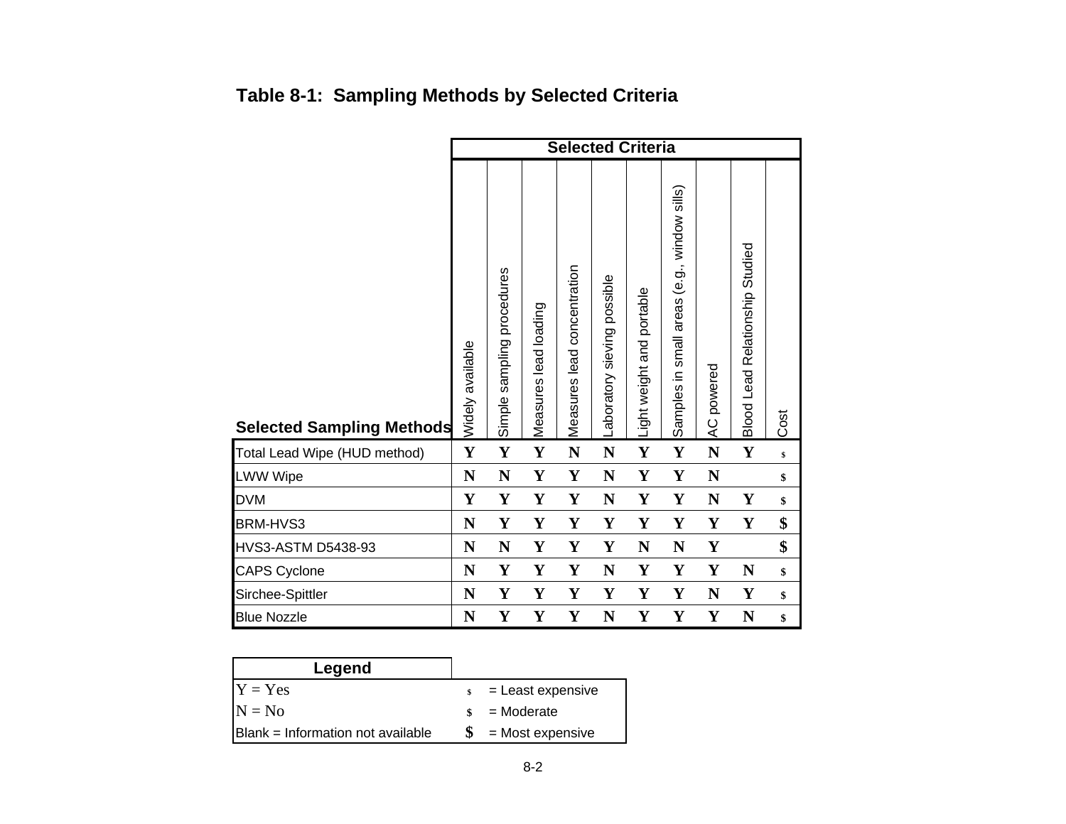## Table 8-1: Sampling Methods by Selected Criteria

| Selected Sampling Methods | Widely available | Simple sampling procedures | Measures lead loading | Measures lead concentration | Laboratory sieving possible | Light weight and portable | Samples in small areas (e.g., window sills) | AC powered | Blood Lead Relationship Studied | Cost |
|---|---|---|---|---|---|---|---|---|---|---|
| Total Lead Wipe (HUD method) | Y | Y | Y | N | N | Y | Y | N | Y | $ |
| LWW Wipe | N | N | Y | Y | N | Y | Y | N | | $ |
| DVM | Y | Y | Y | Y | N | Y | Y | N | Y | $ |
| BRM-HVS3 | N | Y | Y | Y | Y | Y | Y | Y | Y | $ |
| HVS3-ASTM D5438-93 | N | N | Y | Y | Y | N | N | Y | | $ |
| CAPS Cyclone | N | Y | Y | Y | N | Y | Y | Y | N | $ |
| Sirchee-Spittler | N | Y | Y | Y | Y | Y | Y | N | Y | $ |
| Blue Nozzle | N | Y | Y | Y | N | Y | Y | Y | N | $ |

| Legend | | |
|---|---|---|
| Y = Yes | $ | = Least expensive |
| N = No | $ | = Moderate |
| Blank = Information not available | $ | = Most expensive |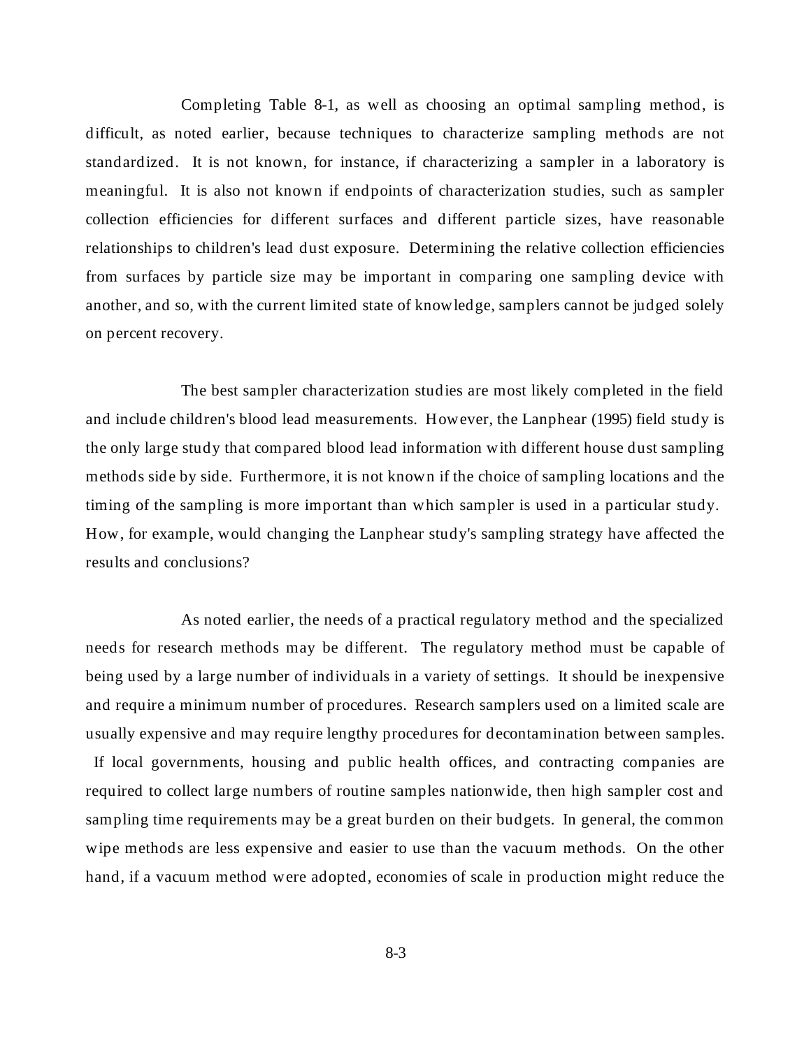Completing Table 8-1, as well as choosing an optimal sampling method, is difficult, as noted earlier, because techniques to characterize sampling methods are not standardized. It is not known, for instance, if characterizing a sampler in a laboratory is meaningful. It is also not known if endpoints of characterization studies, such as sampler collection efficiencies for different surfaces and different particle sizes, have reasonable relationships to children's lead dust exposure. Determining the relative collection efficiencies from surfaces by particle size may be important in comparing one sampling device with another, and so, with the current limited state of knowledge, samplers cannot be judged solely on percent recovery.

The best sampler characterization studies are most likely completed in the field and include children's blood lead measurements. However, the Lanphear (1995) field study is the only large study that compared blood lead information with different house dust sampling methods side by side. Furthermore, it is not known if the choice of sampling locations and the timing of the sampling is more important than which sampler is used in a particular study. How, for example, would changing the Lanphear study's sampling strategy have affected the results and conclusions?

As noted earlier, the needs of a practical regulatory method and the specialized needs for research methods may be different. The regulatory method must be capable of being used by a large number of individuals in a variety of settings. It should be inexpensive and require a minimum number of procedures. Research samplers used on a limited scale are usually expensive and may require lengthy procedures for decontamination between samples. If local governments, housing and public health offices, and contracting companies are required to collect large numbers of routine samples nationwide, then high sampler cost and sampling time requirements may be a great burden on their budgets. In general, the common wipe methods are less expensive and easier to use than the vacuum methods. On the other hand, if a vacuum method were adopted, economies of scale in production might reduce the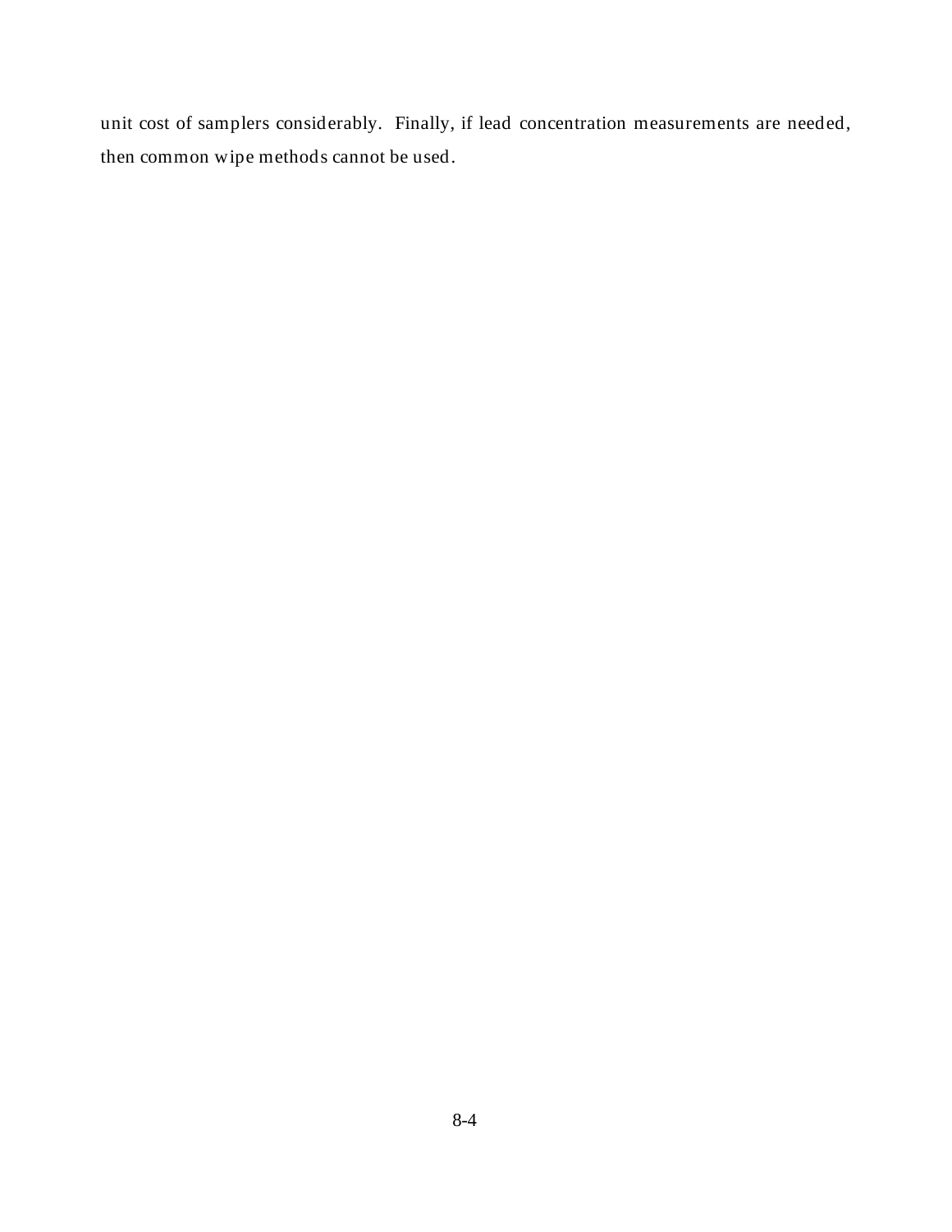unit cost of samplers considerably. Finally, if lead concentration measurements are needed, then common wipe methods cannot be used.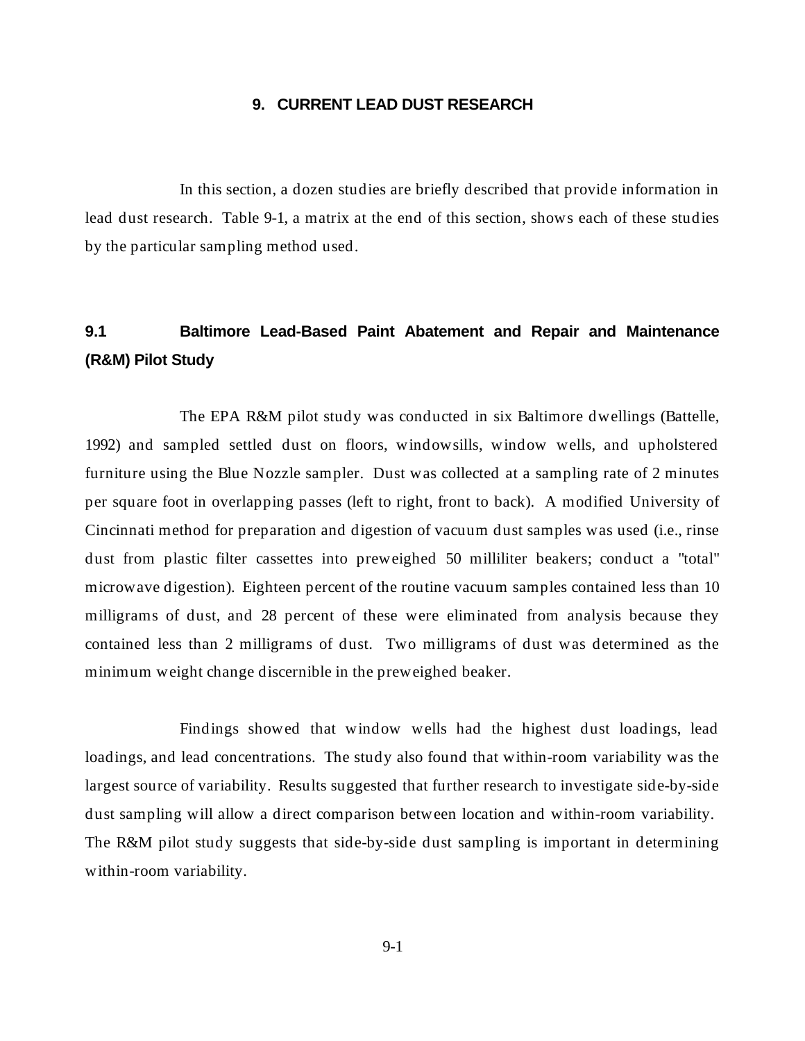# 9. CURRENT LEAD DUST RESEARCH

In this section, a dozen studies are briefly described that provide information in lead dust research. Table 9-1, a matrix at the end of this section, shows each of these studies by the particular sampling method used.

## 9.1 Baltimore Lead-Based Paint Abatement and Repair and Maintenance (R&M) Pilot Study

The EPA R&M pilot study was conducted in six Baltimore dwellings (Battelle, 1992) and sampled settled dust on floors, windowsills, window wells, and upholstered furniture using the Blue Nozzle sampler. Dust was collected at a sampling rate of 2 minutes per square foot in overlapping passes (left to right, front to back). A modified University of Cincinnati method for preparation and digestion of vacuum dust samples was used (i.e., rinse dust from plastic filter cassettes into preweighed 50 milliliter beakers; conduct a "total" microwave digestion). Eighteen percent of the routine vacuum samples contained less than 10 milligrams of dust, and 28 percent of these were eliminated from analysis because they contained less than 2 milligrams of dust. Two milligrams of dust was determined as the minimum weight change discernible in the preweighed beaker.

Findings showed that window wells had the highest dust loadings, lead loadings, and lead concentrations. The study also found that within-room variability was the largest source of variability. Results suggested that further research to investigate side-by-side dust sampling will allow a direct comparison between location and within-room variability. The R&M pilot study suggests that side-by-side dust sampling is important in determining within-room variability.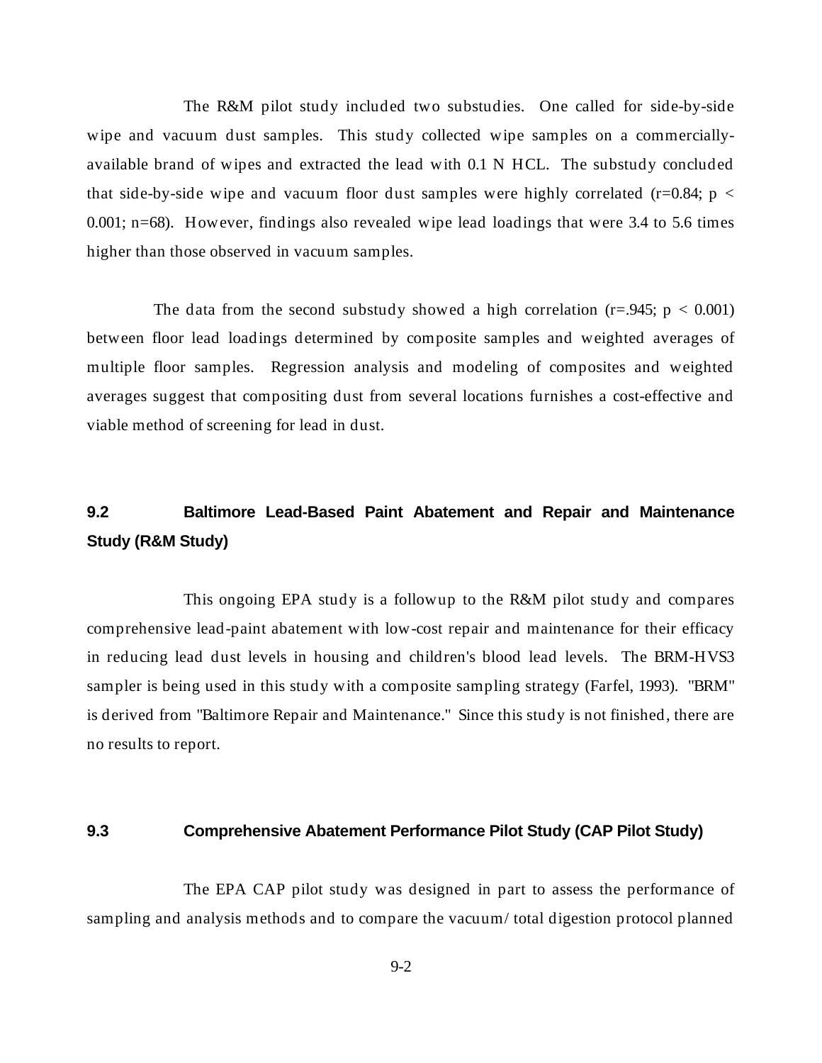The R&M pilot study included two substudies. One called for side-by-side wipe and vacuum dust samples. This study collected wipe samples on a commercially-available brand of wipes and extracted the lead with 0.1 N HCL. The substudy concluded that side-by-side wipe and vacuum floor dust samples were highly correlated ($r=0.84$; $p < 0.001$; $n=68$). However, findings also revealed wipe lead loadings that were 3.4 to 5.6 times higher than those observed in vacuum samples.

The data from the second substudy showed a high correlation ($r=.945$; $p < 0.001$) between floor lead loadings determined by composite samples and weighted averages of multiple floor samples. Regression analysis and modeling of composites and weighted averages suggest that compositing dust from several locations furnishes a cost-effective and viable method of screening for lead in dust.

## 9.2 Baltimore Lead-Based Paint Abatement and Repair and Maintenance Study (R&M Study)

This ongoing EPA study is a followup to the R&M pilot study and compares comprehensive lead-paint abatement with low-cost repair and maintenance for their efficacy in reducing lead dust levels in housing and children's blood lead levels. The BRM-HVS3 sampler is being used in this study with a composite sampling strategy (Farfel, 1993). "BRM" is derived from "Baltimore Repair and Maintenance." Since this study is not finished, there are no results to report.

## 9.3 Comprehensive Abatement Performance Pilot Study (CAP Pilot Study)

The EPA CAP pilot study was designed in part to assess the performance of sampling and analysis methods and to compare the vacuum/ total digestion protocol planned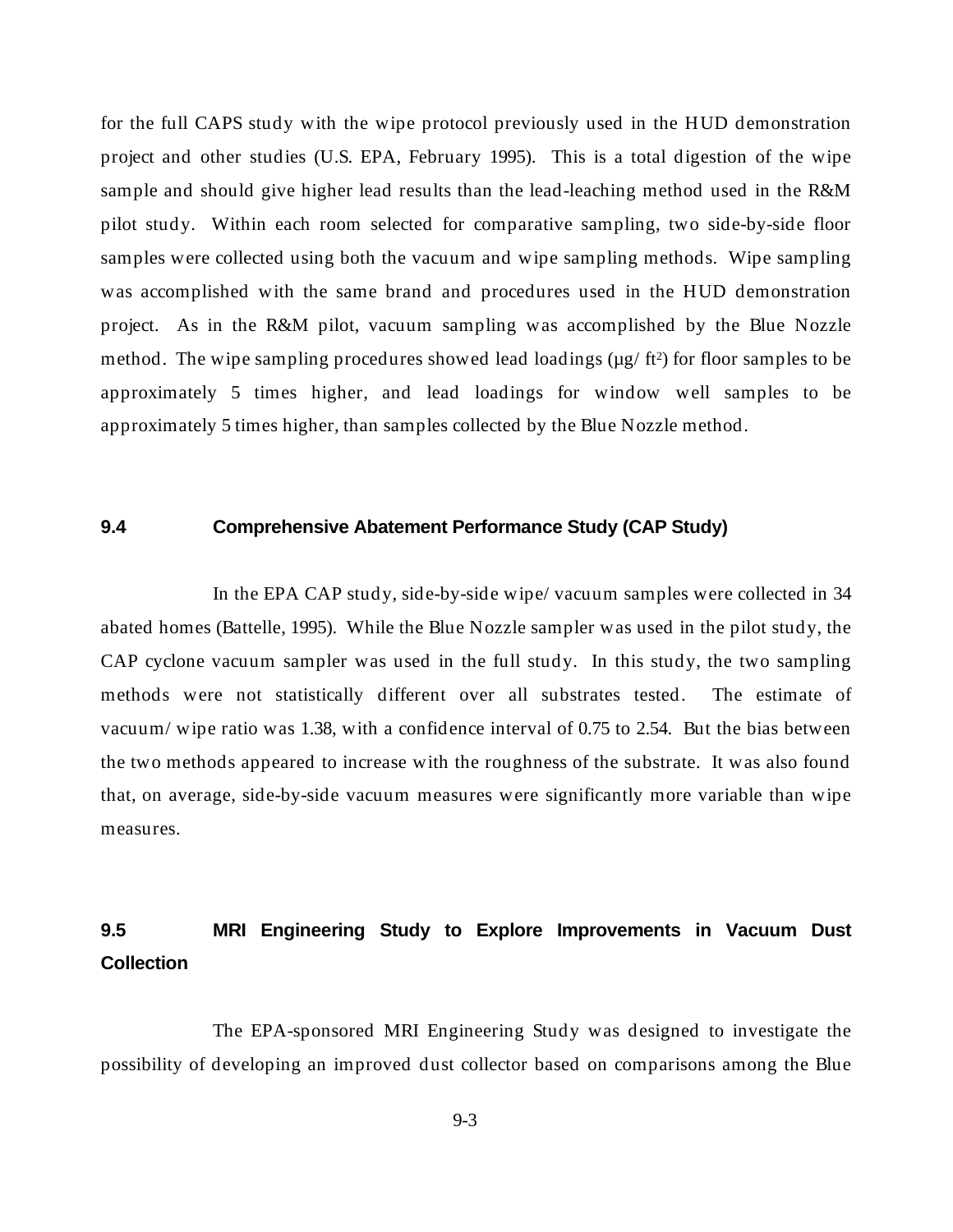for the full CAPS study with the wipe protocol previously used in the HUD demonstration project and other studies (U.S. EPA, February 1995). This is a total digestion of the wipe sample and should give higher lead results than the lead-leaching method used in the R&M pilot study. Within each room selected for comparative sampling, two side-by-side floor samples were collected using both the vacuum and wipe sampling methods. Wipe sampling was accomplished with the same brand and procedures used in the HUD demonstration project. As in the R&M pilot, vacuum sampling was accomplished by the Blue Nozzle method. The wipe sampling procedures showed lead loadings (µg/ $ft^2$) for floor samples to be approximately 5 times higher, and lead loadings for window well samples to be approximately 5 times higher, than samples collected by the Blue Nozzle method.

## 9.4 Comprehensive Abatement Performance Study (CAP Study)

In the EPA CAP study, side-by-side wipe/ vacuum samples were collected in 34 abated homes (Battelle, 1995). While the Blue Nozzle sampler was used in the pilot study, the CAP cyclone vacuum sampler was used in the full study. In this study, the two sampling methods were not statistically different over all substrates tested. The estimate of vacuum/ wipe ratio was 1.38, with a confidence interval of 0.75 to 2.54. But the bias between the two methods appeared to increase with the roughness of the substrate. It was also found that, on average, side-by-side vacuum measures were significantly more variable than wipe measures.

## 9.5 MRI Engineering Study to Explore Improvements in Vacuum Dust Collection

The EPA-sponsored MRI Engineering Study was designed to investigate the possibility of developing an improved dust collector based on comparisons among the Blue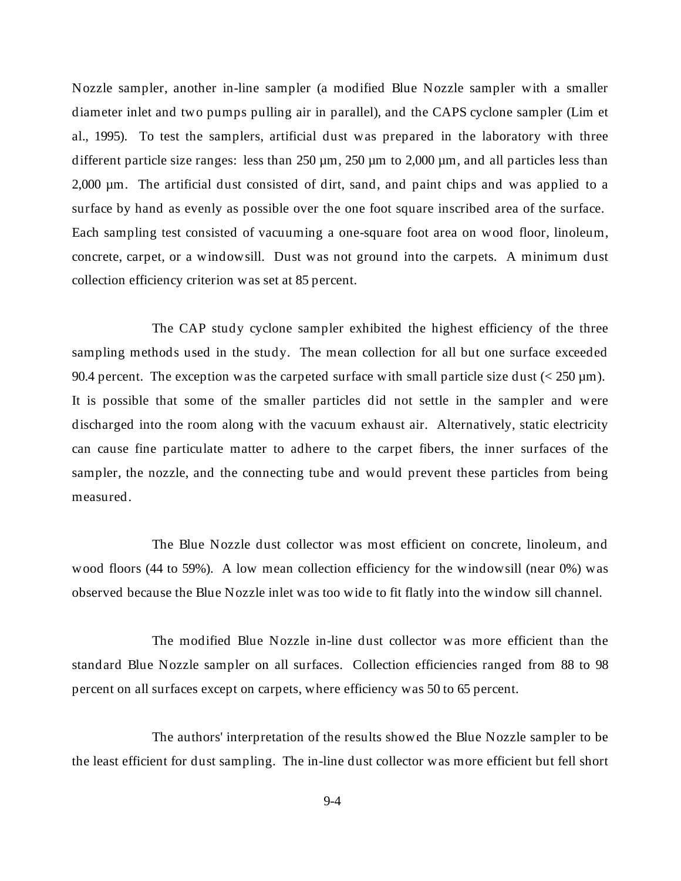Nozzle sampler, another in-line sampler (a modified Blue Nozzle sampler with a smaller diameter inlet and two pumps pulling air in parallel), and the CAPS cyclone sampler (Lim et al., 1995). To test the samplers, artificial dust was prepared in the laboratory with three different particle size ranges: less than 250 µm, 250 µm to 2,000 µm, and all particles less than 2,000 µm. The artificial dust consisted of dirt, sand, and paint chips and was applied to a surface by hand as evenly as possible over the one foot square inscribed area of the surface. Each sampling test consisted of vacuuming a one-square foot area on wood floor, linoleum, concrete, carpet, or a windowsill. Dust was not ground into the carpets. A minimum dust collection efficiency criterion was set at 85 percent.

The CAP study cyclone sampler exhibited the highest efficiency of the three sampling methods used in the study. The mean collection for all but one surface exceeded 90.4 percent. The exception was the carpeted surface with small particle size dust (< 250 µm). It is possible that some of the smaller particles did not settle in the sampler and were discharged into the room along with the vacuum exhaust air. Alternatively, static electricity can cause fine particulate matter to adhere to the carpet fibers, the inner surfaces of the sampler, the nozzle, and the connecting tube and would prevent these particles from being measured.

The Blue Nozzle dust collector was most efficient on concrete, linoleum, and wood floors (44 to 59%). A low mean collection efficiency for the windowsill (near 0%) was observed because the Blue Nozzle inlet was too wide to fit flatly into the window sill channel.

The modified Blue Nozzle in-line dust collector was more efficient than the standard Blue Nozzle sampler on all surfaces. Collection efficiencies ranged from 88 to 98 percent on all surfaces except on carpets, where efficiency was 50 to 65 percent.

The authors' interpretation of the results showed the Blue Nozzle sampler to be the least efficient for dust sampling. The in-line dust collector was more efficient but fell short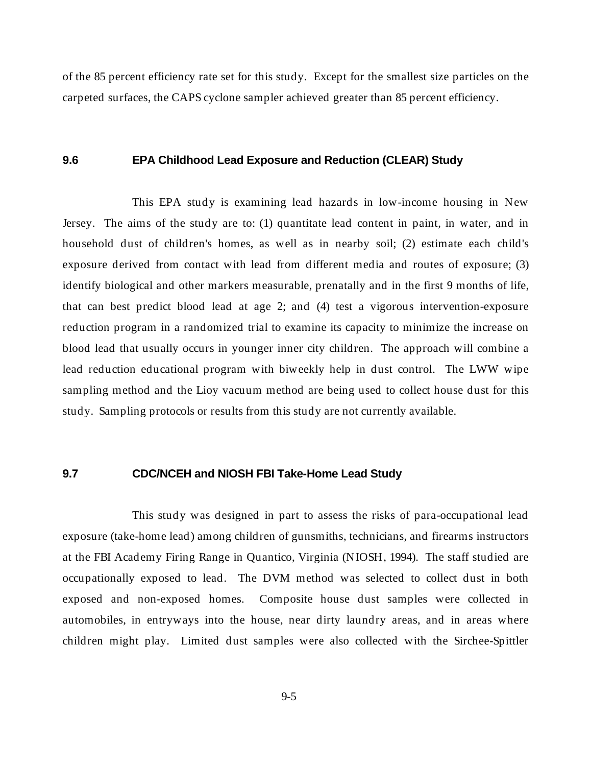of the 85 percent efficiency rate set for this study. Except for the smallest size particles on the carpeted surfaces, the CAPS cyclone sampler achieved greater than 85 percent efficiency.

## 9.6 EPA Childhood Lead Exposure and Reduction (CLEAR) Study

This EPA study is examining lead hazards in low-income housing in New Jersey. The aims of the study are to: (1) quantitate lead content in paint, in water, and in household dust of children's homes, as well as in nearby soil; (2) estimate each child's exposure derived from contact with lead from different media and routes of exposure; (3) identify biological and other markers measurable, prenatally and in the first 9 months of life, that can best predict blood lead at age 2; and (4) test a vigorous intervention-exposure reduction program in a randomized trial to examine its capacity to minimize the increase on blood lead that usually occurs in younger inner city children. The approach will combine a lead reduction educational program with biweekly help in dust control. The LWW wipe sampling method and the Lioy vacuum method are being used to collect house dust for this study. Sampling protocols or results from this study are not currently available.

## 9.7 CDC/NCEH and NIOSH FBI Take-Home Lead Study

This study was designed in part to assess the risks of para-occupational lead exposure (take-home lead) among children of gunsmiths, technicians, and firearms instructors at the FBI Academy Firing Range in Quantico, Virginia (NIOSH, 1994). The staff studied are occupationally exposed to lead. The DVM method was selected to collect dust in both exposed and non-exposed homes. Composite house dust samples were collected in automobiles, in entryways into the house, near dirty laundry areas, and in areas where children might play. Limited dust samples were also collected with the Sirchee-Spittler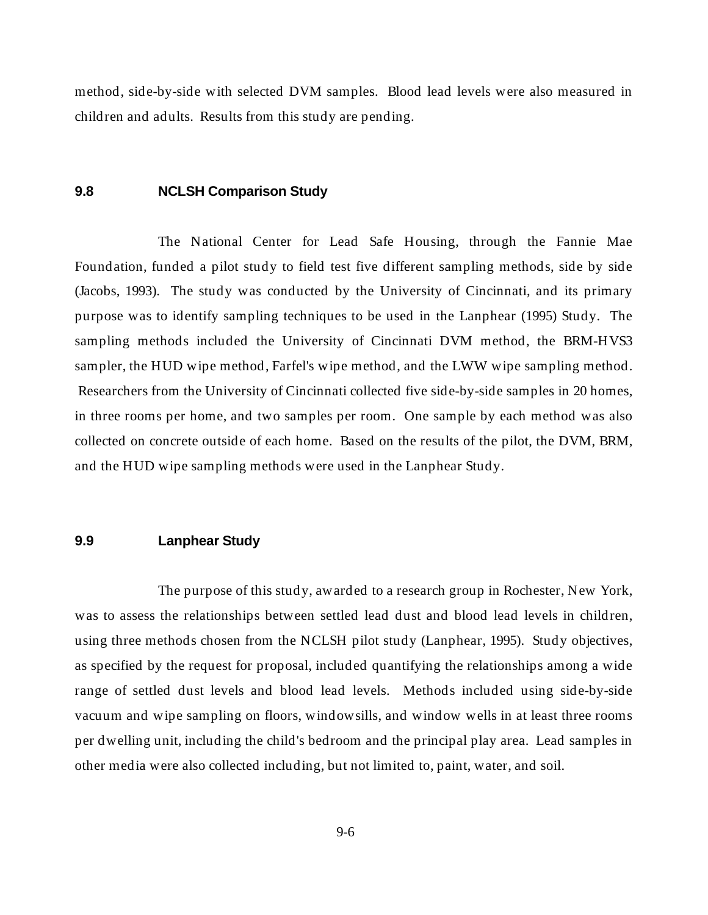method, side-by-side with selected DVM samples. Blood lead levels were also measured in children and adults. Results from this study are pending.

## 9.8 NCLSH Comparison Study

The National Center for Lead Safe Housing, through the Fannie Mae Foundation, funded a pilot study to field test five different sampling methods, side by side (Jacobs, 1993). The study was conducted by the University of Cincinnati, and its primary purpose was to identify sampling techniques to be used in the Lanphear (1995) Study. The sampling methods included the University of Cincinnati DVM method, the BRM-HVS3 sampler, the HUD wipe method, Farfel's wipe method, and the LWW wipe sampling method. Researchers from the University of Cincinnati collected five side-by-side samples in 20 homes, in three rooms per home, and two samples per room. One sample by each method was also collected on concrete outside of each home. Based on the results of the pilot, the DVM, BRM, and the HUD wipe sampling methods were used in the Lanphear Study.

## 9.9 Lanphear Study

The purpose of this study, awarded to a research group in Rochester, New York, was to assess the relationships between settled lead dust and blood lead levels in children, using three methods chosen from the NCLSH pilot study (Lanphear, 1995). Study objectives, as specified by the request for proposal, included quantifying the relationships among a wide range of settled dust levels and blood lead levels. Methods included using side-by-side vacuum and wipe sampling on floors, windowsills, and window wells in at least three rooms per dwelling unit, including the child's bedroom and the principal play area. Lead samples in other media were also collected including, but not limited to, paint, water, and soil.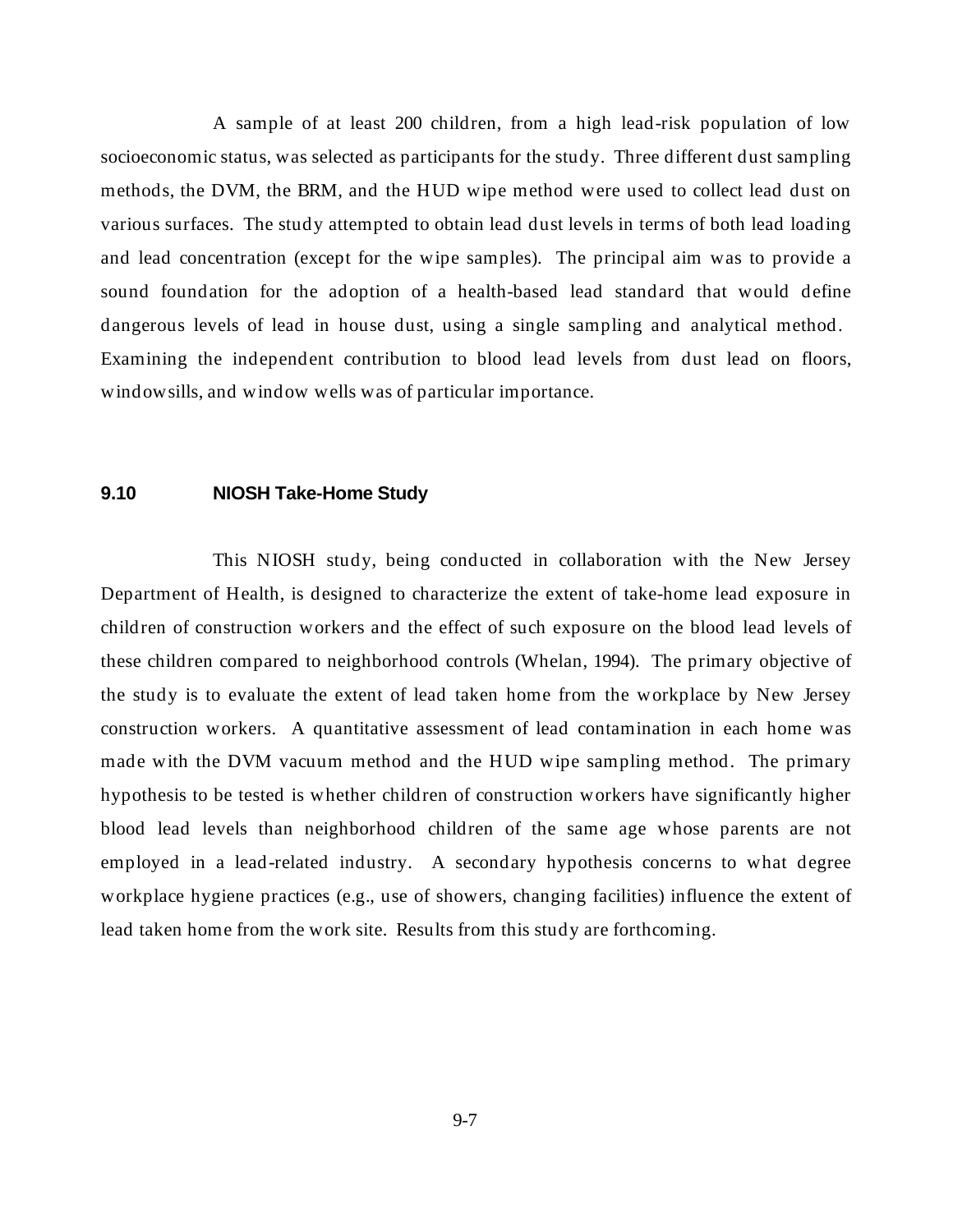A sample of at least 200 children, from a high lead-risk population of low socioeconomic status, was selected as participants for the study. Three different dust sampling methods, the DVM, the BRM, and the HUD wipe method were used to collect lead dust on various surfaces. The study attempted to obtain lead dust levels in terms of both lead loading and lead concentration (except for the wipe samples). The principal aim was to provide a sound foundation for the adoption of a health-based lead standard that would define dangerous levels of lead in house dust, using a single sampling and analytical method. Examining the independent contribution to blood lead levels from dust lead on floors, windowsills, and window wells was of particular importance.

## 9.10 NIOSH Take-Home Study

This NIOSH study, being conducted in collaboration with the New Jersey Department of Health, is designed to characterize the extent of take-home lead exposure in children of construction workers and the effect of such exposure on the blood lead levels of these children compared to neighborhood controls (Whelan, 1994). The primary objective of the study is to evaluate the extent of lead taken home from the workplace by New Jersey construction workers. A quantitative assessment of lead contamination in each home was made with the DVM vacuum method and the HUD wipe sampling method. The primary hypothesis to be tested is whether children of construction workers have significantly higher blood lead levels than neighborhood children of the same age whose parents are not employed in a lead-related industry. A secondary hypothesis concerns to what degree workplace hygiene practices (e.g., use of showers, changing facilities) influence the extent of lead taken home from the work site. Results from this study are forthcoming.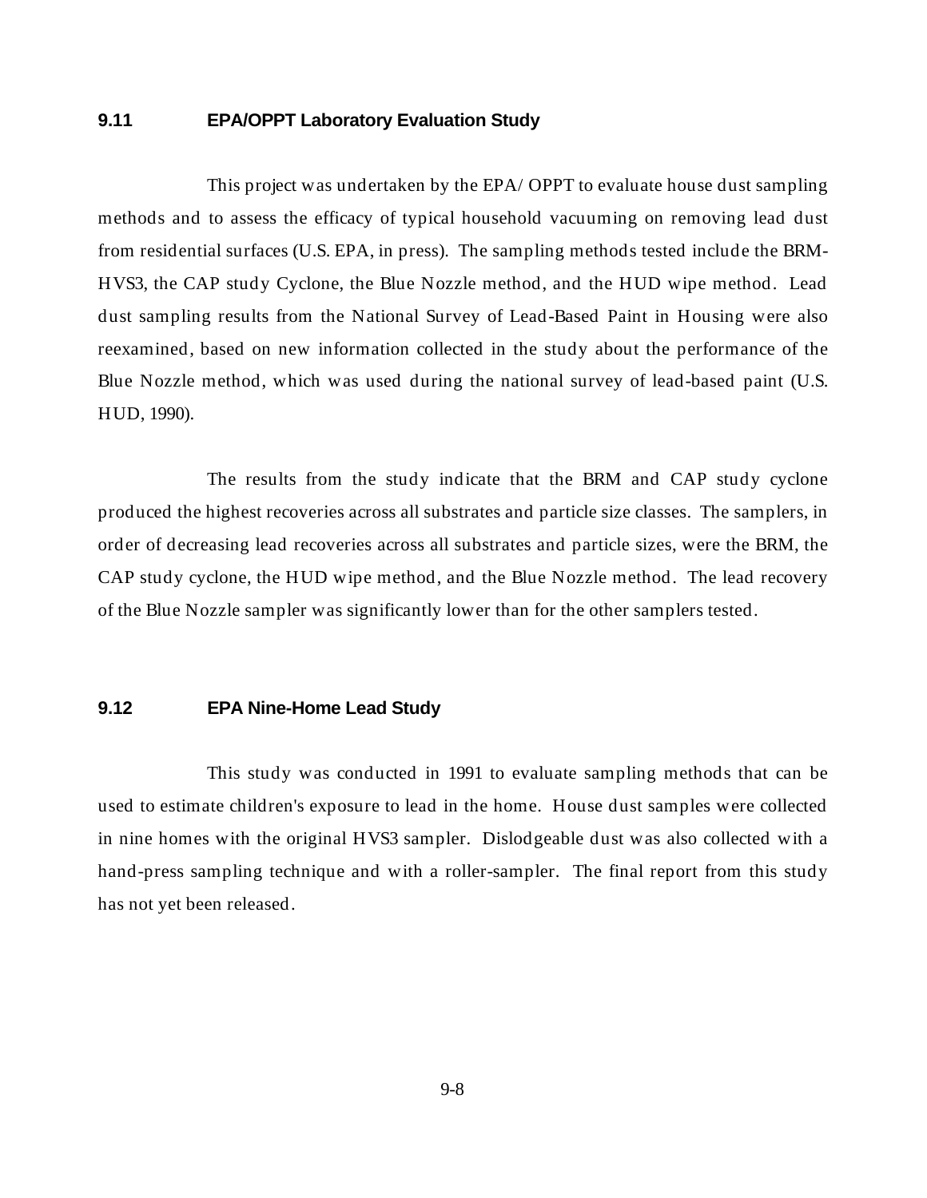## 9.11 EPA/OPPT Laboratory Evaluation Study

This project was undertaken by the EPA/ OPPT to evaluate house dust sampling methods and to assess the efficacy of typical household vacuuming on removing lead dust from residential surfaces (U.S. EPA, in press). The sampling methods tested include the BRM-HVS3, the CAP study Cyclone, the Blue Nozzle method, and the HUD wipe method. Lead dust sampling results from the National Survey of Lead-Based Paint in Housing were also reexamined, based on new information collected in the study about the performance of the Blue Nozzle method, which was used during the national survey of lead-based paint (U.S. HUD, 1990).

The results from the study indicate that the BRM and CAP study cyclone produced the highest recoveries across all substrates and particle size classes. The samplers, in order of decreasing lead recoveries across all substrates and particle sizes, were the BRM, the CAP study cyclone, the HUD wipe method, and the Blue Nozzle method. The lead recovery of the Blue Nozzle sampler was significantly lower than for the other samplers tested.

## 9.12 EPA Nine-Home Lead Study

This study was conducted in 1991 to evaluate sampling methods that can be used to estimate children's exposure to lead in the home. House dust samples were collected in nine homes with the original HVS3 sampler. Dislodgeable dust was also collected with a hand-press sampling technique and with a roller-sampler. The final report from this study has not yet been released.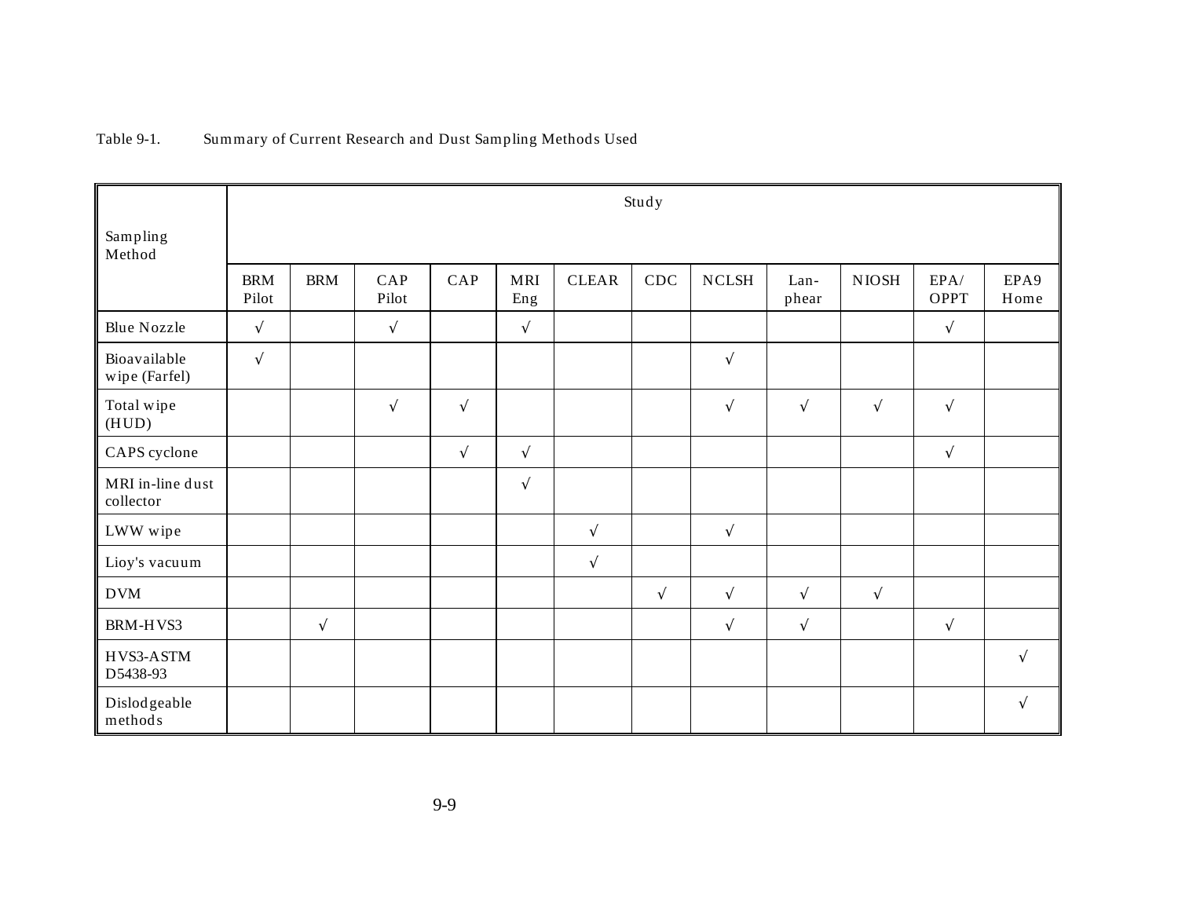Table 9-1. Summary of Current Research and Dust Sampling Methods Used

| Sampling Method | Study | | | | | | | | | | | |
|---|---|---|---|---|---|---|---|---|---|---|---|---|
| | BRM Pilot | BRM | CAP Pilot | CAP | MRI Eng | CLEAR | CDC | NCLSH | Lan-phear | NIOSH | EPA/ OPPT | EPA9 Home |
| Blue Nozzle | √ | | √ | | √ | | | | | | √ | |
| Bioavailable wipe (Farfel) | √ | | | | | | | √ | | | | |
| Total wipe (HUD) | | | √ | √ | | | | √ | √ | √ | √ | |
| CAPS cyclone | | | | √ | √ | | | | | | √ | |
| MRI in-line dust collector | | | | | √ | | | | | | | |
| LWW wipe | | | | | | √ | | √ | | | | |
| Lioy's vacuum | | | | | | √ | | | | | | |
| DVM | | | | | | | √ | √ | √ | √ | | |
| BRM-HVS3 | | √ | | | | | | √ | √ | | √ | |
| HVS3-ASTM D5438-93 | | | | | | | | | | | | √ |
| Dislodgeable methods | | | | | | | | | | | | √ |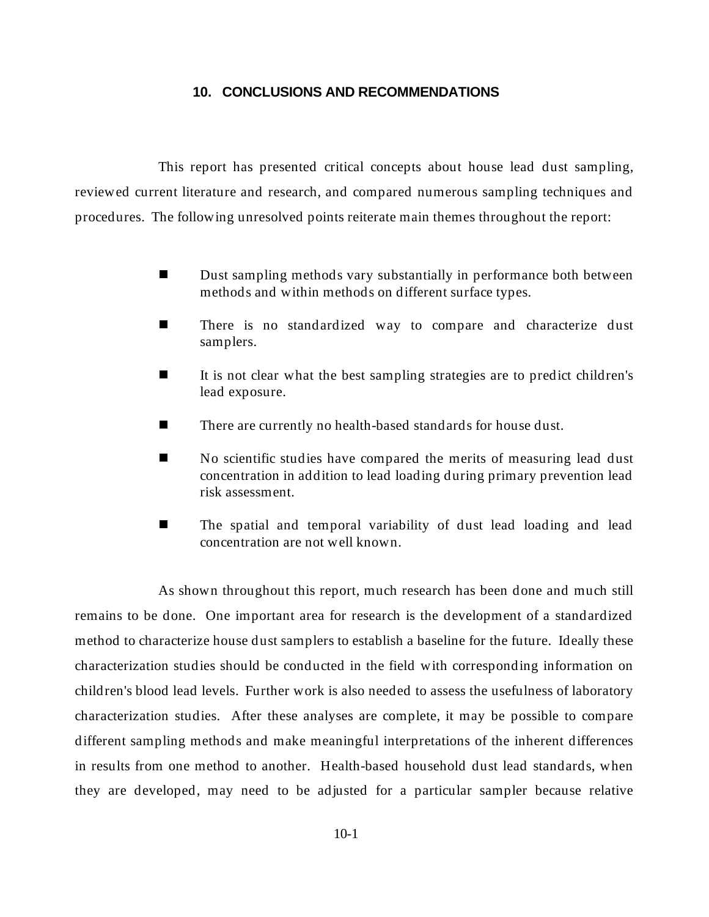## 10. CONCLUSIONS AND RECOMMENDATIONS

This report has presented critical concepts about house lead dust sampling, reviewed current literature and research, and compared numerous sampling techniques and procedures. The following unresolved points reiterate main themes throughout the report:

- Dust sampling methods vary substantially in performance both between methods and within methods on different surface types.
- There is no standardized way to compare and characterize dust samplers.
- It is not clear what the best sampling strategies are to predict children's lead exposure.
- There are currently no health-based standards for house dust.
- No scientific studies have compared the merits of measuring lead dust concentration in addition to lead loading during primary prevention lead risk assessment.
- The spatial and temporal variability of dust lead loading and lead concentration are not well known.

As shown throughout this report, much research has been done and much still remains to be done. One important area for research is the development of a standardized method to characterize house dust samplers to establish a baseline for the future. Ideally these characterization studies should be conducted in the field with corresponding information on children's blood lead levels. Further work is also needed to assess the usefulness of laboratory characterization studies. After these analyses are complete, it may be possible to compare different sampling methods and make meaningful interpretations of the inherent differences in results from one method to another. Health-based household dust lead standards, when they are developed, may need to be adjusted for a particular sampler because relative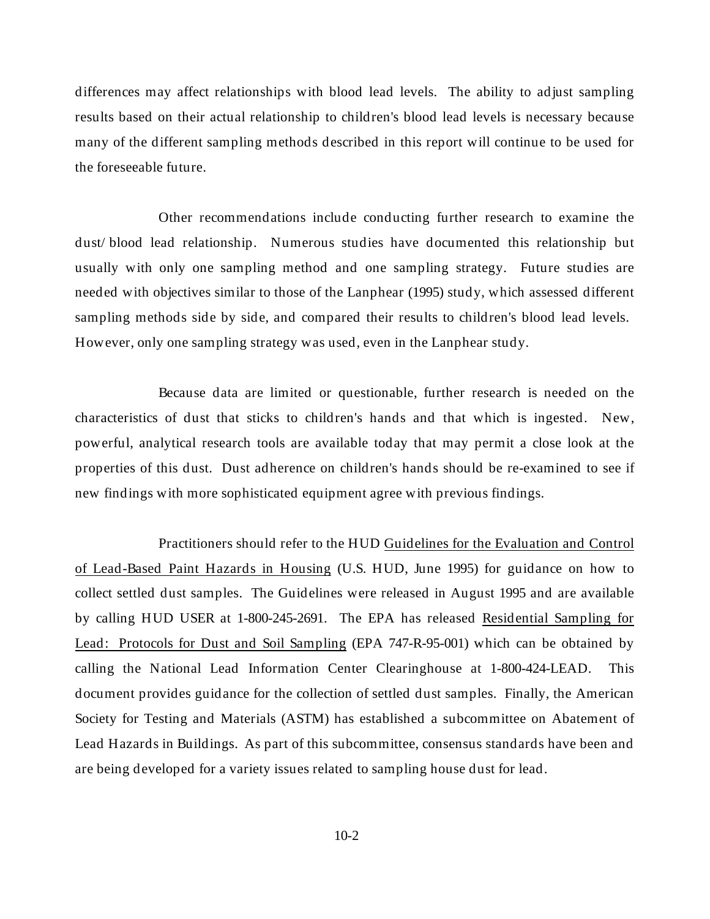differences may affect relationships with blood lead levels. The ability to adjust sampling results based on their actual relationship to children's blood lead levels is necessary because many of the different sampling methods described in this report will continue to be used for the foreseeable future.

Other recommendations include conducting further research to examine the dust/blood lead relationship. Numerous studies have documented this relationship but usually with only one sampling method and one sampling strategy. Future studies are needed with objectives similar to those of the Lanphear (1995) study, which assessed different sampling methods side by side, and compared their results to children's blood lead levels. However, only one sampling strategy was used, even in the Lanphear study.

Because data are limited or questionable, further research is needed on the characteristics of dust that sticks to children's hands and that which is ingested. New, powerful, analytical research tools are available today that may permit a close look at the properties of this dust. Dust adherence on children's hands should be re-examined to see if new findings with more sophisticated equipment agree with previous findings.

Practitioners should refer to the HUD Guidelines for the Evaluation and Control of Lead-Based Paint Hazards in Housing (U.S. HUD, June 1995) for guidance on how to collect settled dust samples. The Guidelines were released in August 1995 and are available by calling HUD USER at 1-800-245-2691. The EPA has released Residential Sampling for Lead: Protocols for Dust and Soil Sampling (EPA 747-R-95-001) which can be obtained by calling the National Lead Information Center Clearinghouse at 1-800-424-LEAD. This document provides guidance for the collection of settled dust samples. Finally, the American Society for Testing and Materials (ASTM) has established a subcommittee on Abatement of Lead Hazards in Buildings. As part of this subcommittee, consensus standards have been and are being developed for a variety issues related to sampling house dust for lead.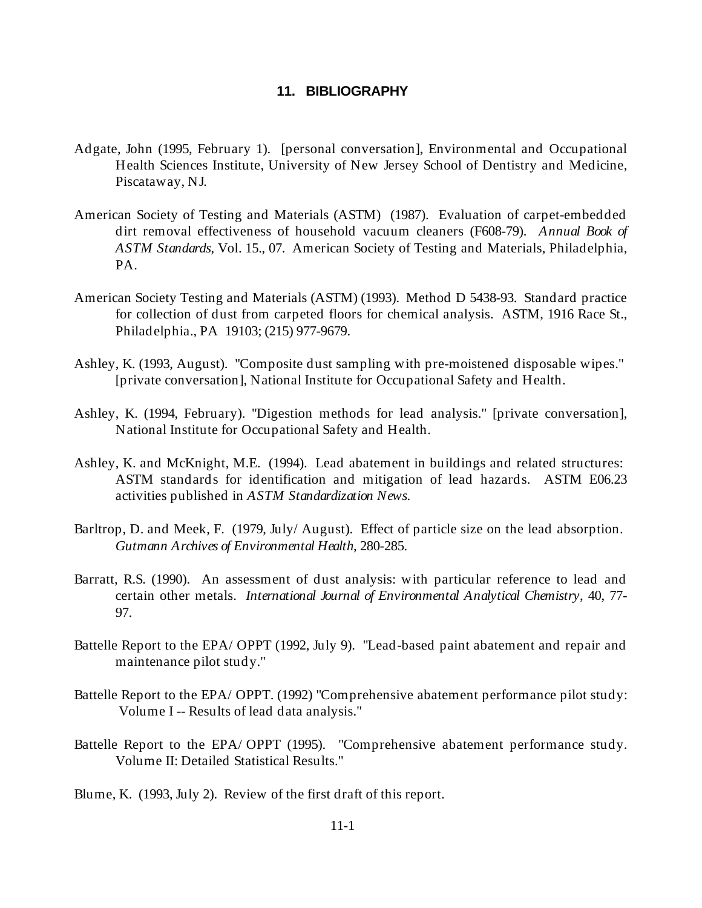# 11. BIBLIOGRAPHY

Adgate, John (1995, February 1). [personal conversation], Environmental and Occupational Health Sciences Institute, University of New Jersey School of Dentistry and Medicine, Piscataway, NJ.

American Society of Testing and Materials (ASTM) (1987). Evaluation of carpet-embedded dirt removal effectiveness of household vacuum cleaners (F608-79). *Annual Book of ASTM Standards*, Vol. 15., 07. American Society of Testing and Materials, Philadelphia, PA.

American Society Testing and Materials (ASTM) (1993). Method D 5438-93. Standard practice for collection of dust from carpeted floors for chemical analysis. ASTM, 1916 Race St., Philadelphia., PA 19103; (215) 977-9679.

Ashley, K. (1993, August). "Composite dust sampling with pre-moistened disposable wipes." [private conversation], National Institute for Occupational Safety and Health.

Ashley, K. (1994, February). "Digestion methods for lead analysis." [private conversation], National Institute for Occupational Safety and Health.

Ashley, K. and McKnight, M.E. (1994). Lead abatement in buildings and related structures: ASTM standards for identification and mitigation of lead hazards. ASTM E06.23 activities published in *ASTM Standardization News*.

Barltrop, D. and Meek, F. (1979, July/ August). Effect of particle size on the lead absorption. *Gutmann Archives of Environmental Health*, 280-285.

Barratt, R.S. (1990). An assessment of dust analysis: with particular reference to lead and certain other metals. *International Journal of Environmental Analytical Chemistry*, 40, 77-97.

Battelle Report to the EPA/ OPPT (1992, July 9). "Lead-based paint abatement and repair and maintenance pilot study."

Battelle Report to the EPA/ OPPT. (1992) "Comprehensive abatement performance pilot study: Volume I -- Results of lead data analysis."

Battelle Report to the EPA/ OPPT (1995). "Comprehensive abatement performance study. Volume II: Detailed Statistical Results."

Blume, K. (1993, July 2). Review of the first draft of this report.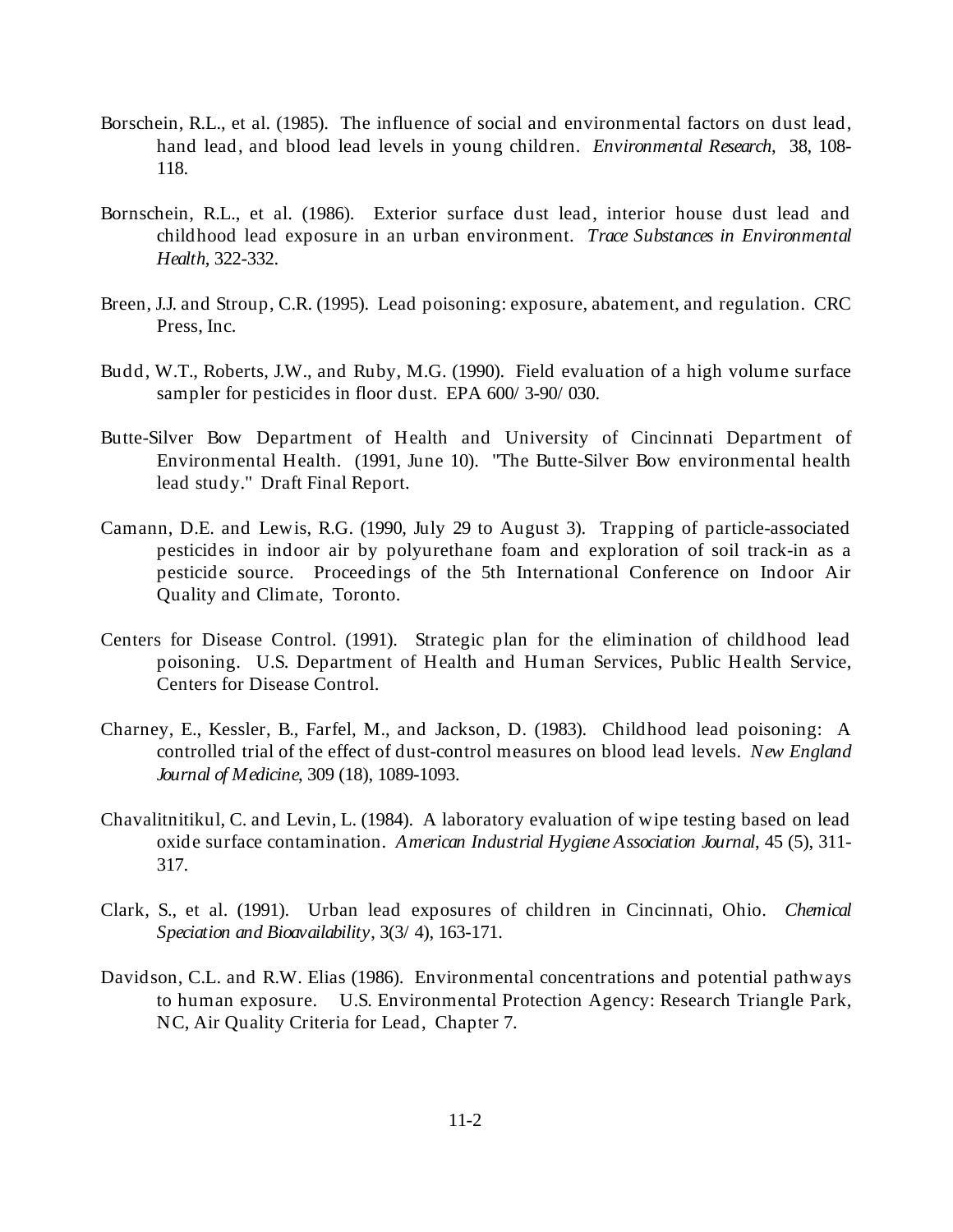Borschein, R.L., et al. (1985). The influence of social and environmental factors on dust lead, hand lead, and blood lead levels in young children. *Environmental Research*, 38, 108-118.

Bornschein, R.L., et al. (1986). Exterior surface dust lead, interior house dust lead and childhood lead exposure in an urban environment. *Trace Substances in Environmental Health*, 322-332.

Breen, J.J. and Stroup, C.R. (1995). Lead poisoning: exposure, abatement, and regulation. CRC Press, Inc.

Budd, W.T., Roberts, J.W., and Ruby, M.G. (1990). Field evaluation of a high volume surface sampler for pesticides in floor dust. EPA 600/ 3-90/ 030.

Butte-Silver Bow Department of Health and University of Cincinnati Department of Environmental Health. (1991, June 10). "The Butte-Silver Bow environmental health lead study." Draft Final Report.

Camann, D.E. and Lewis, R.G. (1990, July 29 to August 3). Trapping of particle-associated pesticides in indoor air by polyurethane foam and exploration of soil track-in as a pesticide source. Proceedings of the 5th International Conference on Indoor Air Quality and Climate, Toronto.

Centers for Disease Control. (1991). Strategic plan for the elimination of childhood lead poisoning. U.S. Department of Health and Human Services, Public Health Service, Centers for Disease Control.

Charney, E., Kessler, B., Farfel, M., and Jackson, D. (1983). Childhood lead poisoning: A controlled trial of the effect of dust-control measures on blood lead levels. *New England Journal of Medicine*, 309 (18), 1089-1093.

Chavalitnitikul, C. and Levin, L. (1984). A laboratory evaluation of wipe testing based on lead oxide surface contamination. *American Industrial Hygiene Association Journal*, 45 (5), 311-317.

Clark, S., et al. (1991). Urban lead exposures of children in Cincinnati, Ohio. *Chemical Speciation and Bioavailability*, 3(3/ 4), 163-171.

Davidson, C.L. and R.W. Elias (1986). Environmental concentrations and potential pathways to human exposure. U.S. Environmental Protection Agency: Research Triangle Park, NC, Air Quality Criteria for Lead, Chapter 7.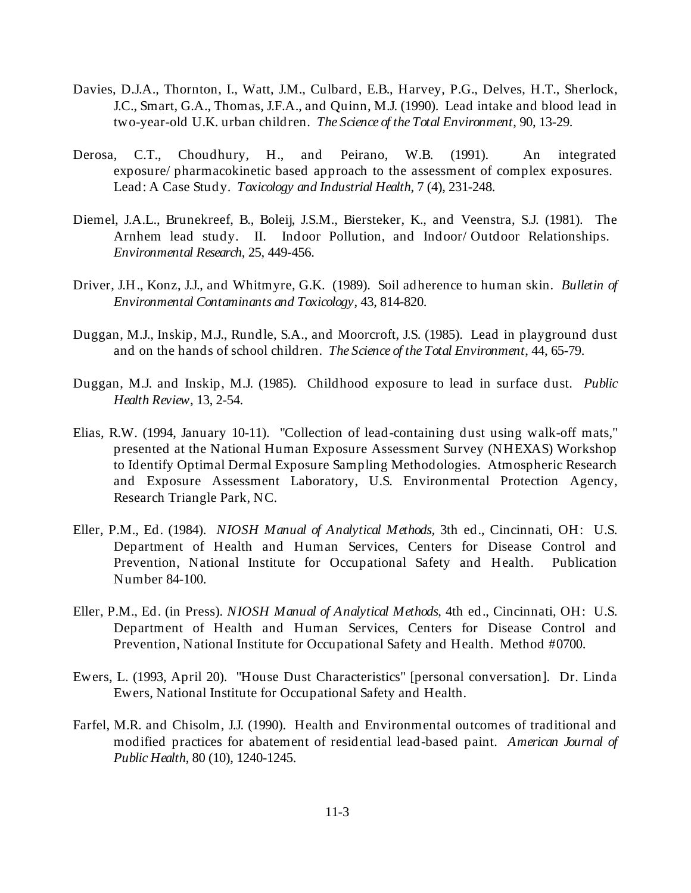Davies, D.J.A., Thornton, I., Watt, J.M., Culbard, E.B., Harvey, P.G., Delves, H.T., Sherlock, J.C., Smart, G.A., Thomas, J.F.A., and Quinn, M.J. (1990). Lead intake and blood lead in two-year-old U.K. urban children. *The Science of the Total Environment*, 90, 13-29.

Derosa, C.T., Choudhury, H., and Peirano, W.B. (1991). An integrated exposure/ pharmacokinetic based approach to the assessment of complex exposures. Lead: A Case Study. *Toxicology and Industrial Health*, 7 (4), 231-248.

Diemel, J.A.L., Brunekreef, B., Boleij, J.S.M., Biersteker, K., and Veenstra, S.J. (1981). The Arnhem lead study. II. Indoor Pollution, and Indoor/ Outdoor Relationships. *Environmental Research*, 25, 449-456.

Driver, J.H., Konz, J.J., and Whitmyre, G.K. (1989). Soil adherence to human skin. *Bulletin of Environmental Contaminants and Toxicology*, 43, 814-820.

Duggan, M.J., Inskip, M.J., Rundle, S.A., and Moorcroft, J.S. (1985). Lead in playground dust and on the hands of school children. *The Science of the Total Environment*, 44, 65-79.

Duggan, M.J. and Inskip, M.J. (1985). Childhood exposure to lead in surface dust. *Public Health Review*, 13, 2-54.

Elias, R.W. (1994, January 10-11). "Collection of lead-containing dust using walk-off mats," presented at the National Human Exposure Assessment Survey (NHEXAS) Workshop to Identify Optimal Dermal Exposure Sampling Methodologies. Atmospheric Research and Exposure Assessment Laboratory, U.S. Environmental Protection Agency, Research Triangle Park, NC.

Eller, P.M., Ed. (1984). *NIOSH Manual of Analytical Methods*, 3th ed., Cincinnati, OH: U.S. Department of Health and Human Services, Centers for Disease Control and Prevention, National Institute for Occupational Safety and Health. Publication Number 84-100.

Eller, P.M., Ed. (in Press). *NIOSH Manual of Analytical Methods*, 4th ed., Cincinnati, OH: U.S. Department of Health and Human Services, Centers for Disease Control and Prevention, National Institute for Occupational Safety and Health. Method #0700.

Ewers, L. (1993, April 20). "House Dust Characteristics" [personal conversation]. Dr. Linda Ewers, National Institute for Occupational Safety and Health.

Farfel, M.R. and Chisolm, J.J. (1990). Health and Environmental outcomes of traditional and modified practices for abatement of residential lead-based paint. *American Journal of Public Health*, 80 (10), 1240-1245.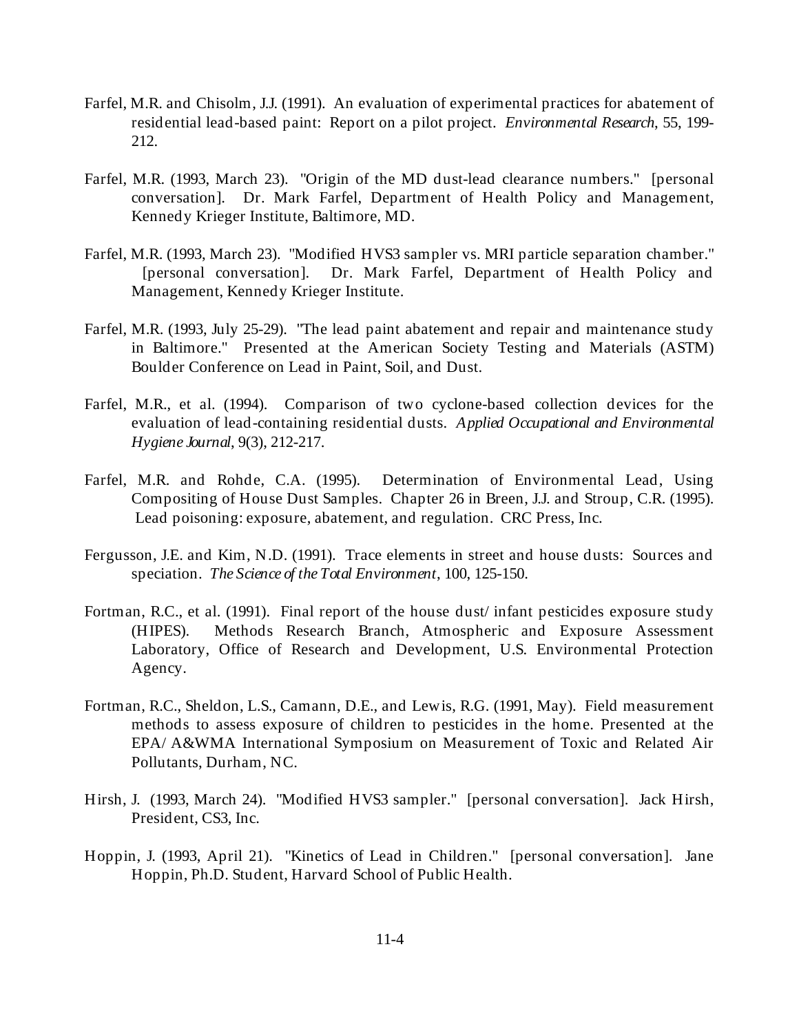Farfel, M.R. and Chisolm, J.J. (1991). An evaluation of experimental practices for abatement of residential lead-based paint: Report on a pilot project. *Environmental Research*, 55, 199-212.

Farfel, M.R. (1993, March 23). "Origin of the MD dust-lead clearance numbers." [personal conversation]. Dr. Mark Farfel, Department of Health Policy and Management, Kennedy Krieger Institute, Baltimore, MD.

Farfel, M.R. (1993, March 23). "Modified HVS3 sampler vs. MRI particle separation chamber." [personal conversation]. Dr. Mark Farfel, Department of Health Policy and Management, Kennedy Krieger Institute.

Farfel, M.R. (1993, July 25-29). "The lead paint abatement and repair and maintenance study in Baltimore." Presented at the American Society Testing and Materials (ASTM) Boulder Conference on Lead in Paint, Soil, and Dust.

Farfel, M.R., et al. (1994). Comparison of two cyclone-based collection devices for the evaluation of lead-containing residential dusts. *Applied Occupational and Environmental Hygiene Journal*, 9(3), 212-217.

Farfel, M.R. and Rohde, C.A. (1995). Determination of Environmental Lead, Using Compositing of House Dust Samples. Chapter 26 in Breen, J.J. and Stroup, C.R. (1995). Lead poisoning: exposure, abatement, and regulation. CRC Press, Inc.

Fergusson, J.E. and Kim, N.D. (1991). Trace elements in street and house dusts: Sources and speciation. *The Science of the Total Environment*, 100, 125-150.

Fortman, R.C., et al. (1991). Final report of the house dust/ infant pesticides exposure study (HIPES). Methods Research Branch, Atmospheric and Exposure Assessment Laboratory, Office of Research and Development, U.S. Environmental Protection Agency.

Fortman, R.C., Sheldon, L.S., Camann, D.E., and Lewis, R.G. (1991, May). Field measurement methods to assess exposure of children to pesticides in the home. Presented at the EPA/ A&WMA International Symposium on Measurement of Toxic and Related Air Pollutants, Durham, NC.

Hirsh, J. (1993, March 24). "Modified HVS3 sampler." [personal conversation]. Jack Hirsh, President, CS3, Inc.

Hoppin, J. (1993, April 21). "Kinetics of Lead in Children." [personal conversation]. Jane Hoppin, Ph.D. Student, Harvard School of Public Health.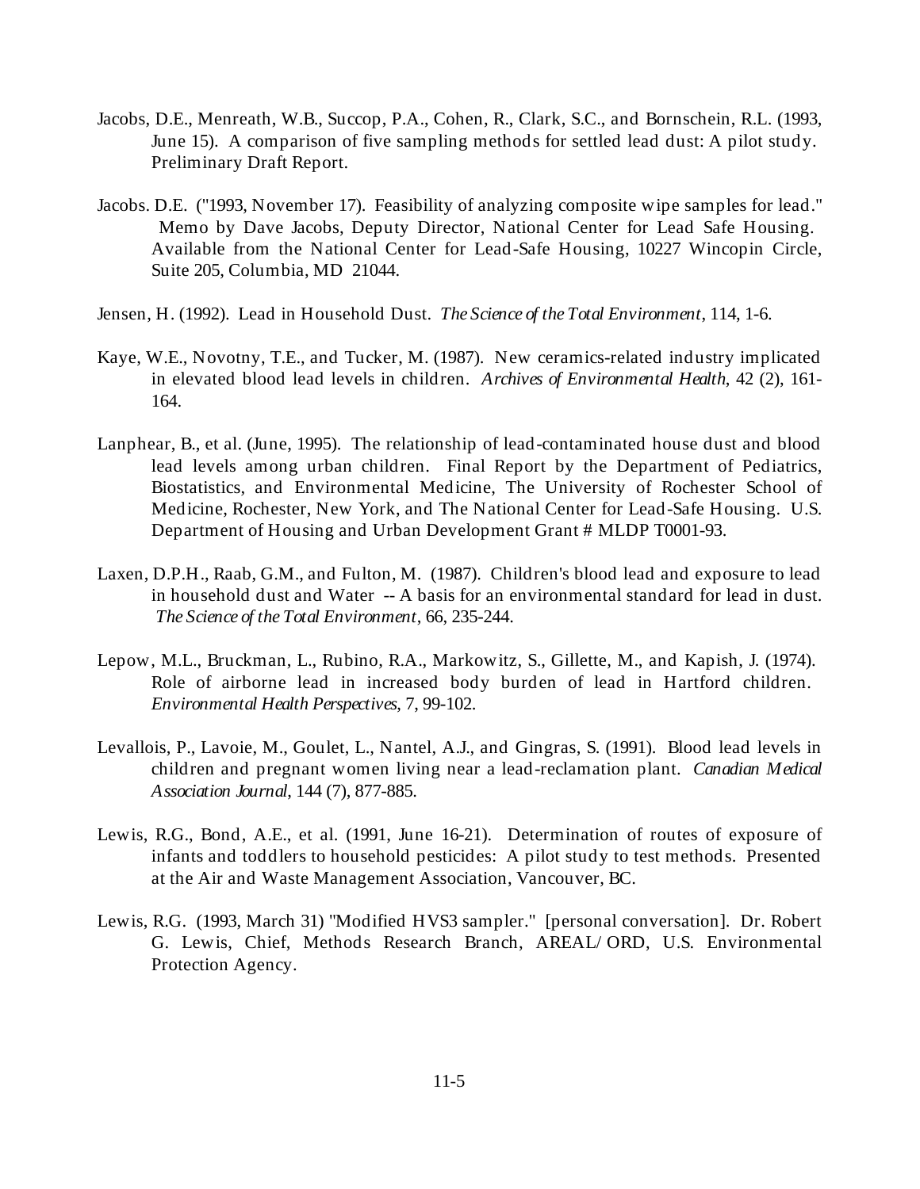Jacobs, D.E., Menreath, W.B., Succop, P.A., Cohen, R., Clark, S.C., and Bornschein, R.L. (1993, June 15). A comparison of five sampling methods for settled lead dust: A pilot study. Preliminary Draft Report.

Jacobs. D.E. ("1993, November 17). Feasibility of analyzing composite wipe samples for lead." Memo by Dave Jacobs, Deputy Director, National Center for Lead Safe Housing. Available from the National Center for Lead-Safe Housing, 10227 Wincopin Circle, Suite 205, Columbia, MD 21044.

Jensen, H. (1992). Lead in Household Dust. *The Science of the Total Environment*, 114, 1-6.

Kaye, W.E., Novotny, T.E., and Tucker, M. (1987). New ceramics-related industry implicated in elevated blood lead levels in children. *Archives of Environmental Health*, 42 (2), 161-164.

Lanphear, B., et al. (June, 1995). The relationship of lead-contaminated house dust and blood lead levels among urban children. Final Report by the Department of Pediatrics, Biostatistics, and Environmental Medicine, The University of Rochester School of Medicine, Rochester, New York, and The National Center for Lead-Safe Housing. U.S. Department of Housing and Urban Development Grant # MLDP T0001-93.

Laxen, D.P.H., Raab, G.M., and Fulton, M. (1987). Children's blood lead and exposure to lead in household dust and Water -- A basis for an environmental standard for lead in dust. *The Science of the Total Environment*, 66, 235-244.

Lepow, M.L., Bruckman, L., Rubino, R.A., Markowitz, S., Gillette, M., and Kapish, J. (1974). Role of airborne lead in increased body burden of lead in Hartford children. *Environmental Health Perspectives*, 7, 99-102.

Levallois, P., Lavoie, M., Goulet, L., Nantel, A.J., and Gingras, S. (1991). Blood lead levels in children and pregnant women living near a lead-reclamation plant. *Canadian Medical Association Journal*, 144 (7), 877-885.

Lewis, R.G., Bond, A.E., et al. (1991, June 16-21). Determination of routes of exposure of infants and toddlers to household pesticides: A pilot study to test methods. Presented at the Air and Waste Management Association, Vancouver, BC.

Lewis, R.G. (1993, March 31) "Modified HVS3 sampler." [personal conversation]. Dr. Robert G. Lewis, Chief, Methods Research Branch, AREAL/ORD, U.S. Environmental Protection Agency.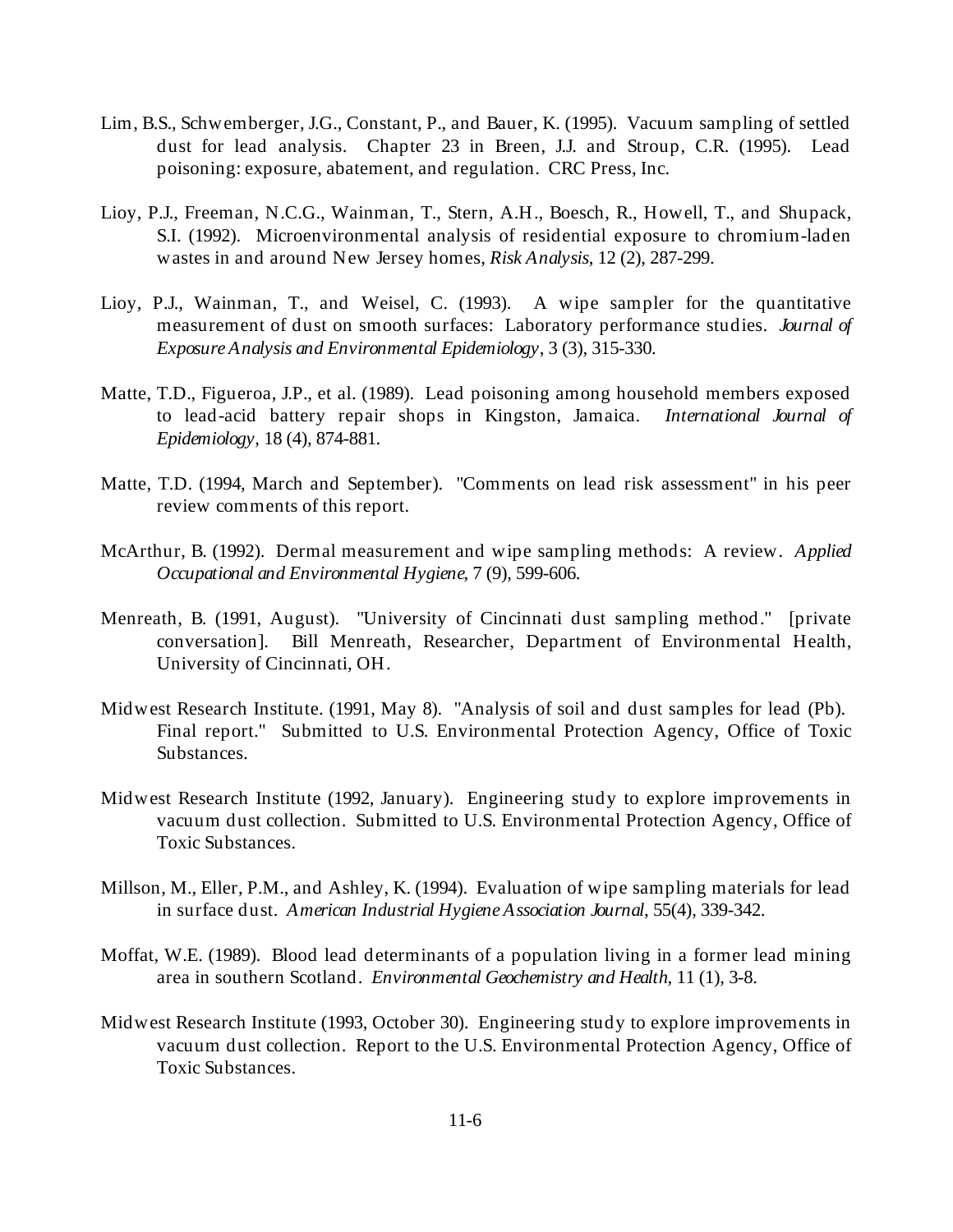Lim, B.S., Schwemberger, J.G., Constant, P., and Bauer, K. (1995). Vacuum sampling of settled dust for lead analysis. Chapter 23 in Breen, J.J. and Stroup, C.R. (1995). Lead poisoning: exposure, abatement, and regulation. CRC Press, Inc.

Lioy, P.J., Freeman, N.C.G., Wainman, T., Stern, A.H., Boesch, R., Howell, T., and Shupack, S.I. (1992). Microenvironmental analysis of residential exposure to chromium-laden wastes in and around New Jersey homes, *Risk Analysis*, 12 (2), 287-299.

Lioy, P.J., Wainman, T., and Weisel, C. (1993). A wipe sampler for the quantitative measurement of dust on smooth surfaces: Laboratory performance studies. *Journal of Exposure Analysis and Environmental Epidemiology*, 3 (3), 315-330.

Matte, T.D., Figueroa, J.P., et al. (1989). Lead poisoning among household members exposed to lead-acid battery repair shops in Kingston, Jamaica. *International Journal of Epidemiology*, 18 (4), 874-881.

Matte, T.D. (1994, March and September). "Comments on lead risk assessment" in his peer review comments of this report.

McArthur, B. (1992). Dermal measurement and wipe sampling methods: A review. *Applied Occupational and Environmental Hygiene*, 7 (9), 599-606.

Menreath, B. (1991, August). "University of Cincinnati dust sampling method." [private conversation]. Bill Menreath, Researcher, Department of Environmental Health, University of Cincinnati, OH.

Midwest Research Institute. (1991, May 8). "Analysis of soil and dust samples for lead (Pb). Final report." Submitted to U.S. Environmental Protection Agency, Office of Toxic Substances.

Midwest Research Institute (1992, January). Engineering study to explore improvements in vacuum dust collection. Submitted to U.S. Environmental Protection Agency, Office of Toxic Substances.

Millson, M., Eller, P.M., and Ashley, K. (1994). Evaluation of wipe sampling materials for lead in surface dust. *American Industrial Hygiene Association Journal*, 55(4), 339-342.

Moffat, W.E. (1989). Blood lead determinants of a population living in a former lead mining area in southern Scotland. *Environmental Geochemistry and Health*, 11 (1), 3-8.

Midwest Research Institute (1993, October 30). Engineering study to explore improvements in vacuum dust collection. Report to the U.S. Environmental Protection Agency, Office of Toxic Substances.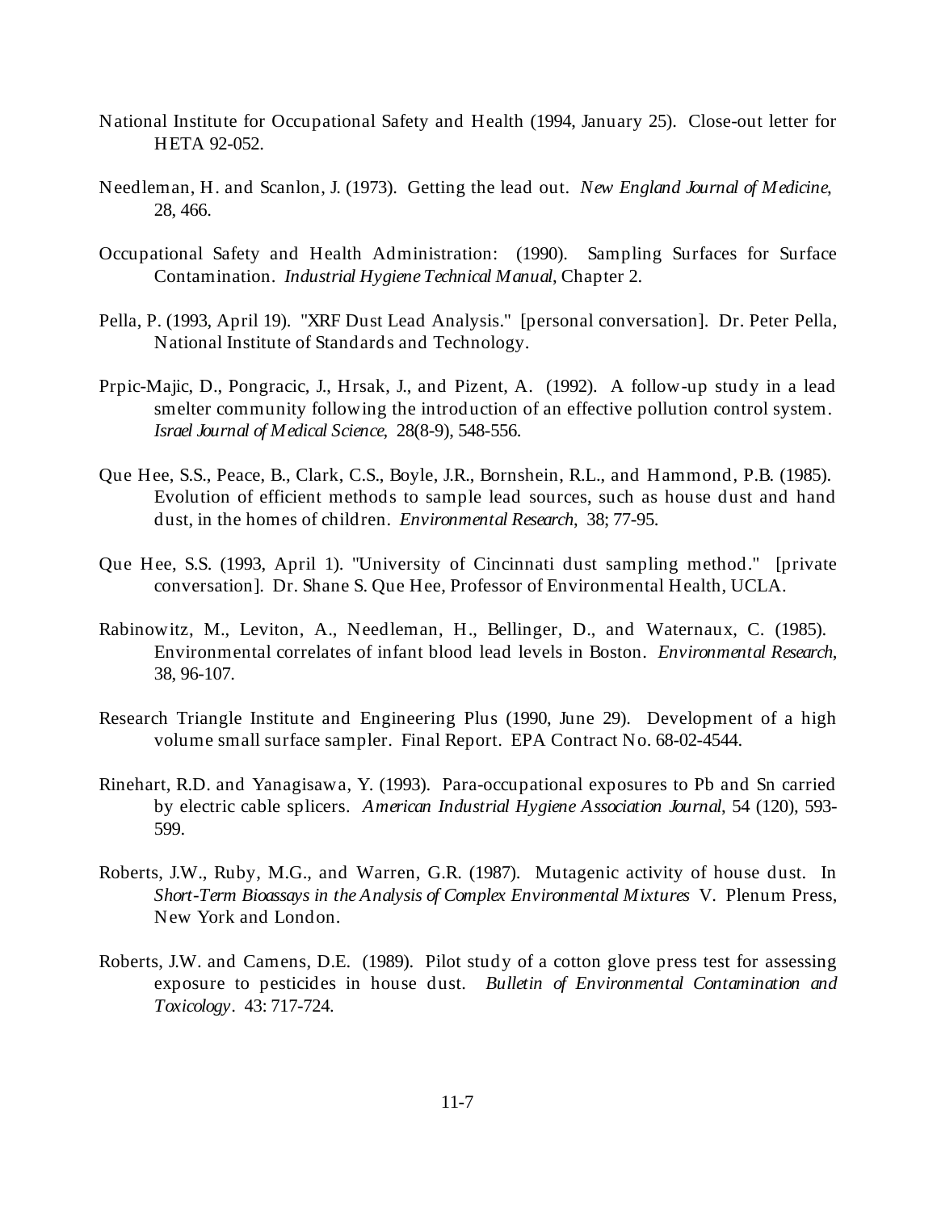National Institute for Occupational Safety and Health (1994, January 25). Close-out letter for HETA 92-052.

Needleman, H. and Scanlon, J. (1973). Getting the lead out. *New England Journal of Medicine*, 28, 466.

Occupational Safety and Health Administration: (1990). Sampling Surfaces for Surface Contamination. *Industrial Hygiene Technical Manual*, Chapter 2.

Pella, P. (1993, April 19). "XRF Dust Lead Analysis." [personal conversation]. Dr. Peter Pella, National Institute of Standards and Technology.

Prpic-Majic, D., Pongracic, J., Hrsak, J., and Pizent, A. (1992). A follow-up study in a lead smelter community following the introduction of an effective pollution control system. *Israel Journal of Medical Science*, 28(8-9), 548-556.

Que Hee, S.S., Peace, B., Clark, C.S., Boyle, J.R., Bornshein, R.L., and Hammond, P.B. (1985). Evolution of efficient methods to sample lead sources, such as house dust and hand dust, in the homes of children. *Environmental Research*, 38; 77-95.

Que Hee, S.S. (1993, April 1). "University of Cincinnati dust sampling method." [private conversation]. Dr. Shane S. Que Hee, Professor of Environmental Health, UCLA.

Rabinowitz, M., Leviton, A., Needleman, H., Bellinger, D., and Waternaux, C. (1985). Environmental correlates of infant blood lead levels in Boston. *Environmental Research*, 38, 96-107.

Research Triangle Institute and Engineering Plus (1990, June 29). Development of a high volume small surface sampler. Final Report. EPA Contract No. 68-02-4544.

Rinehart, R.D. and Yanagisawa, Y. (1993). Para-occupational exposures to Pb and Sn carried by electric cable splicers. *American Industrial Hygiene Association Journal*, 54 (120), 593-599.

Roberts, J.W., Ruby, M.G., and Warren, G.R. (1987). Mutagenic activity of house dust. In *Short-Term Bioassays in the Analysis of Complex Environmental Mixtures* V. Plenum Press, New York and London.

Roberts, J.W. and Camens, D.E. (1989). Pilot study of a cotton glove press test for assessing exposure to pesticides in house dust. *Bulletin of Environmental Contamination and Toxicology*. 43: 717-724.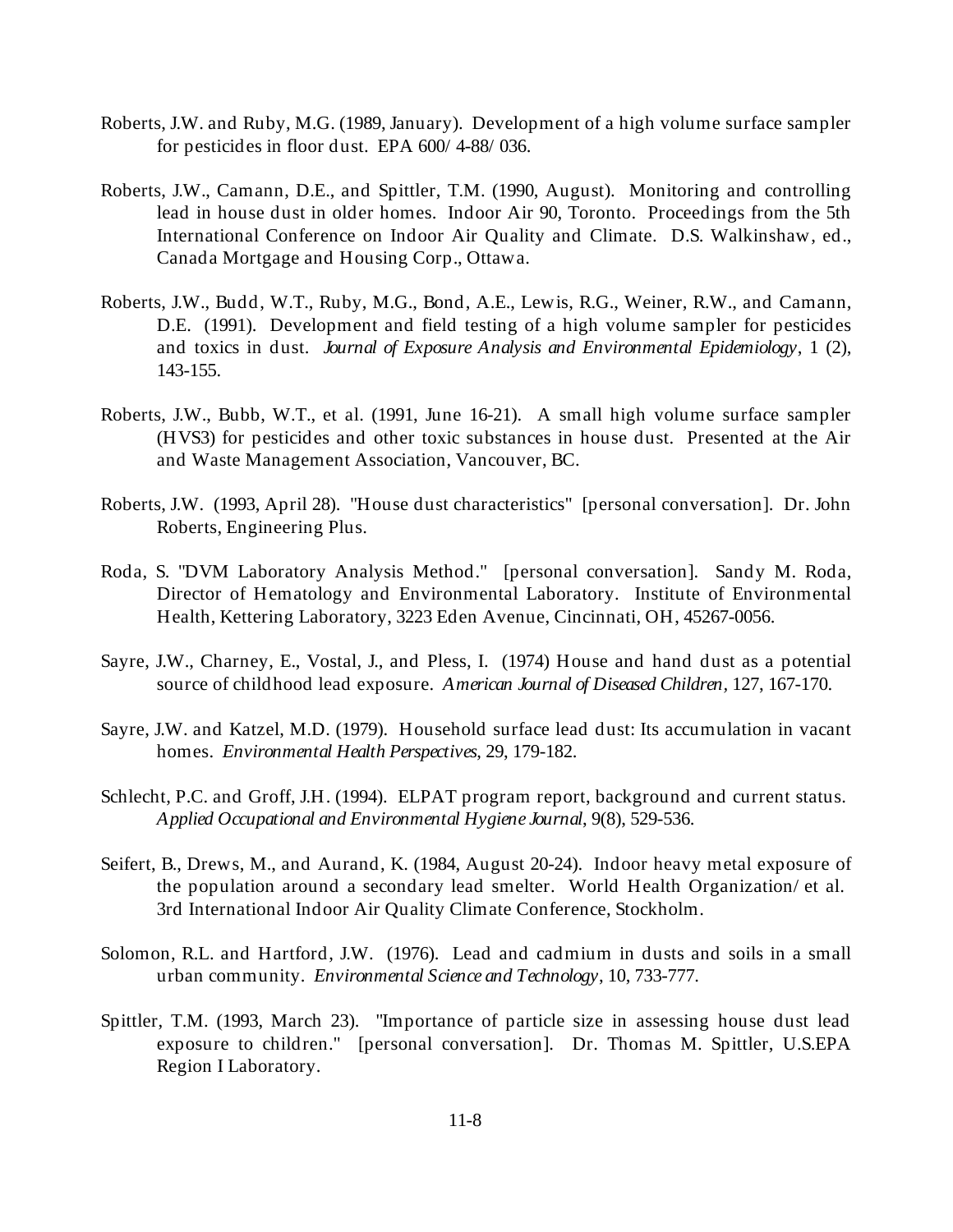Roberts, J.W. and Ruby, M.G. (1989, January). Development of a high volume surface sampler for pesticides in floor dust. EPA 600/ 4-88/ 036.

Roberts, J.W., Camann, D.E., and Spittler, T.M. (1990, August). Monitoring and controlling lead in house dust in older homes. Indoor Air 90, Toronto. Proceedings from the 5th International Conference on Indoor Air Quality and Climate. D.S. Walkinshaw, ed., Canada Mortgage and Housing Corp., Ottawa.

Roberts, J.W., Budd, W.T., Ruby, M.G., Bond, A.E., Lewis, R.G., Weiner, R.W., and Camann, D.E. (1991). Development and field testing of a high volume sampler for pesticides and toxics in dust. *Journal of Exposure Analysis and Environmental Epidemiology*, 1 (2), 143-155.

Roberts, J.W., Bubb, W.T., et al. (1991, June 16-21). A small high volume surface sampler (HVS3) for pesticides and other toxic substances in house dust. Presented at the Air and Waste Management Association, Vancouver, BC.

Roberts, J.W. (1993, April 28). "House dust characteristics" [personal conversation]. Dr. John Roberts, Engineering Plus.

Roda, S. "DVM Laboratory Analysis Method." [personal conversation]. Sandy M. Roda, Director of Hematology and Environmental Laboratory. Institute of Environmental Health, Kettering Laboratory, 3223 Eden Avenue, Cincinnati, OH, 45267-0056.

Sayre, J.W., Charney, E., Vostal, J., and Pless, I. (1974) House and hand dust as a potential source of childhood lead exposure. *American Journal of Diseased Children*, 127, 167-170.

Sayre, J.W. and Katzel, M.D. (1979). Household surface lead dust: Its accumulation in vacant homes. *Environmental Health Perspectives*, 29, 179-182.

Schlecht, P.C. and Groff, J.H. (1994). ELPAT program report, background and current status. *Applied Occupational and Environmental Hygiene Journal*, 9(8), 529-536.

Seifert, B., Drews, M., and Aurand, K. (1984, August 20-24). Indoor heavy metal exposure of the population around a secondary lead smelter. World Health Organization/ et al. 3rd International Indoor Air Quality Climate Conference, Stockholm.

Solomon, R.L. and Hartford, J.W. (1976). Lead and cadmium in dusts and soils in a small urban community. *Environmental Science and Technology*, 10, 733-777.

Spittler, T.M. (1993, March 23). "Importance of particle size in assessing house dust lead exposure to children." [personal conversation]. Dr. Thomas M. Spittler, U.S.EPA Region I Laboratory.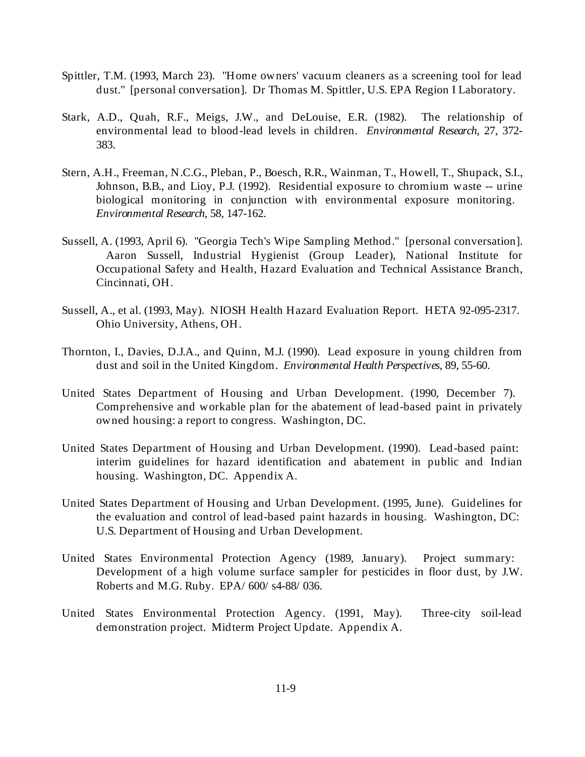Spittler, T.M. (1993, March 23). "Home owners' vacuum cleaners as a screening tool for lead dust." [personal conversation]. Dr Thomas M. Spittler, U.S. EPA Region I Laboratory.

Stark, A.D., Quah, R.F., Meigs, J.W., and DeLouise, E.R. (1982). The relationship of environmental lead to blood-lead levels in children. *Environmental Research*, 27, 372-383.

Stern, A.H., Freeman, N.C.G., Pleban, P., Boesch, R.R., Wainman, T., Howell, T., Shupack, S.I., Johnson, B.B., and Lioy, P.J. (1992). Residential exposure to chromium waste -- urine biological monitoring in conjunction with environmental exposure monitoring. *Environmental Research*, 58, 147-162.

Sussell, A. (1993, April 6). "Georgia Tech's Wipe Sampling Method." [personal conversation]. Aaron Sussell, Industrial Hygienist (Group Leader), National Institute for Occupational Safety and Health, Hazard Evaluation and Technical Assistance Branch, Cincinnati, OH.

Sussell, A., et al. (1993, May). NIOSH Health Hazard Evaluation Report. HETA 92-095-2317. Ohio University, Athens, OH.

Thornton, I., Davies, D.J.A., and Quinn, M.J. (1990). Lead exposure in young children from dust and soil in the United Kingdom. *Environmental Health Perspectives*, 89, 55-60.

United States Department of Housing and Urban Development. (1990, December 7). Comprehensive and workable plan for the abatement of lead-based paint in privately owned housing: a report to congress. Washington, DC.

United States Department of Housing and Urban Development. (1990). Lead-based paint: interim guidelines for hazard identification and abatement in public and Indian housing. Washington, DC. Appendix A.

United States Department of Housing and Urban Development. (1995, June). Guidelines for the evaluation and control of lead-based paint hazards in housing. Washington, DC: U.S. Department of Housing and Urban Development.

United States Environmental Protection Agency (1989, January). Project summary: Development of a high volume surface sampler for pesticides in floor dust, by J.W. Roberts and M.G. Ruby. EPA/ 600/ s4-88/ 036.

United States Environmental Protection Agency. (1991, May). Three-city soil-lead demonstration project. Midterm Project Update. Appendix A.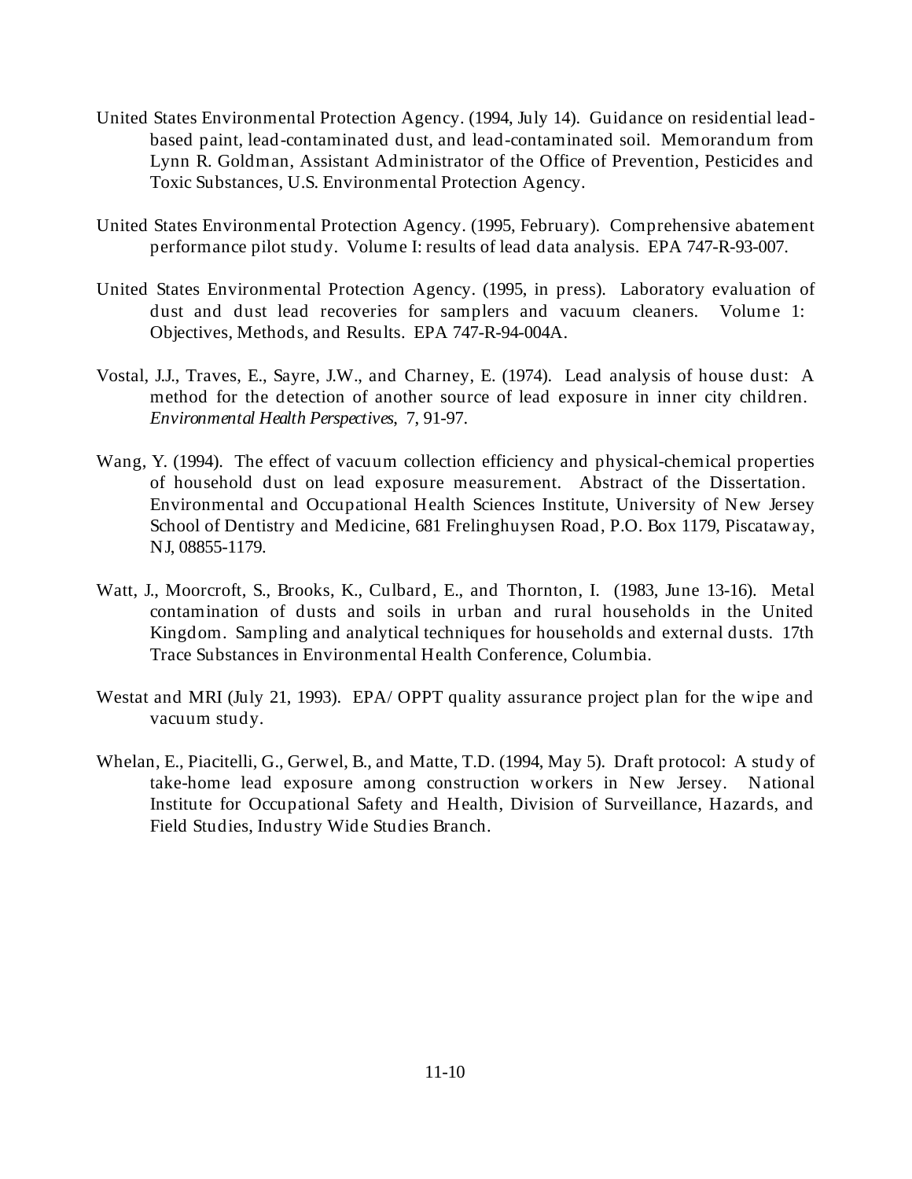United States Environmental Protection Agency. (1994, July 14). Guidance on residential lead-based paint, lead-contaminated dust, and lead-contaminated soil. Memorandum from Lynn R. Goldman, Assistant Administrator of the Office of Prevention, Pesticides and Toxic Substances, U.S. Environmental Protection Agency.

United States Environmental Protection Agency. (1995, February). Comprehensive abatement performance pilot study. Volume I: results of lead data analysis. EPA 747-R-93-007.

United States Environmental Protection Agency. (1995, in press). Laboratory evaluation of dust and dust lead recoveries for samplers and vacuum cleaners. Volume 1: Objectives, Methods, and Results. EPA 747-R-94-004A.

Vostal, J.J., Traves, E., Sayre, J.W., and Charney, E. (1974). Lead analysis of house dust: A method for the detection of another source of lead exposure in inner city children. *Environmental Health Perspectives*, 7, 91-97.

Wang, Y. (1994). The effect of vacuum collection efficiency and physical-chemical properties of household dust on lead exposure measurement. Abstract of the Dissertation. Environmental and Occupational Health Sciences Institute, University of New Jersey School of Dentistry and Medicine, 681 Frelinghuysen Road, P.O. Box 1179, Piscataway, NJ, 08855-1179.

Watt, J., Moorcroft, S., Brooks, K., Culbard, E., and Thornton, I. (1983, June 13-16). Metal contamination of dusts and soils in urban and rural households in the United Kingdom. Sampling and analytical techniques for households and external dusts. 17th Trace Substances in Environmental Health Conference, Columbia.

Westat and MRI (July 21, 1993). EPA/ OPPT quality assurance project plan for the wipe and vacuum study.

Whelan, E., Piacitelli, G., Gerwel, B., and Matte, T.D. (1994, May 5). Draft protocol: A study of take-home lead exposure among construction workers in New Jersey. National Institute for Occupational Safety and Health, Division of Surveillance, Hazards, and Field Studies, Industry Wide Studies Branch.